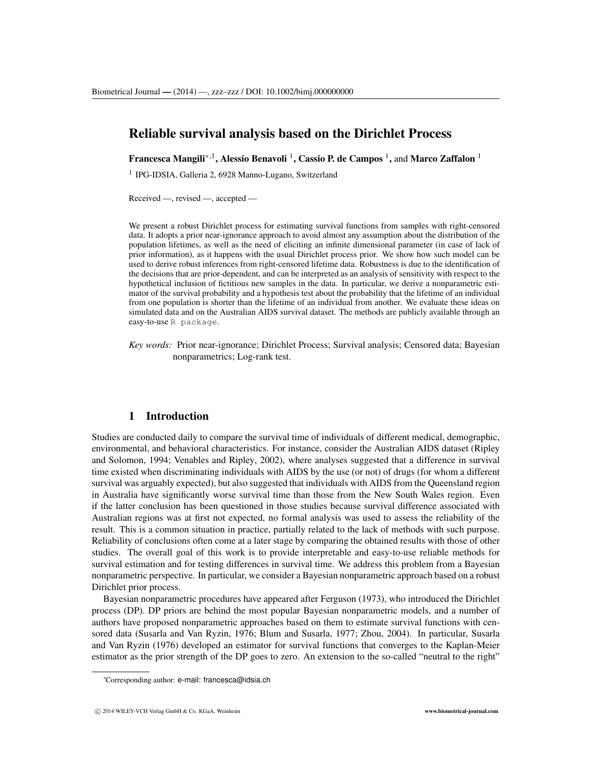# Reliable survival analysis based on the Dirichlet Process

**Francesca Mangili**[*,1], **Alessio Benavoli** [1], **Cassio P. de Campos** [1], and **Marco Zaffalon** [1]

[1] IPG-IDSIA, Galleria 2, 6928 Manno-Lugano, Switzerland

Received —, revised —, accepted —

We present a robust Dirichlet process for estimating survival functions from samples with right-censored data. It adopts a prior near-ignorance approach to avoid almost any assumption about the distribution of the population lifetimes, as well as the need of eliciting an infinite dimensional parameter (in case of lack of prior information), as it happens with the usual Dirichlet process prior. We show how such model can be used to derive robust inferences from right-censored lifetime data. Robustness is due to the identification of the decisions that are prior-dependent, and can be interpreted as an analysis of sensitivity with respect to the hypothetical inclusion of fictitious new samples in the data. In particular, we derive a nonparametric estimator of the survival probability and a hypothesis test about the probability that the lifetime of an individual from one population is shorter than the lifetime of an individual from another. We evaluate these ideas on simulated data and on the Australian AIDS survival dataset. The methods are publicly available through an easy-to-use `R package`.

*Key words:* Prior near-ignorance; Dirichlet Process; Survival analysis; Censored data; Bayesian nonparametrics; Log-rank test.

## 1 Introduction

Studies are conducted daily to compare the survival time of individuals of different medical, demographic, environmental, and behavioral characteristics. For instance, consider the Australian AIDS dataset (Ripley and Solomon, 1994; Venables and Ripley, 2002), where analyses suggested that a difference in survival time existed when discriminating individuals with AIDS by the use (or not) of drugs (for whom a different survival was arguably expected), but also suggested that individuals with AIDS from the Queensland region in Australia have significantly worse survival time than those from the New South Wales region. Even if the latter conclusion has been questioned in those studies because survival difference associated with Australian regions was at first not expected, no formal analysis was used to assess the reliability of the result. This is a common situation in practice, partially related to the lack of methods with such purpose. Reliability of conclusions often come at a later stage by comparing the obtained results with those of other studies. The overall goal of this work is to provide interpretable and easy-to-use reliable methods for survival estimation and for testing differences in survival time. We address this problem from a Bayesian nonparametric perspective. In particular, we consider a Bayesian nonparametric approach based on a robust Dirichlet prior process.

Bayesian nonparametric procedures have appeared after Ferguson (1973), who introduced the Dirichlet process (DP). DP priors are behind the most popular Bayesian nonparametric models, and a number of authors have proposed nonparametric approaches based on them to estimate survival functions with censored data (Susarla and Van Ryzin, 1976; Blum and Susarla, 1977; Zhou, 2004). In particular, Susarla and Van Ryzin (1976) developed an estimator for survival functions that converges to the Kaplan-Meier estimator as the prior strength of the DP goes to zero. An extension to the so-called "neutral to the right"

[*]Corresponding author: e-mail: francesca@idsia.ch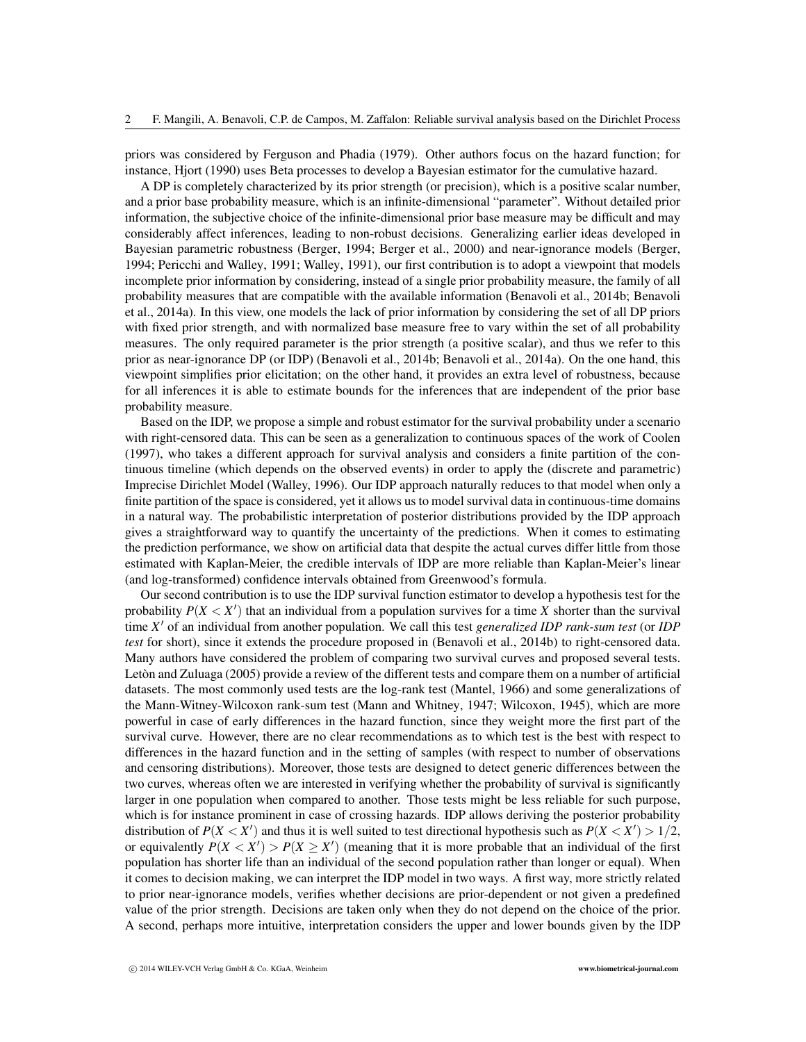priors was considered by Ferguson and Phadia (1979). Other authors focus on the hazard function; for instance, Hjort (1990) uses Beta processes to develop a Bayesian estimator for the cumulative hazard.

A DP is completely characterized by its prior strength (or precision), which is a positive scalar number, and a prior base probability measure, which is an infinite-dimensional "parameter". Without detailed prior information, the subjective choice of the infinite-dimensional prior base measure may be difficult and may considerably affect inferences, leading to non-robust decisions. Generalizing earlier ideas developed in Bayesian parametric robustness (Berger, 1994; Berger et al., 2000) and near-ignorance models (Berger, 1994; Pericchi and Walley, 1991; Walley, 1991), our first contribution is to adopt a viewpoint that models incomplete prior information by considering, instead of a single prior probability measure, the family of all probability measures that are compatible with the available information (Benavoli et al., 2014b; Benavoli et al., 2014a). In this view, one models the lack of prior information by considering the set of all DP priors with fixed prior strength, and with normalized base measure free to vary within the set of all probability measures. The only required parameter is the prior strength (a positive scalar), and thus we refer to this prior as near-ignorance DP (or IDP) (Benavoli et al., 2014b; Benavoli et al., 2014a). On the one hand, this viewpoint simplifies prior elicitation; on the other hand, it provides an extra level of robustness, because for all inferences it is able to estimate bounds for the inferences that are independent of the prior base probability measure.

Based on the IDP, we propose a simple and robust estimator for the survival probability under a scenario with right-censored data. This can be seen as a generalization to continuous spaces of the work of Coolen (1997), who takes a different approach for survival analysis and considers a finite partition of the continuous timeline (which depends on the observed events) in order to apply the (discrete and parametric) Imprecise Dirichlet Model (Walley, 1996). Our IDP approach naturally reduces to that model when only a finite partition of the space is considered, yet it allows us to model survival data in continuous-time domains in a natural way. The probabilistic interpretation of posterior distributions provided by the IDP approach gives a straightforward way to quantify the uncertainty of the predictions. When it comes to estimating the prediction performance, we show on artificial data that despite the actual curves differ little from those estimated with Kaplan-Meier, the credible intervals of IDP are more reliable than Kaplan-Meier's linear (and log-transformed) confidence intervals obtained from Greenwood's formula.

Our second contribution is to use the IDP survival function estimator to develop a hypothesis test for the probability $P(X < X')$ that an individual from a population survives for a time $X$ shorter than the survival time $X'$ of an individual from another population. We call this test *generalized IDP rank-sum test* (or *IDP test* for short), since it extends the procedure proposed in (Benavoli et al., 2014b) to right-censored data. Many authors have considered the problem of comparing two survival curves and proposed several tests. Letòn and Zuluaga (2005) provide a review of the different tests and compare them on a number of artificial datasets. The most commonly used tests are the log-rank test (Mantel, 1966) and some generalizations of the Mann-Witney-Wilcoxon rank-sum test (Mann and Whitney, 1947; Wilcoxon, 1945), which are more powerful in case of early differences in the hazard function, since they weight more the first part of the survival curve. However, there are no clear recommendations as to which test is the best with respect to differences in the hazard function and in the setting of samples (with respect to number of observations and censoring distributions). Moreover, those tests are designed to detect generic differences between the two curves, whereas often we are interested in verifying whether the probability of survival is significantly larger in one population when compared to another. Those tests might be less reliable for such purpose, which is for instance prominent in case of crossing hazards. IDP allows deriving the posterior probability distribution of $P(X < X')$ and thus it is well suited to test directional hypothesis such as $P(X < X') > 1/2$, or equivalently $P(X < X') > P(X \geq X')$ (meaning that it is more probable that an individual of the first population has shorter life than an individual of the second population rather than longer or equal). When it comes to decision making, we can interpret the IDP model in two ways. A first way, more strictly related to prior near-ignorance models, verifies whether decisions are prior-dependent or not given a predefined value of the prior strength. Decisions are taken only when they do not depend on the choice of the prior. A second, perhaps more intuitive, interpretation considers the upper and lower bounds given by the IDP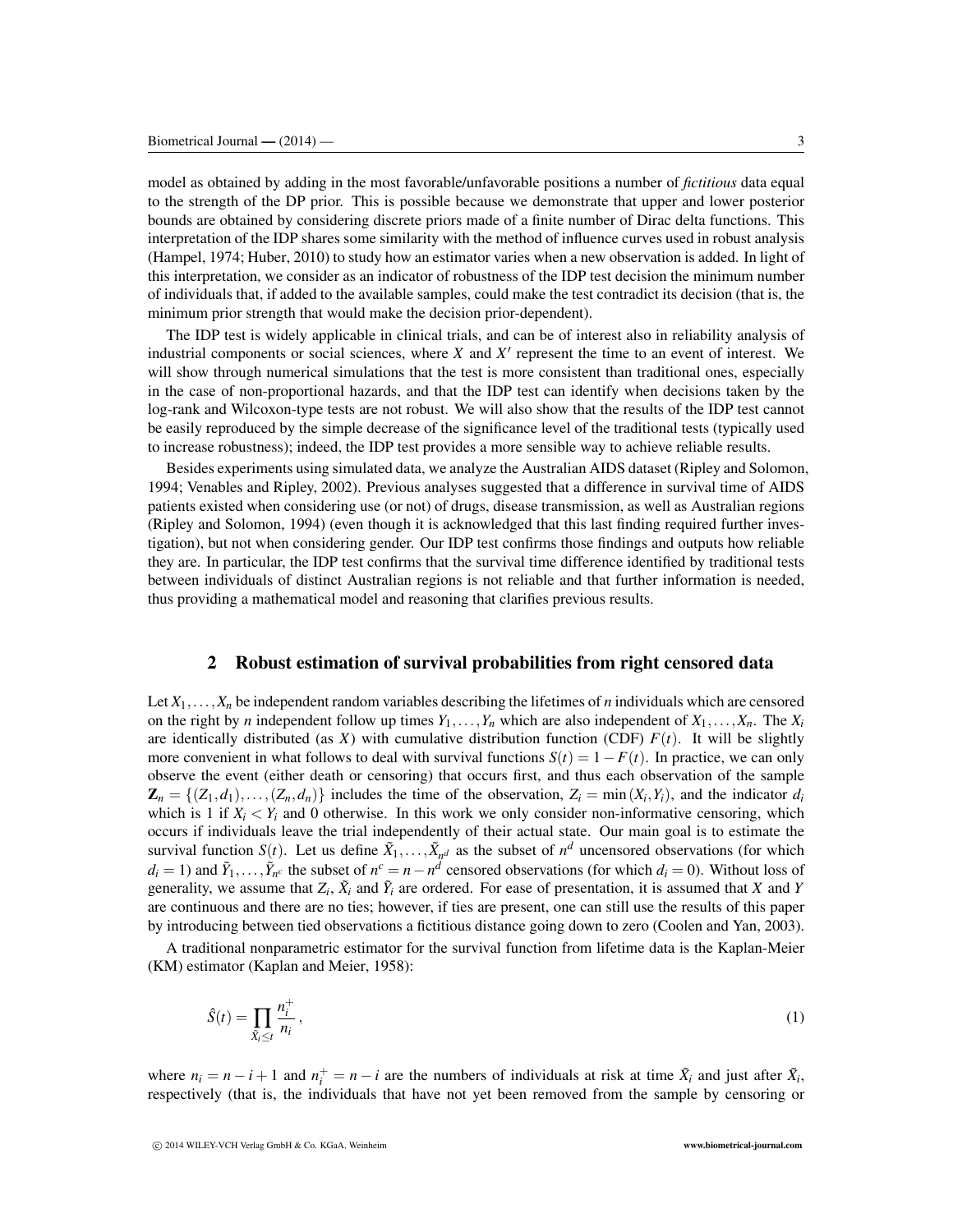model as obtained by adding in the most favorable/unfavorable positions a number of *fictitious* data equal to the strength of the DP prior. This is possible because we demonstrate that upper and lower posterior bounds are obtained by considering discrete priors made of a finite number of Dirac delta functions. This interpretation of the IDP shares some similarity with the method of influence curves used in robust analysis (Hampel, 1974; Huber, 2010) to study how an estimator varies when a new observation is added. In light of this interpretation, we consider as an indicator of robustness of the IDP test decision the minimum number of individuals that, if added to the available samples, could make the test contradict its decision (that is, the minimum prior strength that would make the decision prior-dependent).

The IDP test is widely applicable in clinical trials, and can be of interest also in reliability analysis of industrial components or social sciences, where $X$ and $X'$ represent the time to an event of interest. We will show through numerical simulations that the test is more consistent than traditional ones, especially in the case of non-proportional hazards, and that the IDP test can identify when decisions taken by the log-rank and Wilcoxon-type tests are not robust. We will also show that the results of the IDP test cannot be easily reproduced by the simple decrease of the significance level of the traditional tests (typically used to increase robustness); indeed, the IDP test provides a more sensible way to achieve reliable results.

Besides experiments using simulated data, we analyze the Australian AIDS dataset (Ripley and Solomon, 1994; Venables and Ripley, 2002). Previous analyses suggested that a difference in survival time of AIDS patients existed when considering use (or not) of drugs, disease transmission, as well as Australian regions (Ripley and Solomon, 1994) (even though it is acknowledged that this last finding required further investigation), but not when considering gender. Our IDP test confirms those findings and outputs how reliable they are. In particular, the IDP test confirms that the survival time difference identified by traditional tests between individuals of distinct Australian regions is not reliable and that further information is needed, thus providing a mathematical model and reasoning that clarifies previous results.

## 2 Robust estimation of survival probabilities from right censored data

Let $X_1, \ldots, X_n$ be independent random variables describing the lifetimes of $n$ individuals which are censored on the right by $n$ independent follow up times $Y_1, \ldots, Y_n$ which are also independent of $X_1, \ldots, X_n$. The $X_i$ are identically distributed (as $X$) with cumulative distribution function (CDF) $F(t)$. It will be slightly more convenient in what follows to deal with survival functions $S(t) = 1 - F(t)$. In practice, we can only observe the event (either death or censoring) that occurs first, and thus each observation of the sample $\mathbf{Z}_n = \{(Z_1, d_1), \ldots, (Z_n, d_n)\}$ includes the time of the observation, $Z_i = \min(X_i, Y_i)$, and the indicator $d_i$ which is 1 if $X_i < Y_i$ and 0 otherwise. In this work we only consider non-informative censoring, which occurs if individuals leave the trial independently of their actual state. Our main goal is to estimate the survival function $S(t)$. Let us define $\tilde{X}_1, \ldots, \tilde{X}_{n^d}$ as the subset of $n^d$ uncensored observations (for which $d_i = 1$) and $\tilde{Y}_1, \ldots, \tilde{Y}_{n^c}$ the subset of $n^c = n - n^d$ censored observations (for which $d_i = 0$). Without loss of generality, we assume that $Z_i$, $\tilde{X}_i$ and $\tilde{Y}_i$ are ordered. For ease of presentation, it is assumed that $X$ and $Y$ are continuous and there are no ties; however, if ties are present, one can still use the results of this paper by introducing between tied observations a fictitious distance going down to zero (Coolen and Yan, 2003).

A traditional nonparametric estimator for the survival function from lifetime data is the Kaplan-Meier (KM) estimator (Kaplan and Meier, 1958):

$$\hat{S}(t) = \prod_{\tilde{X}_i \leq t} \frac{n_i^+}{n_i}, \tag{1}$$

where $n_i = n - i + 1$ and $n_i^+ = n - i$ are the numbers of individuals at risk at time $\tilde{X}_i$ and just after $\tilde{X}_i$, respectively (that is, the individuals that have not yet been removed from the sample by censoring or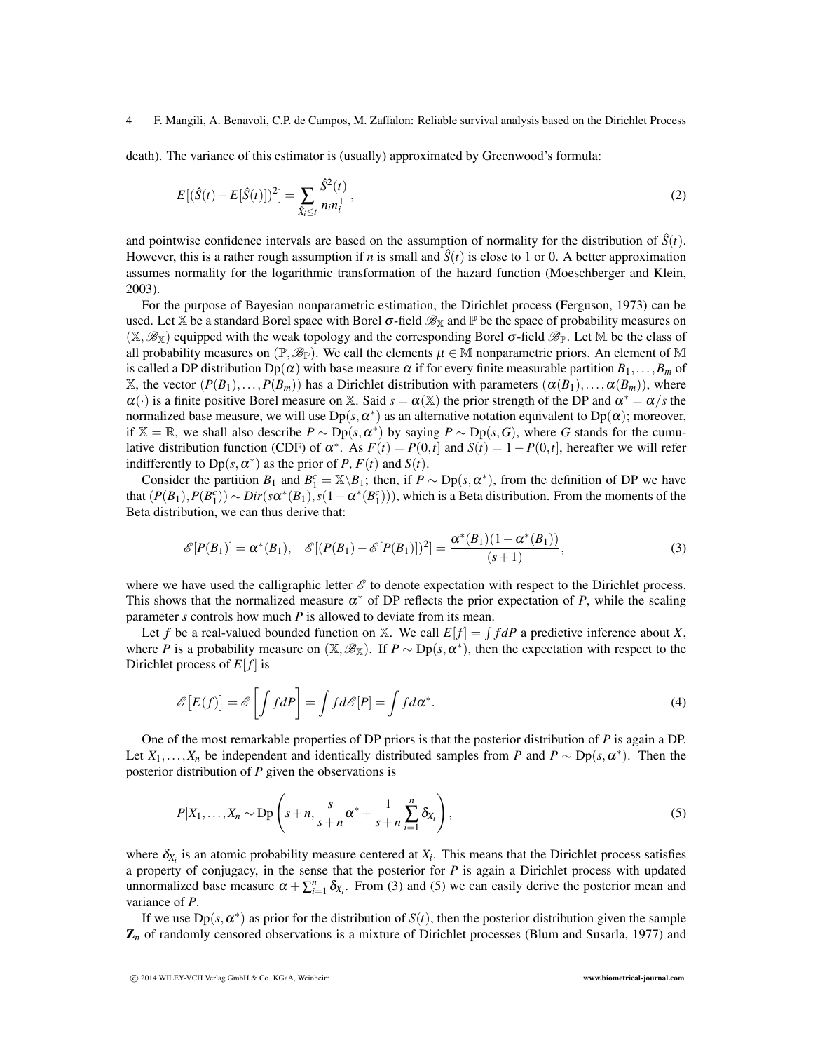death). The variance of this estimator is (usually) approximated by Greenwood's formula:

$$E[(\hat{S}(t) - E[\hat{S}(t)])^2] = \sum_{\tilde{X}_i \leq t} \frac{\hat{S}^2(t)}{n_i n_i^+}, \tag{2}$$

and pointwise confidence intervals are based on the assumption of normality for the distribution of $\hat{S}(t)$. However, this is a rather rough assumption if $n$ is small and $\hat{S}(t)$ is close to 1 or 0. A better approximation assumes normality for the logarithmic transformation of the hazard function (Moeschberger and Klein, 2003).

For the purpose of Bayesian nonparametric estimation, the Dirichlet process (Ferguson, 1973) can be used. Let $\mathbb{X}$ be a standard Borel space with Borel $\sigma$-field $\mathscr{B}_{\mathbb{X}}$ and $\mathbb{P}$ be the space of probability measures on $(\mathbb{X}, \mathscr{B}_{\mathbb{X}})$ equipped with the weak topology and the corresponding Borel $\sigma$-field $\mathscr{B}_{\mathbb{P}}$. Let $\mathbb{M}$ be the class of all probability measures on $(\mathbb{P}, \mathscr{B}_{\mathbb{P}})$. We call the elements $\mu \in \mathbb{M}$ nonparametric priors. An element of $\mathbb{M}$ is called a DP distribution $\mathrm{Dp}(\alpha)$ with base measure $\alpha$ if for every finite measurable partition $B_1, \ldots, B_m$ of $\mathbb{X}$, the vector $(P(B_1), \ldots, P(B_m))$ has a Dirichlet distribution with parameters $(\alpha(B_1), \ldots, \alpha(B_m))$, where $\alpha(\cdot)$ is a finite positive Borel measure on $\mathbb{X}$. Said $s = \alpha(\mathbb{X})$ the prior strength of the DP and $\alpha^* = \alpha/s$ the normalized base measure, we will use $\mathrm{Dp}(s, \alpha^*)$ as an alternative notation equivalent to $\mathrm{Dp}(\alpha)$; moreover, if $\mathbb{X} = \mathbb{R}$, we shall also describe $P \sim \mathrm{Dp}(s, \alpha^*)$ by saying $P \sim \mathrm{Dp}(s, G)$, where $G$ stands for the cumulative distribution function (CDF) of $\alpha^*$. As $F(t) = P(0,t]$ and $S(t) = 1 - P(0,t]$, hereafter we will refer indifferently to $\mathrm{Dp}(s, \alpha^*)$ as the prior of $P$, $F(t)$ and $S(t)$.

Consider the partition $B_1$ and $B_1^c = \mathbb{X} \backslash B_1$; then, if $P \sim \mathrm{Dp}(s, \alpha^*)$, from the definition of DP we have that $(P(B_1), P(B_1^c)) \sim Dir(s\alpha^*(B_1), s(1 - \alpha^*(B_1^c)))$, which is a Beta distribution. From the moments of the Beta distribution, we can thus derive that:

$$\mathscr{E}[P(B_1)] = \alpha^*(B_1), \quad \mathscr{E}[(P(B_1) - \mathscr{E}[P(B_1)])^2] = \frac{\alpha^*(B_1)(1 - \alpha^*(B_1))}{(s+1)}, \tag{3}$$

where we have used the calligraphic letter $\mathscr{E}$ to denote expectation with respect to the Dirichlet process. This shows that the normalized measure $\alpha^*$ of DP reflects the prior expectation of $P$, while the scaling parameter $s$ controls how much $P$ is allowed to deviate from its mean.

Let $f$ be a real-valued bounded function on $\mathbb{X}$. We call $E[f] = \int f dP$ a predictive inference about $X$, where $P$ is a probability measure on $(\mathbb{X}, \mathscr{B}_{\mathbb{X}})$. If $P \sim \mathrm{Dp}(s, \alpha^*)$, then the expectation with respect to the Dirichlet process of $E[f]$ is

$$\mathscr{E}\big[E(f)\big] = \mathscr{E}\left[\int f dP\right] = \int f d\mathscr{E}[P] = \int f d\alpha^*. \tag{4}$$

One of the most remarkable properties of DP priors is that the posterior distribution of $P$ is again a DP. Let $X_1, \ldots, X_n$ be independent and identically distributed samples from $P$ and $P \sim \mathrm{Dp}(s, \alpha^*)$. Then the posterior distribution of $P$ given the observations is

$$P|X_1, \ldots, X_n \sim \mathrm{Dp}\left(s + n, \frac{s}{s+n}\alpha^* + \frac{1}{s+n}\sum_{i=1}^{n} \delta_{X_i}\right), \tag{5}$$

where $\delta_{X_i}$ is an atomic probability measure centered at $X_i$. This means that the Dirichlet process satisfies a property of conjugacy, in the sense that the posterior for $P$ is again a Dirichlet process with updated unnormalized base measure $\alpha + \sum_{i=1}^{n} \delta_{X_i}$. From (3) and (5) we can easily derive the posterior mean and variance of $P$.

If we use $\mathrm{Dp}(s, \alpha^*)$ as prior for the distribution of $S(t)$, then the posterior distribution given the sample $\mathbf{Z}_n$ of randomly censored observations is a mixture of Dirichlet processes (Blum and Susarla, 1977) and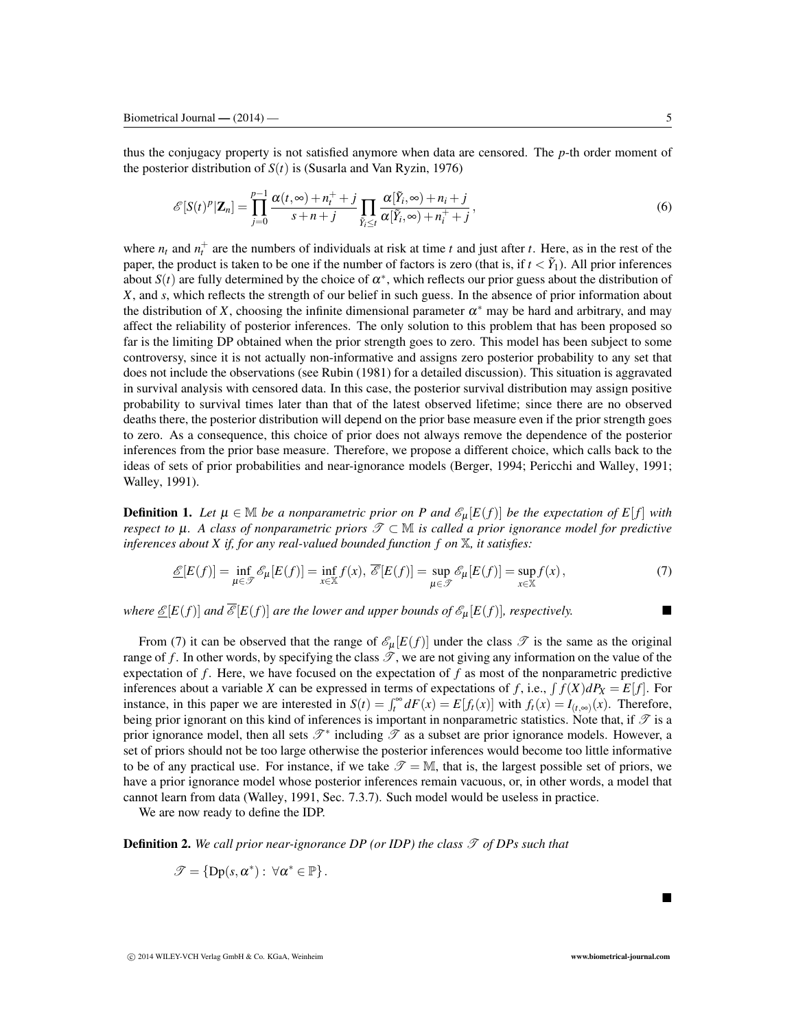thus the conjugacy property is not satisfied anymore when data are censored. The $p$-th order moment of the posterior distribution of $S(t)$ is (Susarla and Van Ryzin, 1976)

$$\mathscr{E}[S(t)^p|\mathbf{Z}_n] = \prod_{j=0}^{p-1} \frac{\alpha(t,\infty)+n_t^+ + j}{s+n+j} \prod_{\tilde{Y}_i \leq t} \frac{\alpha[\tilde{Y}_i,\infty)+n_i+j}{\alpha[\tilde{Y}_i,\infty)+n_i^+ + j}, \tag{6}$$

where $n_t$ and $n_t^+$ are the numbers of individuals at risk at time $t$ and just after $t$. Here, as in the rest of the paper, the product is taken to be one if the number of factors is zero (that is, if $t < \tilde{Y}_1$). All prior inferences about $S(t)$ are fully determined by the choice of $\alpha^*$, which reflects our prior guess about the distribution of $X$, and $s$, which reflects the strength of our belief in such guess. In the absence of prior information about the distribution of $X$, choosing the infinite dimensional parameter $\alpha^*$ may be hard and arbitrary, and may affect the reliability of posterior inferences. The only solution to this problem that has been proposed so far is the limiting DP obtained when the prior strength goes to zero. This model has been subject to some controversy, since it is not actually non-informative and assigns zero posterior probability to any set that does not include the observations (see Rubin (1981) for a detailed discussion). This situation is aggravated in survival analysis with censored data. In this case, the posterior survival distribution may assign positive probability to survival times later than that of the latest observed lifetime; since there are no observed deaths there, the posterior distribution will depend on the prior base measure even if the prior strength goes to zero. As a consequence, this choice of prior does not always remove the dependence of the posterior inferences from the prior base measure. Therefore, we propose a different choice, which calls back to the ideas of sets of prior probabilities and near-ignorance models (Berger, 1994; Pericchi and Walley, 1991; Walley, 1991).

**Definition 1.** *Let $\mu \in \mathbb{M}$ be a nonparametric prior on $P$ and $\mathscr{E}_\mu[E(f)]$ be the expectation of $E[f]$ with respect to $\mu$. A class of nonparametric priors $\mathscr{T} \subset \mathbb{M}$ is called a prior ignorance model for predictive inferences about $X$ if, for any real-valued bounded function $f$ on $\mathbb{X}$, it satisfies:*

$$\underline{\mathscr{E}}[E(f)] = \inf_{\mu \in \mathscr{T}} \mathscr{E}_\mu[E(f)] = \inf_{x \in \mathbb{X}} f(x), \; \overline{\mathscr{E}}[E(f)] = \sup_{\mu \in \mathscr{T}} \mathscr{E}_\mu[E(f)] = \sup_{x \in \mathbb{X}} f(x), \tag{7}$$

*where $\underline{\mathscr{E}}[E(f)]$ and $\overline{\mathscr{E}}[E(f)]$ are the lower and upper bounds of $\mathscr{E}_\mu[E(f)]$, respectively.* ∎

From (7) it can be observed that the range of $\mathscr{E}_\mu[E(f)]$ under the class $\mathscr{T}$ is the same as the original range of $f$. In other words, by specifying the class $\mathscr{T}$, we are not giving any information on the value of the expectation of $f$. Here, we have focused on the expectation of $f$ as most of the nonparametric predictive inferences about a variable $X$ can be expressed in terms of expectations of $f$, i.e., $\int f(X)dP_X = E[f]$. For instance, in this paper we are interested in $S(t) = \int_t^\infty dF(x) = E[f_t(x)]$ with $f_t(x) = I_{(t,\infty)}(x)$. Therefore, being prior ignorant on this kind of inferences is important in nonparametric statistics. Note that, if $\mathscr{T}$ is a prior ignorance model, then all sets $\mathscr{T}^*$ including $\mathscr{T}$ as a subset are prior ignorance models. However, a set of priors should not be too large otherwise the posterior inferences would become too little informative to be of any practical use. For instance, if we take $\mathscr{T} = \mathbb{M}$, that is, the largest possible set of priors, we have a prior ignorance model whose posterior inferences remain vacuous, or, in other words, a model that cannot learn from data (Walley, 1991, Sec. 7.3.7). Such model would be useless in practice.

We are now ready to define the IDP.

**Definition 2.** *We call prior near-ignorance DP (or IDP) the class $\mathscr{T}$ of DPs such that*

$$\mathscr{T} = \{\mathrm{Dp}(s,\alpha^*) : \; \forall \alpha^* \in \mathbb{P}\}.$$

∎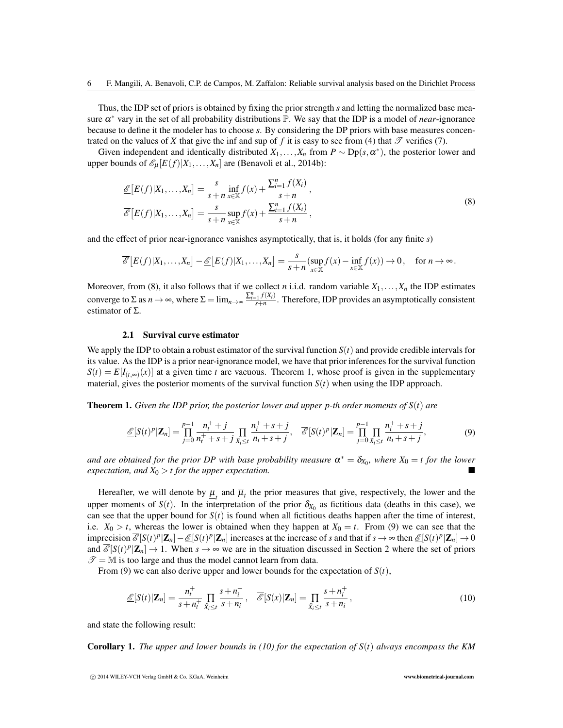Thus, the IDP set of priors is obtained by fixing the prior strength $s$ and letting the normalized base measure $\alpha^*$ vary in the set of all probability distributions $\mathbb{P}$. We say that the IDP is a model of *near*-ignorance because to define it the modeler has to choose $s$. By considering the DP priors with base measures concentrated on the values of $X$ that give the inf and sup of $f$ it is easy to see from (4) that $\mathscr{T}$ verifies (7).

Given independent and identically distributed $X_1,\ldots,X_n$ from $P \sim \mathrm{Dp}(s,\alpha^*)$, the posterior lower and upper bounds of $\mathscr{E}_\mu[E(f)|X_1,\ldots,X_n]$ are (Benavoli et al., 2014b):

$$
\begin{aligned}
\underline{\mathscr{E}}\big[E(f)|X_1,\ldots,X_n\big] &= \frac{s}{s+n}\inf_{x\in\mathbb{X}} f(x) + \frac{\sum_{i=1}^n f(X_i)}{s+n}\,,\\
\overline{\mathscr{E}}\big[E(f)|X_1,\ldots,X_n\big] &= \frac{s}{s+n}\sup_{x\in\mathbb{X}} f(x) + \frac{\sum_{i=1}^n f(X_i)}{s+n}\,,
\end{aligned}
\tag{8}
$$

and the effect of prior near-ignorance vanishes asymptotically, that is, it holds (for any finite $s$)

$$
\overline{\mathscr{E}}\big[E(f)|X_1,\ldots,X_n\big] - \underline{\mathscr{E}}\big[E(f)|X_1,\ldots,X_n\big] = \frac{s}{s+n}\big(\sup_{x\in\mathbb{X}} f(x) - \inf_{x\in\mathbb{X}} f(x)\big) \to 0\,, \quad \text{for } n\to\infty\,.
$$

Moreover, from (8), it also follows that if we collect $n$ i.i.d. random variable $X_1,\ldots,X_n$ the IDP estimates converge to $\Sigma$ as $n\to\infty$, where $\Sigma = \lim_{n\to\infty}\frac{\sum_{i=1}^n f(X_i)}{s+n}$. Therefore, IDP provides an asymptotically consistent estimator of $\Sigma$.

### 2.1 Survival curve estimator

We apply the IDP to obtain a robust estimator of the survival function $S(t)$ and provide credible intervals for its value. As the IDP is a prior near-ignorance model, we have that prior inferences for the survival function $S(t) = E[I_{(t,\infty)}(x)]$ at a given time $t$ are vacuous. Theorem 1, whose proof is given in the supplementary material, gives the posterior moments of the survival function $S(t)$ when using the IDP approach.

**Theorem 1.** *Given the IDP prior, the posterior lower and upper p-th order moments of $S(t)$ are*

$$
\underline{\mathscr{E}}[S(t)^p|\mathbf{Z}_n] = \prod_{j=0}^{p-1}\frac{n_t^+ + j}{n_t^+ + s + j}\prod_{\tilde{X}_i\le t}\frac{n_i^+ + s + j}{n_i + s + j}, \quad \overline{\mathscr{E}}[S(t)^p|\mathbf{Z}_n] = \prod_{j=0}^{p-1}\prod_{\tilde{X}_i\le t}\frac{n_i^+ + s + j}{n_i + s + j}, \tag{9}
$$

*and are obtained for the prior DP with base probability measure $\alpha^* = \delta_{X_0}$, where $X_0 = t$ for the lower expectation, and $X_0 > t$ for the upper expectation.* ∎

Hereafter, we will denote by $\underline{\mu}_t$ and $\overline{\mu}_t$ the prior measures that give, respectively, the lower and the upper moments of $S(t)$. In the interpretation of the prior $\delta_{X_0}$ as fictitious data (deaths in this case), we can see that the upper bound for $S(t)$ is found when all fictitious deaths happen after the time of interest, i.e. $X_0 > t$, whereas the lower is obtained when they happen at $X_0 = t$. From (9) we can see that the imprecision $\overline{\mathscr{E}}[S(t)^p|\mathbf{Z}_n] - \underline{\mathscr{E}}[S(t)^p|\mathbf{Z}_n]$ increases at the increase of $s$ and that if $s\to\infty$ then $\underline{\mathscr{E}}[S(t)^p|\mathbf{Z}_n]\to 0$ and $\overline{\mathscr{E}}[S(t)^p|\mathbf{Z}_n]\to 1$. When $s\to\infty$ we are in the situation discussed in Section 2 where the set of priors $\mathscr{T} = \mathbb{M}$ is too large and thus the model cannot learn from data.

From (9) we can also derive upper and lower bounds for the expectation of $S(t)$,

$$
\underline{\mathscr{E}}[S(t)|\mathbf{Z}_n] = \frac{n_t^+}{s+n_t^+}\prod_{\tilde{X}_i\le t}\frac{s+n_i^+}{s+n_i}\,, \quad \overline{\mathscr{E}}[S(x)|\mathbf{Z}_n] = \prod_{\tilde{X}_i\le t}\frac{s+n_i^+}{s+n_i}\,, \tag{10}
$$

and state the following result:

**Corollary 1.** *The upper and lower bounds in (10) for the expectation of $S(t)$ always encompass the KM*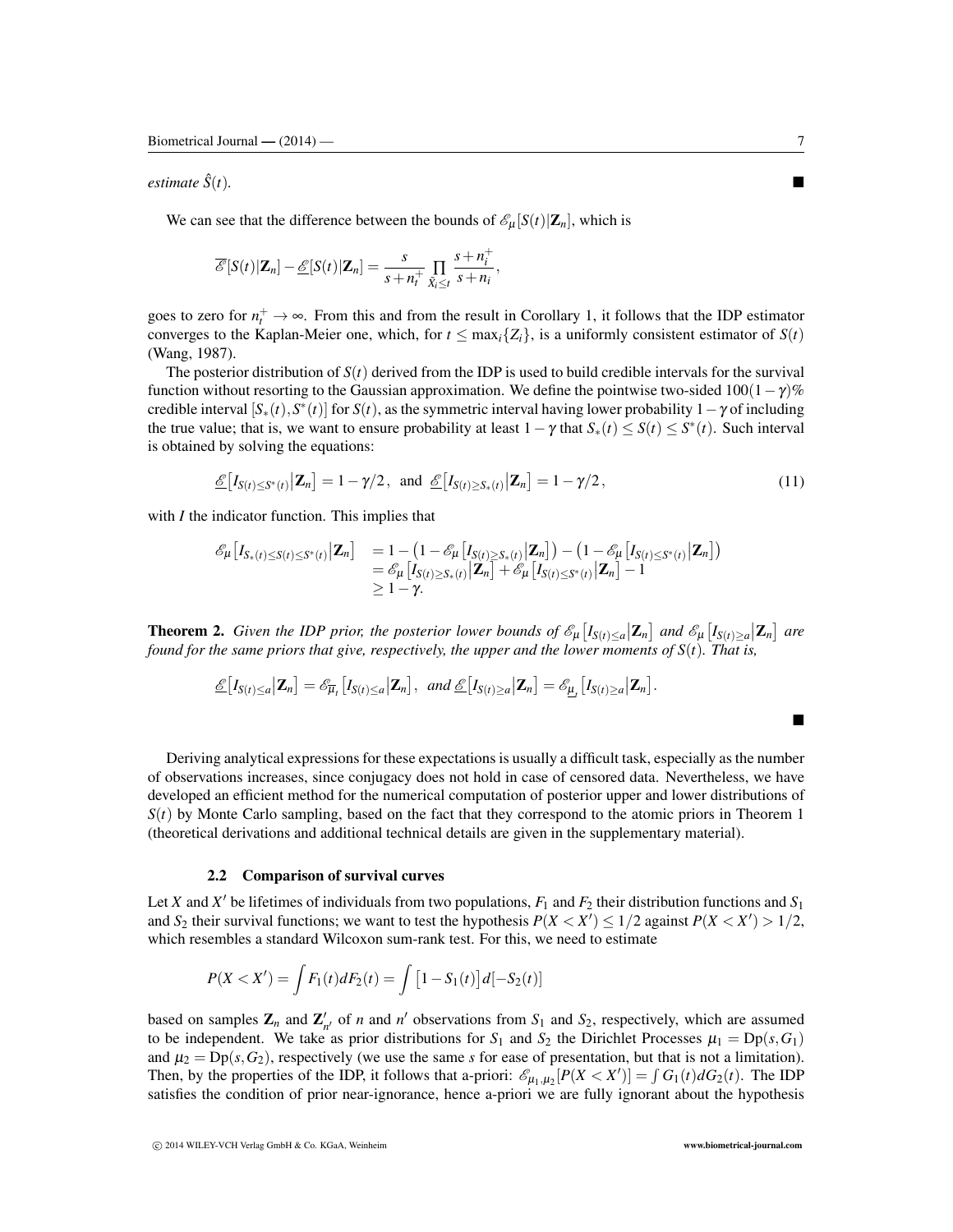*estimate* $\hat{S}(t)$. ■

We can see that the difference between the bounds of $\mathscr{E}_\mu[S(t)|\mathbf{Z}_n]$, which is

$$\overline{\mathscr{E}}[S(t)|\mathbf{Z}_n] - \underline{\mathscr{E}}[S(t)|\mathbf{Z}_n] = \frac{s}{s+n_t^+} \prod_{\tilde{X}_i \le t} \frac{s+n_i^+}{s+n_i},$$

goes to zero for $n_t^+ \to \infty$. From this and from the result in Corollary 1, it follows that the IDP estimator converges to the Kaplan-Meier one, which, for $t \le \max_i\{Z_i\}$, is a uniformly consistent estimator of $S(t)$ (Wang, 1987).

The posterior distribution of $S(t)$ derived from the IDP is used to build credible intervals for the survival function without resorting to the Gaussian approximation. We define the pointwise two-sided $100(1-\gamma)\%$ credible interval $[S_*(t), S^*(t)]$ for $S(t)$, as the symmetric interval having lower probability $1-\gamma$ of including the true value; that is, we want to ensure probability at least $1-\gamma$ that $S_*(t) \le S(t) \le S^*(t)$. Such interval is obtained by solving the equations:

$$\underline{\mathscr{E}}\big[I_{S(t)\le S^*(t)}\big|\mathbf{Z}_n\big] = 1-\gamma/2\,, \text{ and } \underline{\mathscr{E}}\big[I_{S(t)\ge S_*(t)}\big|\mathbf{Z}_n\big] = 1-\gamma/2\,, \tag{11}$$

with $I$ the indicator function. This implies that

$$\begin{aligned} \mathscr{E}_\mu\big[I_{S_*(t)\le S(t)\le S^*(t)}\big|\mathbf{Z}_n\big] &= 1 - \big(1-\mathscr{E}_\mu\big[I_{S(t)\ge S_*(t)}\big|\mathbf{Z}_n\big]\big) - \big(1-\mathscr{E}_\mu\big[I_{S(t)\le S^*(t)}\big|\mathbf{Z}_n\big]\big) \\ &= \mathscr{E}_\mu\big[I_{S(t)\ge S_*(t)}\big|\mathbf{Z}_n\big] + \mathscr{E}_\mu\big[I_{S(t)\le S^*(t)}\big|\mathbf{Z}_n\big] - 1 \\ &\ge 1-\gamma. \end{aligned}$$

**Theorem 2.** *Given the IDP prior, the posterior lower bounds of* $\mathscr{E}_\mu\big[I_{S(t)\le a}\big|\mathbf{Z}_n\big]$ *and* $\mathscr{E}_\mu\big[I_{S(t)\ge a}\big|\mathbf{Z}_n\big]$ *are found for the same priors that give, respectively, the upper and the lower moments of* $S(t)$*. That is,*

$$\underline{\mathscr{E}}\big[I_{S(t)\le a}\big|\mathbf{Z}_n\big] = \mathscr{E}_{\overline{\mu}_t}\big[I_{S(t)\le a}\big|\mathbf{Z}_n\big], \text{ and } \underline{\mathscr{E}}\big[I_{S(t)\ge a}\big|\mathbf{Z}_n\big] = \mathscr{E}_{\underline{\mu}_t}\big[I_{S(t)\ge a}\big|\mathbf{Z}_n\big].$$

■

Deriving analytical expressions for these expectations is usually a difficult task, especially as the number of observations increases, since conjugacy does not hold in case of censored data. Nevertheless, we have developed an efficient method for the numerical computation of posterior upper and lower distributions of $S(t)$ by Monte Carlo sampling, based on the fact that they correspond to the atomic priors in Theorem 1 (theoretical derivations and additional technical details are given in the supplementary material).

### 2.2 Comparison of survival curves

Let $X$ and $X'$ be lifetimes of individuals from two populations, $F_1$ and $F_2$ their distribution functions and $S_1$ and $S_2$ their survival functions; we want to test the hypothesis $P(X < X') \le 1/2$ against $P(X < X') > 1/2$, which resembles a standard Wilcoxon sum-rank test. For this, we need to estimate

$$P(X < X') = \int F_1(t)dF_2(t) = \int \big[1-S_1(t)\big]d[-S_2(t)]$$

based on samples $\mathbf{Z}_n$ and $\mathbf{Z}'_{n'}$ of $n$ and $n'$ observations from $S_1$ and $S_2$, respectively, which are assumed to be independent. We take as prior distributions for $S_1$ and $S_2$ the Dirichlet Processes $\mu_1 = \mathrm{Dp}(s, G_1)$ and $\mu_2 = \mathrm{Dp}(s, G_2)$, respectively (we use the same $s$ for ease of presentation, but that is not a limitation). Then, by the properties of the IDP, it follows that a-priori: $\mathscr{E}_{\mu_1,\mu_2}[P(X < X')] = \int G_1(t)dG_2(t)$. The IDP satisfies the condition of prior near-ignorance, hence a-priori we are fully ignorant about the hypothesis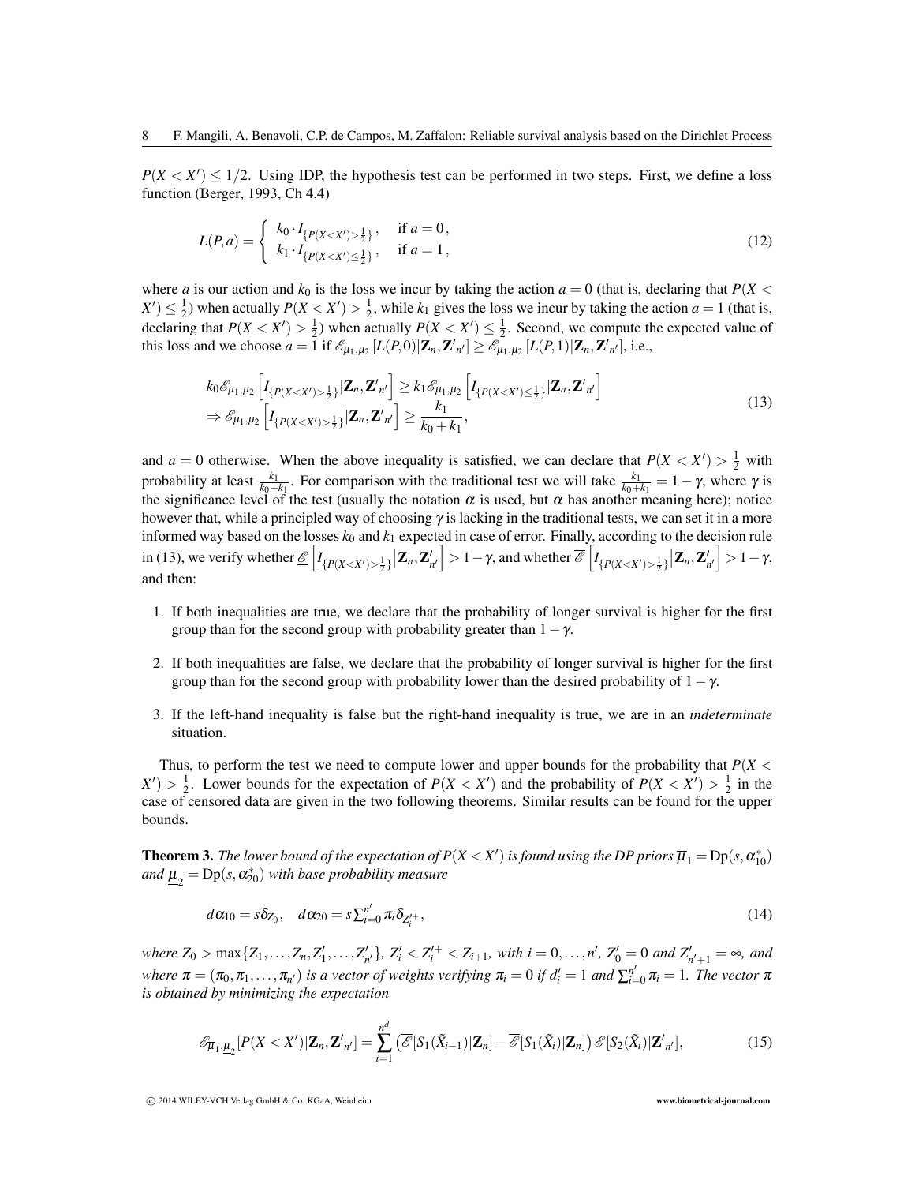$P(X < X') \leq 1/2$. Using IDP, the hypothesis test can be performed in two steps. First, we define a loss function (Berger, 1993, Ch 4.4)

$$L(P,a) = \begin{cases} k_0 \cdot I_{\{P(X<X')>\frac{1}{2}\}}, & \text{if } a = 0, \\ k_1 \cdot I_{\{P(X<X')\leq\frac{1}{2}\}}, & \text{if } a = 1, \end{cases} \tag{12}$$

where $a$ is our action and $k_0$ is the loss we incur by taking the action $a = 0$ (that is, declaring that $P(X < X') \leq \frac{1}{2}$) when actually $P(X < X') > \frac{1}{2}$, while $k_1$ gives the loss we incur by taking the action $a = 1$ (that is, declaring that $P(X < X') > \frac{1}{2}$) when actually $P(X < X') \leq \frac{1}{2}$. Second, we compute the expected value of this loss and we choose $a = 1$ if $\mathscr{E}_{\mu_1,\mu_2}[L(P,0)|\mathbf{Z}_n, \mathbf{Z}'_{n'}] \geq \mathscr{E}_{\mu_1,\mu_2}[L(P,1)|\mathbf{Z}_n, \mathbf{Z}'_{n'}]$, i.e.,

$$\begin{aligned} &k_0 \mathscr{E}_{\mu_1,\mu_2}\left[I_{\{P(X<X')>\frac{1}{2}\}}|\mathbf{Z}_n, \mathbf{Z}'_{n'}\right] \geq k_1 \mathscr{E}_{\mu_1,\mu_2}\left[I_{\{P(X<X')\leq\frac{1}{2}\}}|\mathbf{Z}_n, \mathbf{Z}'_{n'}\right] \\ &\Rightarrow \mathscr{E}_{\mu_1,\mu_2}\left[I_{\{P(X<X')>\frac{1}{2}\}}|\mathbf{Z}_n, \mathbf{Z}'_{n'}\right] \geq \frac{k_1}{k_0+k_1}, \end{aligned} \tag{13}$$

and $a = 0$ otherwise. When the above inequality is satisfied, we can declare that $P(X < X') > \frac{1}{2}$ with probability at least $\frac{k_1}{k_0+k_1}$. For comparison with the traditional test we will take $\frac{k_1}{k_0+k_1} = 1 - \gamma$, where $\gamma$ is the significance level of the test (usually the notation $\alpha$ is used, but $\alpha$ has another meaning here); notice however that, while a principled way of choosing $\gamma$ is lacking in the traditional tests, we can set it in a more informed way based on the losses $k_0$ and $k_1$ expected in case of error. Finally, according to the decision rule in (13), we verify whether $\underline{\mathscr{E}}\left[I_{\{P(X<X')>\frac{1}{2}\}}\big|\mathbf{Z}_n, \mathbf{Z}'_{n'}\right] > 1 - \gamma$, and whether $\overline{\mathscr{E}}\left[I_{\{P(X<X')>\frac{1}{2}\}}\big|\mathbf{Z}_n, \mathbf{Z}'_{n'}\right] > 1 - \gamma$, and then:

1. If both inequalities are true, we declare that the probability of longer survival is higher for the first group than for the second group with probability greater than $1 - \gamma$.

2. If both inequalities are false, we declare that the probability of longer survival is higher for the first group than for the second group with probability lower than the desired probability of $1 - \gamma$.

3. If the left-hand inequality is false but the right-hand inequality is true, we are in an *indeterminate* situation.

Thus, to perform the test we need to compute lower and upper bounds for the probability that $P(X < X') > \frac{1}{2}$. Lower bounds for the expectation of $P(X < X')$ and the probability of $P(X < X') > \frac{1}{2}$ in the case of censored data are given in the two following theorems. Similar results can be found for the upper bounds.

**Theorem 3.** *The lower bound of the expectation of $P(X < X')$ is found using the DP priors $\overline{\mu}_1 = \mathrm{Dp}(s, \alpha^*_{10})$ and $\underline{\mu}_2 = \mathrm{Dp}(s, \alpha^*_{20})$ with base probability measure*

$$d\alpha_{10} = s\delta_{Z_0}, \quad d\alpha_{20} = s\textstyle\sum_{i=0}^{n'} \pi_i \delta_{Z_i'^{+}}, \tag{14}$$

*where $Z_0 > \max\{Z_1, \ldots, Z_n, Z'_1, \ldots, Z'_{n'}\}$, $Z'_i < Z_i'^{+} < Z_{i+1}$, with $i = 0, \ldots, n'$, $Z'_0 = 0$ and $Z'_{n'+1} = \infty$, and where $\pi = (\pi_0, \pi_1, \ldots, \pi_{n'})$ is a vector of weights verifying $\pi_i = 0$ if $d'_i = 1$ and $\sum_{i=0}^{n'} \pi_i = 1$. The vector $\pi$ is obtained by minimizing the expectation*

$$\mathscr{E}_{\overline{\mu}_1,\underline{\mu}_2}[P(X < X')|\mathbf{Z}_n, \mathbf{Z}'_{n'}] = \sum_{i=1}^{n^d} \left(\overline{\mathscr{E}}[S_1(\tilde{X}_{i-1})|\mathbf{Z}_n] - \overline{\mathscr{E}}[S_1(\tilde{X}_i)|\mathbf{Z}_n]\right) \mathscr{E}[S_2(\tilde{X}_i)|\mathbf{Z}'_{n'}], \tag{15}$$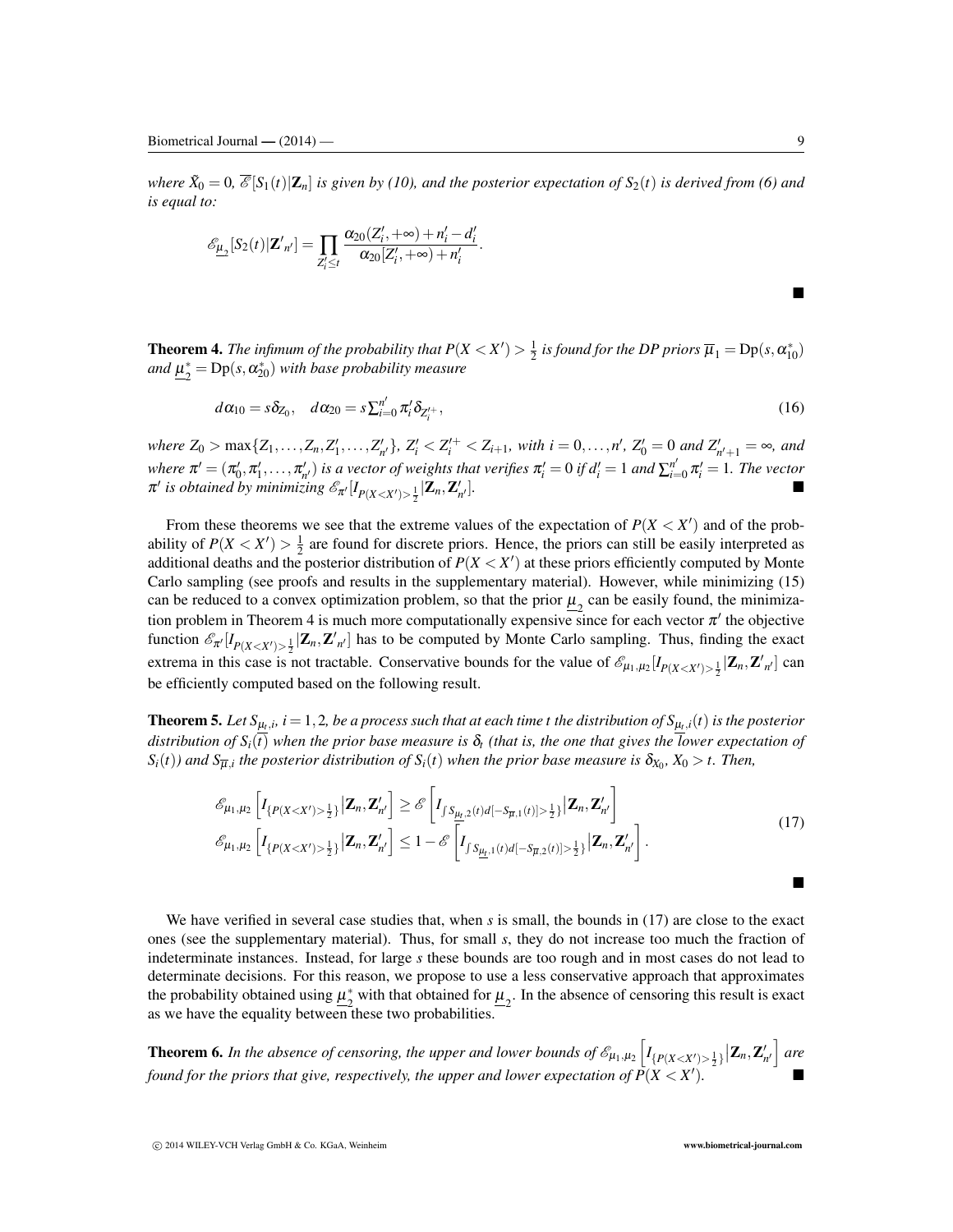*where $\tilde{X}_0 = 0$, $\overline{\mathscr{E}}[S_1(t)|\mathbf{Z}_n]$ is given by (10), and the posterior expectation of $S_2(t)$ is derived from (6) and is equal to:*

$$\mathscr{E}_{\underline{\mu}_2}[S_2(t)|\mathbf{Z}'_{n'}] = \prod_{Z'_i \leq t} \frac{\alpha_{20}(Z'_i, +\infty) + n'_i - d'_i}{\alpha_{20}[Z'_i, +\infty) + n'_i}.$$

■

**Theorem 4.** *The infimum of the probability that $P(X < X') > \frac{1}{2}$ is found for the DP priors $\overline{\mu}_1 = \mathrm{Dp}(s, \alpha^*_{10})$ and $\underline{\mu}^*_2 = \mathrm{Dp}(s, \alpha^*_{20})$ with base probability measure*

$$d\alpha_{10} = s\delta_{Z_0}, \quad d\alpha_{20} = s\sum_{i=0}^{n'} \pi'_i \delta_{Z'^+_i}, \tag{16}$$

*where $Z_0 > \max\{Z_1, \ldots, Z_n, Z'_1, \ldots, Z'_{n'}\}$, $Z'_i < Z'^+_i < Z_{i+1}$, with $i = 0, \ldots, n'$, $Z'_0 = 0$ and $Z'_{n'+1} = \infty$, and where $\pi' = (\pi'_0, \pi'_1, \ldots, \pi'_{n'})$ is a vector of weights that verifies $\pi'_i = 0$ if $d'_i = 1$ and $\sum_{i=0}^{n'} \pi'_i = 1$. The vector $\pi'$ is obtained by minimizing $\mathscr{E}_{\pi'}[I_{P(X<X')>\frac{1}{2}}|\mathbf{Z}_n, \mathbf{Z}'_{n'}]$.* ■

From these theorems we see that the extreme values of the expectation of $P(X < X')$ and of the probability of $P(X < X') > \frac{1}{2}$ are found for discrete priors. Hence, the priors can still be easily interpreted as additional deaths and the posterior distribution of $P(X < X')$ at these priors efficiently computed by Monte Carlo sampling (see proofs and results in the supplementary material). However, while minimizing (15) can be reduced to a convex optimization problem, so that the prior $\underline{\mu}_2$ can be easily found, the minimization problem in Theorem 4 is much more computationally expensive since for each vector $\pi'$ the objective function $\mathscr{E}_{\pi'}[I_{P(X<X')>\frac{1}{2}}|\mathbf{Z}_n, \mathbf{Z}'_{n'}]$ has to be computed by Monte Carlo sampling. Thus, finding the exact extrema in this case is not tractable. Conservative bounds for the value of $\mathscr{E}_{\mu_1,\mu_2}[I_{P(X<X')>\frac{1}{2}}|\mathbf{Z}_n, \mathbf{Z}'_{n'}]$ can be efficiently computed based on the following result.

**Theorem 5.** *Let $S_{\underline{\mu}_t,i}$, $i = 1, 2$, be a process such that at each time $t$ the distribution of $S_{\underline{\mu}_t,i}(t)$ is the posterior distribution of $S_i(t)$ when the prior base measure is $\delta_t$ (that is, the one that gives the lower expectation of $S_i(t)$) and $S_{\overline{\mu},i}$ the posterior distribution of $S_i(t)$ when the prior base measure is $\delta_{X_0}$, $X_0 > t$. Then,*

$$\begin{aligned}
&\mathscr{E}_{\mu_1,\mu_2}\left[I_{\{P(X<X')>\frac{1}{2}\}}|\mathbf{Z}_n, \mathbf{Z}'_{n'}\right] \geq \mathscr{E}\left[I_{\int S_{\underline{\mu}_t,2}(t)d[-S_{\overline{\mu},1}(t)]>\frac{1}{2}\}}|\mathbf{Z}_n, \mathbf{Z}'_{n'}\right] \\
&\mathscr{E}_{\mu_1,\mu_2}\left[I_{\{P(X<X')>\frac{1}{2}\}}|\mathbf{Z}_n, \mathbf{Z}'_{n'}\right] \leq 1 - \mathscr{E}\left[I_{\int S_{\underline{\mu}_t,1}(t)d[-S_{\overline{\mu},2}(t)]>\frac{1}{2}\}}|\mathbf{Z}_n, \mathbf{Z}'_{n'}\right].
\end{aligned} \tag{17}$$

■

We have verified in several case studies that, when $s$ is small, the bounds in (17) are close to the exact ones (see the supplementary material). Thus, for small $s$, they do not increase too much the fraction of indeterminate instances. Instead, for large $s$ these bounds are too rough and in most cases do not lead to determinate decisions. For this reason, we propose to use a less conservative approach that approximates the probability obtained using $\underline{\mu}^*_2$ with that obtained for $\underline{\mu}_2$. In the absence of censoring this result is exact as we have the equality between these two probabilities.

**Theorem 6.** *In the absence of censoring, the upper and lower bounds of $\mathscr{E}_{\mu_1,\mu_2}\left[I_{\{P(X<X')>\frac{1}{2}\}}|\mathbf{Z}_n, \mathbf{Z}'_{n'}\right]$ are found for the priors that give, respectively, the upper and lower expectation of $P(X < X')$.* ■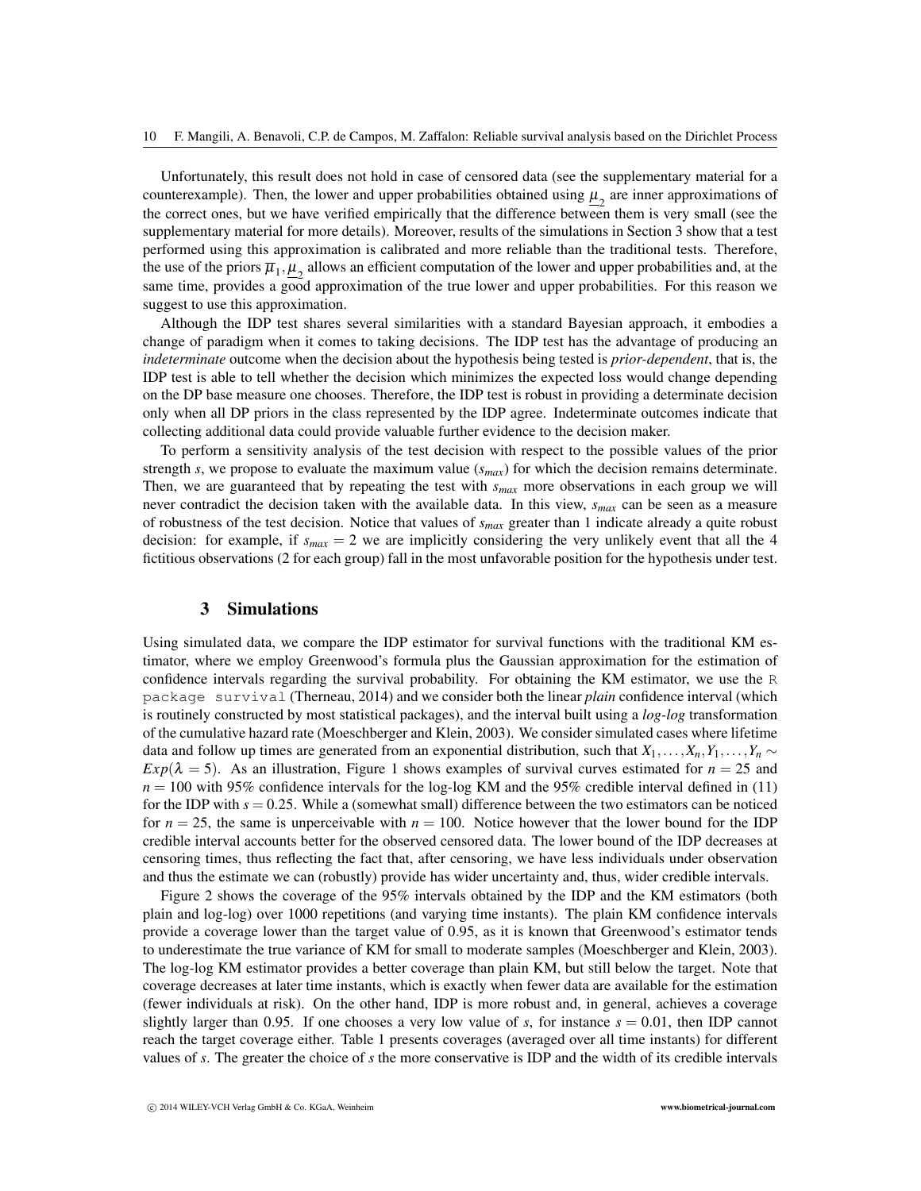Unfortunately, this result does not hold in case of censored data (see the supplementary material for a counterexample). Then, the lower and upper probabilities obtained using $\underline{\mu}_2$ are inner approximations of the correct ones, but we have verified empirically that the difference between them is very small (see the supplementary material for more details). Moreover, results of the simulations in Section 3 show that a test performed using this approximation is calibrated and more reliable than the traditional tests. Therefore, the use of the priors $\overline{\mu}_1, \underline{\mu}_2$ allows an efficient computation of the lower and upper probabilities and, at the same time, provides a good approximation of the true lower and upper probabilities. For this reason we suggest to use this approximation.

Although the IDP test shares several similarities with a standard Bayesian approach, it embodies a change of paradigm when it comes to taking decisions. The IDP test has the advantage of producing an *indeterminate* outcome when the decision about the hypothesis being tested is *prior-dependent*, that is, the IDP test is able to tell whether the decision which minimizes the expected loss would change depending on the DP base measure one chooses. Therefore, the IDP test is robust in providing a determinate decision only when all DP priors in the class represented by the IDP agree. Indeterminate outcomes indicate that collecting additional data could provide valuable further evidence to the decision maker.

To perform a sensitivity analysis of the test decision with respect to the possible values of the prior strength $s$, we propose to evaluate the maximum value ($s_{max}$) for which the decision remains determinate. Then, we are guaranteed that by repeating the test with $s_{max}$ more observations in each group we will never contradict the decision taken with the available data. In this view, $s_{max}$ can be seen as a measure of robustness of the test decision. Notice that values of $s_{max}$ greater than 1 indicate already a quite robust decision: for example, if $s_{max} = 2$ we are implicitly considering the very unlikely event that all the 4 fictitious observations (2 for each group) fall in the most unfavorable position for the hypothesis under test.

## 3 Simulations

Using simulated data, we compare the IDP estimator for survival functions with the traditional KM estimator, where we employ Greenwood's formula plus the Gaussian approximation for the estimation of confidence intervals regarding the survival probability. For obtaining the KM estimator, we use the `R package survival` (Therneau, 2014) and we consider both the linear *plain* confidence interval (which is routinely constructed by most statistical packages), and the interval built using a *log-log* transformation of the cumulative hazard rate (Moeschberger and Klein, 2003). We consider simulated cases where lifetime data and follow up times are generated from an exponential distribution, such that $X_1, \ldots, X_n, Y_1, \ldots, Y_n \sim Exp(\lambda = 5)$. As an illustration, Figure 1 shows examples of survival curves estimated for $n = 25$ and $n = 100$ with 95% confidence intervals for the log-log KM and the 95% credible interval defined in (11) for the IDP with $s = 0.25$. While a (somewhat small) difference between the two estimators can be noticed for $n = 25$, the same is unperceivable with $n = 100$. Notice however that the lower bound for the IDP credible interval accounts better for the observed censored data. The lower bound of the IDP decreases at censoring times, thus reflecting the fact that, after censoring, we have less individuals under observation and thus the estimate we can (robustly) provide has wider uncertainty and, thus, wider credible intervals.

Figure 2 shows the coverage of the 95% intervals obtained by the IDP and the KM estimators (both plain and log-log) over 1000 repetitions (and varying time instants). The plain KM confidence intervals provide a coverage lower than the target value of 0.95, as it is known that Greenwood's estimator tends to underestimate the true variance of KM for small to moderate samples (Moeschberger and Klein, 2003). The log-log KM estimator provides a better coverage than plain KM, but still below the target. Note that coverage decreases at later time instants, which is exactly when fewer data are available for the estimation (fewer individuals at risk). On the other hand, IDP is more robust and, in general, achieves a coverage slightly larger than 0.95. If one chooses a very low value of $s$, for instance $s = 0.01$, then IDP cannot reach the target coverage either. Table 1 presents coverages (averaged over all time instants) for different values of $s$. The greater the choice of $s$ the more conservative is IDP and the width of its credible intervals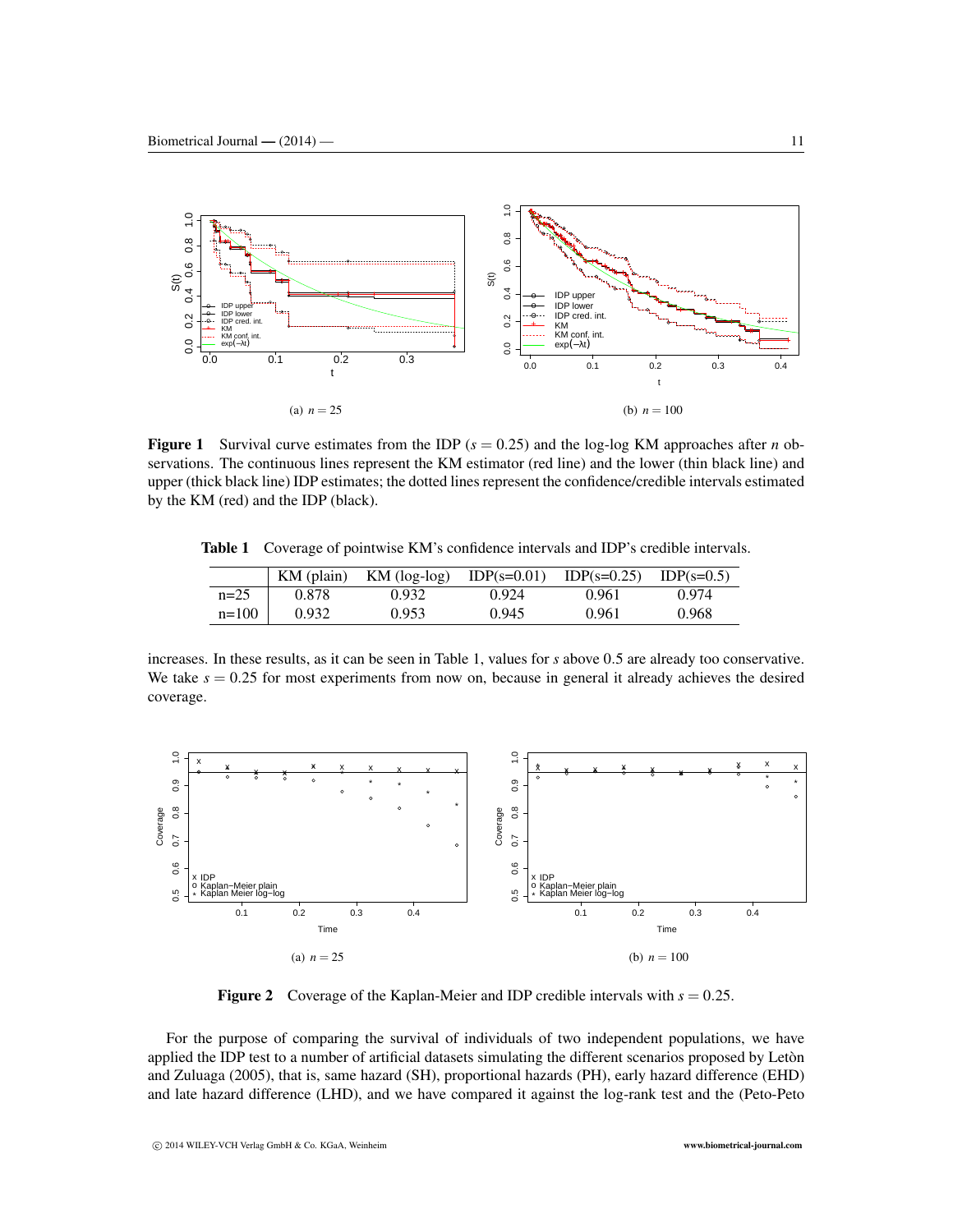(a) $n = 25$

(b) $n = 100$

**Figure 1** Survival curve estimates from the IDP ($s = 0.25$) and the log-log KM approaches after $n$ observations. The continuous lines represent the KM estimator (red line) and the lower (thin black line) and upper (thick black line) IDP estimates; the dotted lines represent the confidence/credible intervals estimated by the KM (red) and the IDP (black).

**Table 1** Coverage of pointwise KM's confidence intervals and IDP's credible intervals.

| | KM (plain) | KM (log-log) | IDP(s=0.01) | IDP(s=0.25) | IDP(s=0.5) |
|---|---|---|---|---|---|
| n=25 | 0.878 | 0.932 | 0.924 | 0.961 | 0.974 |
| n=100 | 0.932 | 0.953 | 0.945 | 0.961 | 0.968 |

increases. In these results, as it can be seen in Table 1, values for $s$ above 0.5 are already too conservative. We take $s = 0.25$ for most experiments from now on, because in general it already achieves the desired coverage.

(a) $n = 25$

(b) $n = 100$

**Figure 2** Coverage of the Kaplan-Meier and IDP credible intervals with $s = 0.25$.

For the purpose of comparing the survival of individuals of two independent populations, we have applied the IDP test to a number of artificial datasets simulating the different scenarios proposed by Letòn and Zuluaga (2005), that is, same hazard (SH), proportional hazards (PH), early hazard difference (EHD) and late hazard difference (LHD), and we have compared it against the log-rank test and the (Peto-Peto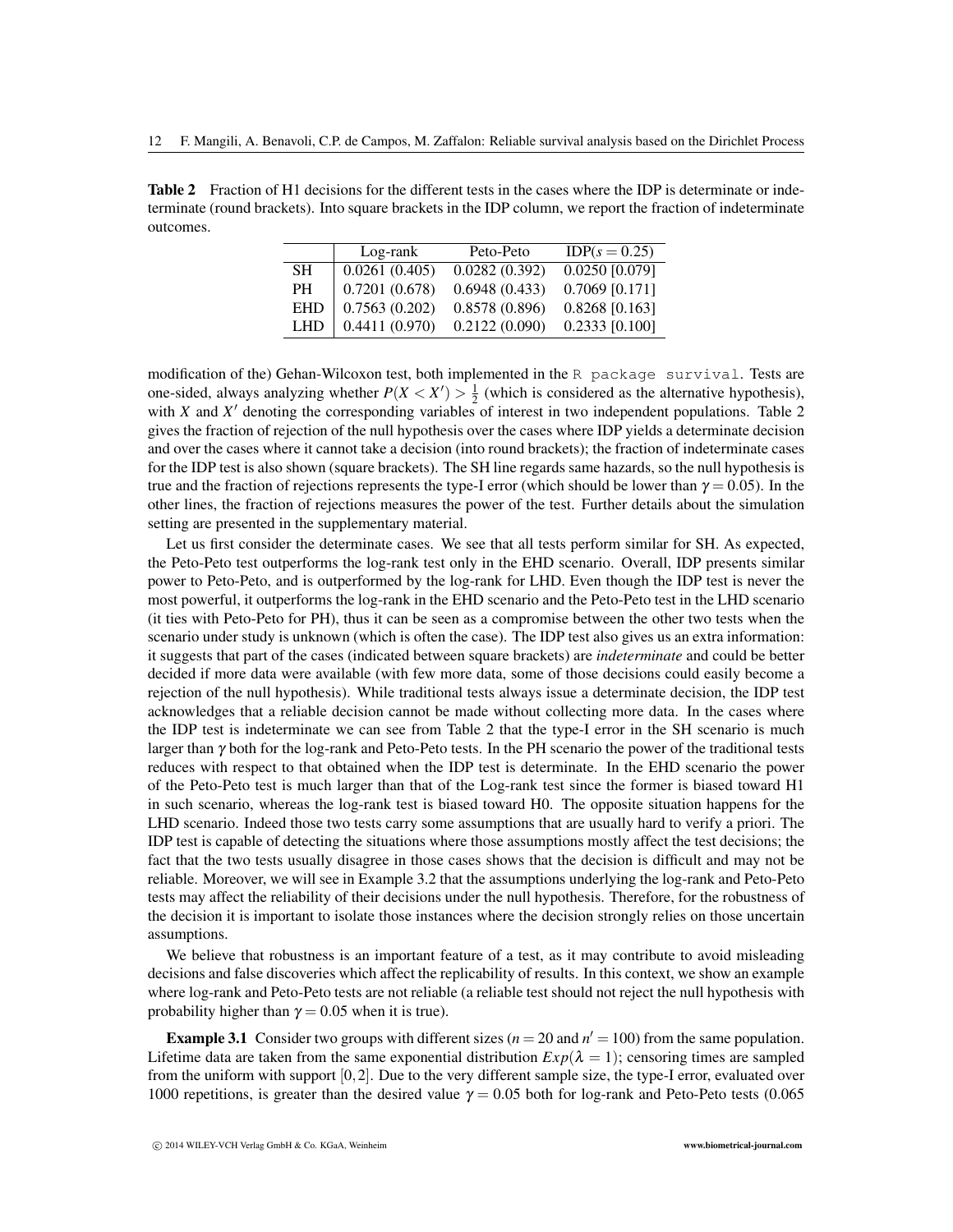**Table 2** Fraction of H1 decisions for the different tests in the cases where the IDP is determinate or indeterminate (round brackets). Into square brackets in the IDP column, we report the fraction of indeterminate outcomes.

| | Log-rank | Peto-Peto | IDP($s = 0.25$) |
|---|---|---|---|
| SH | 0.0261 (0.405) | 0.0282 (0.392) | 0.0250 [0.079] |
| PH | 0.7201 (0.678) | 0.6948 (0.433) | 0.7069 [0.171] |
| EHD | 0.7563 (0.202) | 0.8578 (0.896) | 0.8268 [0.163] |
| LHD | 0.4411 (0.970) | 0.2122 (0.090) | 0.2333 [0.100] |

modification of the) Gehan-Wilcoxon test, both implemented in the `R package survival`. Tests are one-sided, always analyzing whether $P(X < X') > \frac{1}{2}$ (which is considered as the alternative hypothesis), with $X$ and $X'$ denoting the corresponding variables of interest in two independent populations. Table 2 gives the fraction of rejection of the null hypothesis over the cases where IDP yields a determinate decision and over the cases where it cannot take a decision (into round brackets); the fraction of indeterminate cases for the IDP test is also shown (square brackets). The SH line regards same hazards, so the null hypothesis is true and the fraction of rejections represents the type-I error (which should be lower than $\gamma = 0.05$). In the other lines, the fraction of rejections measures the power of the test. Further details about the simulation setting are presented in the supplementary material.

Let us first consider the determinate cases. We see that all tests perform similar for SH. As expected, the Peto-Peto test outperforms the log-rank test only in the EHD scenario. Overall, IDP presents similar power to Peto-Peto, and is outperformed by the log-rank for LHD. Even though the IDP test is never the most powerful, it outperforms the log-rank in the EHD scenario and the Peto-Peto test in the LHD scenario (it ties with Peto-Peto for PH), thus it can be seen as a compromise between the other two tests when the scenario under study is unknown (which is often the case). The IDP test also gives us an extra information: it suggests that part of the cases (indicated between square brackets) are *indeterminate* and could be better decided if more data were available (with few more data, some of those decisions could easily become a rejection of the null hypothesis). While traditional tests always issue a determinate decision, the IDP test acknowledges that a reliable decision cannot be made without collecting more data. In the cases where the IDP test is indeterminate we can see from Table 2 that the type-I error in the SH scenario is much larger than $\gamma$ both for the log-rank and Peto-Peto tests. In the PH scenario the power of the traditional tests reduces with respect to that obtained when the IDP test is determinate. In the EHD scenario the power of the Peto-Peto test is much larger than that of the Log-rank test since the former is biased toward H1 in such scenario, whereas the log-rank test is biased toward H0. The opposite situation happens for the LHD scenario. Indeed those two tests carry some assumptions that are usually hard to verify a priori. The IDP test is capable of detecting the situations where those assumptions mostly affect the test decisions; the fact that the two tests usually disagree in those cases shows that the decision is difficult and may not be reliable. Moreover, we will see in Example 3.2 that the assumptions underlying the log-rank and Peto-Peto tests may affect the reliability of their decisions under the null hypothesis. Therefore, for the robustness of the decision it is important to isolate those instances where the decision strongly relies on those uncertain assumptions.

We believe that robustness is an important feature of a test, as it may contribute to avoid misleading decisions and false discoveries which affect the replicability of results. In this context, we show an example where log-rank and Peto-Peto tests are not reliable (a reliable test should not reject the null hypothesis with probability higher than $\gamma = 0.05$ when it is true).

**Example 3.1** Consider two groups with different sizes ($n = 20$ and $n' = 100$) from the same population. Lifetime data are taken from the same exponential distribution $Exp(\lambda = 1)$; censoring times are sampled from the uniform with support $[0, 2]$. Due to the very different sample size, the type-I error, evaluated over 1000 repetitions, is greater than the desired value $\gamma = 0.05$ both for log-rank and Peto-Peto tests (0.065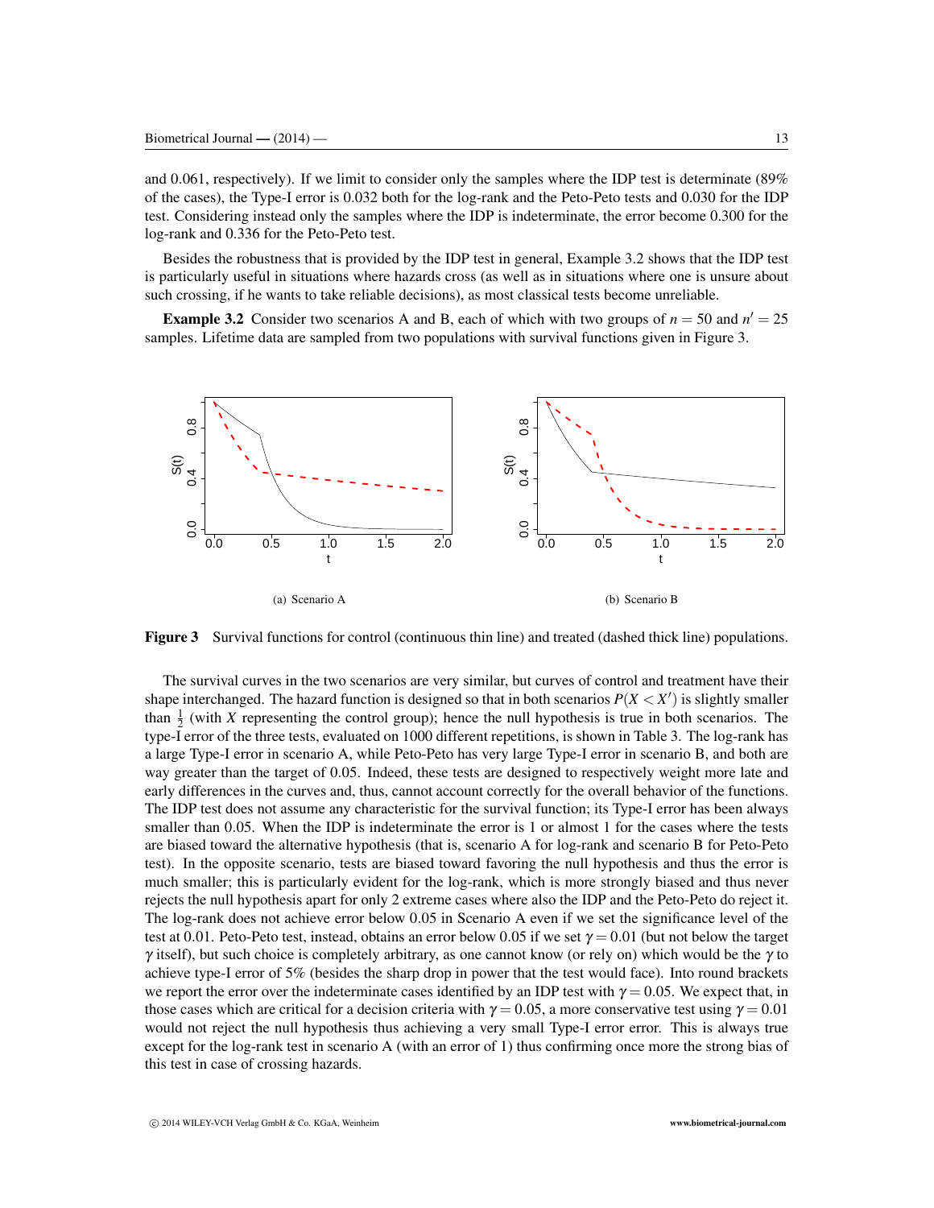and 0.061, respectively). If we limit to consider only the samples where the IDP test is determinate (89% of the cases), the Type-I error is 0.032 both for the log-rank and the Peto-Peto tests and 0.030 for the IDP test. Considering instead only the samples where the IDP is indeterminate, the error become 0.300 for the log-rank and 0.336 for the Peto-Peto test.

Besides the robustness that is provided by the IDP test in general, Example 3.2 shows that the IDP test is particularly useful in situations where hazards cross (as well as in situations where one is unsure about such crossing, if he wants to take reliable decisions), as most classical tests become unreliable.

**Example 3.2** Consider two scenarios A and B, each of which with two groups of $n = 50$ and $n' = 25$ samples. Lifetime data are sampled from two populations with survival functions given in Figure 3.

(a) Scenario A

(b) Scenario B

**Figure 3** Survival functions for control (continuous thin line) and treated (dashed thick line) populations.

The survival curves in the two scenarios are very similar, but curves of control and treatment have their shape interchanged. The hazard function is designed so that in both scenarios $P(X < X')$ is slightly smaller than $\frac{1}{2}$ (with $X$ representing the control group); hence the null hypothesis is true in both scenarios. The type-I error of the three tests, evaluated on 1000 different repetitions, is shown in Table 3. The log-rank has a large Type-I error in scenario A, while Peto-Peto has very large Type-I error in scenario B, and both are way greater than the target of 0.05. Indeed, these tests are designed to respectively weight more late and early differences in the curves and, thus, cannot account correctly for the overall behavior of the functions. The IDP test does not assume any characteristic for the survival function; its Type-I error has been always smaller than 0.05. When the IDP is indeterminate the error is 1 or almost 1 for the cases where the tests are biased toward the alternative hypothesis (that is, scenario A for log-rank and scenario B for Peto-Peto test). In the opposite scenario, tests are biased toward favoring the null hypothesis and thus the error is much smaller; this is particularly evident for the log-rank, which is more strongly biased and thus never rejects the null hypothesis apart for only 2 extreme cases where also the IDP and the Peto-Peto do reject it. The log-rank does not achieve error below 0.05 in Scenario A even if we set the significance level of the test at 0.01. Peto-Peto test, instead, obtains an error below 0.05 if we set $\gamma = 0.01$ (but not below the target $\gamma$ itself), but such choice is completely arbitrary, as one cannot know (or rely on) which would be the $\gamma$ to achieve type-I error of 5% (besides the sharp drop in power that the test would face). Into round brackets we report the error over the indeterminate cases identified by an IDP test with $\gamma = 0.05$. We expect that, in those cases which are critical for a decision criteria with $\gamma = 0.05$, a more conservative test using $\gamma = 0.01$ would not reject the null hypothesis thus achieving a very small Type-I error error. This is always true except for the log-rank test in scenario A (with an error of 1) thus confirming once more the strong bias of this test in case of crossing hazards.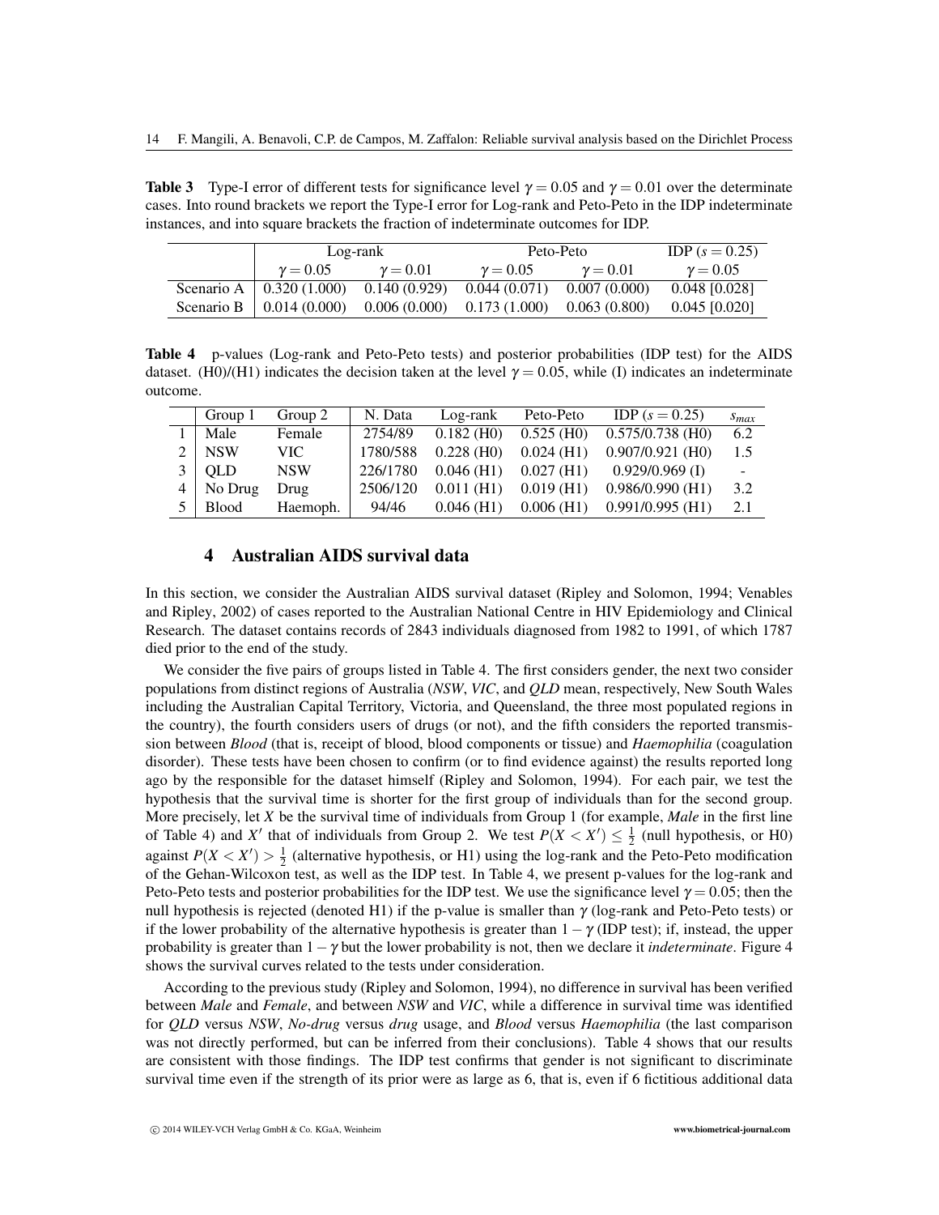**Table 3** Type-I error of different tests for significance level $\gamma = 0.05$ and $\gamma = 0.01$ over the determinate cases. Into round brackets we report the Type-I error for Log-rank and Peto-Peto in the IDP indeterminate instances, and into square brackets the fraction of indeterminate outcomes for IDP.

| | Log-rank | | Peto-Peto | | IDP ($s = 0.25$) |
|---|---|---|---|---|---|
| | $\gamma = 0.05$ | $\gamma = 0.01$ | $\gamma = 0.05$ | $\gamma = 0.01$ | $\gamma = 0.05$ |
| Scenario A | 0.320 (1.000) | 0.140 (0.929) | 0.044 (0.071) | 0.007 (0.000) | 0.048 [0.028] |
| Scenario B | 0.014 (0.000) | 0.006 (0.000) | 0.173 (1.000) | 0.063 (0.800) | 0.045 [0.020] |

**Table 4** p-values (Log-rank and Peto-Peto tests) and posterior probabilities (IDP test) for the AIDS dataset. (H0)/(H1) indicates the decision taken at the level $\gamma = 0.05$, while (I) indicates an indeterminate outcome.

| | Group 1 | Group 2 | N. Data | Log-rank | Peto-Peto | IDP ($s = 0.25$) | $s_{max}$ |
|---|---|---|---|---|---|---|---|
| 1 | Male | Female | 2754/89 | 0.182 (H0) | 0.525 (H0) | 0.575/0.738 (H0) | 6.2 |
| 2 | NSW | VIC | 1780/588 | 0.228 (H0) | 0.024 (H1) | 0.907/0.921 (H0) | 1.5 |
| 3 | QLD | NSW | 226/1780 | 0.046 (H1) | 0.027 (H1) | 0.929/0.969 (I) | - |
| 4 | No Drug | Drug | 2506/120 | 0.011 (H1) | 0.019 (H1) | 0.986/0.990 (H1) | 3.2 |
| 5 | Blood | Haemoph. | 94/46 | 0.046 (H1) | 0.006 (H1) | 0.991/0.995 (H1) | 2.1 |

## 4 Australian AIDS survival data

In this section, we consider the Australian AIDS survival dataset (Ripley and Solomon, 1994; Venables and Ripley, 2002) of cases reported to the Australian National Centre in HIV Epidemiology and Clinical Research. The dataset contains records of 2843 individuals diagnosed from 1982 to 1991, of which 1787 died prior to the end of the study.

We consider the five pairs of groups listed in Table 4. The first considers gender, the next two consider populations from distinct regions of Australia (*NSW*, *VIC*, and *QLD* mean, respectively, New South Wales including the Australian Capital Territory, Victoria, and Queensland, the three most populated regions in the country), the fourth considers users of drugs (or not), and the fifth considers the reported transmission between *Blood* (that is, receipt of blood, blood components or tissue) and *Haemophilia* (coagulation disorder). These tests have been chosen to confirm (or to find evidence against) the results reported long ago by the responsible for the dataset himself (Ripley and Solomon, 1994). For each pair, we test the hypothesis that the survival time is shorter for the first group of individuals than for the second group. More precisely, let $X$ be the survival time of individuals from Group 1 (for example, *Male* in the first line of Table 4) and $X'$ that of individuals from Group 2. We test $P(X < X') \leq \frac{1}{2}$ (null hypothesis, or H0) against $P(X < X') > \frac{1}{2}$ (alternative hypothesis, or H1) using the log-rank and the Peto-Peto modification of the Gehan-Wilcoxon test, as well as the IDP test. In Table 4, we present p-values for the log-rank and Peto-Peto tests and posterior probabilities for the IDP test. We use the significance level $\gamma = 0.05$; then the null hypothesis is rejected (denoted H1) if the p-value is smaller than $\gamma$ (log-rank and Peto-Peto tests) or if the lower probability of the alternative hypothesis is greater than $1 - \gamma$ (IDP test); if, instead, the upper probability is greater than $1 - \gamma$ but the lower probability is not, then we declare it *indeterminate*. Figure 4 shows the survival curves related to the tests under consideration.

According to the previous study (Ripley and Solomon, 1994), no difference in survival has been verified between *Male* and *Female*, and between *NSW* and *VIC*, while a difference in survival time was identified for *QLD* versus *NSW*, *No-drug* versus *drug* usage, and *Blood* versus *Haemophilia* (the last comparison was not directly performed, but can be inferred from their conclusions). Table 4 shows that our results are consistent with those findings. The IDP test confirms that gender is not significant to discriminate survival time even if the strength of its prior were as large as 6, that is, even if 6 fictitious additional data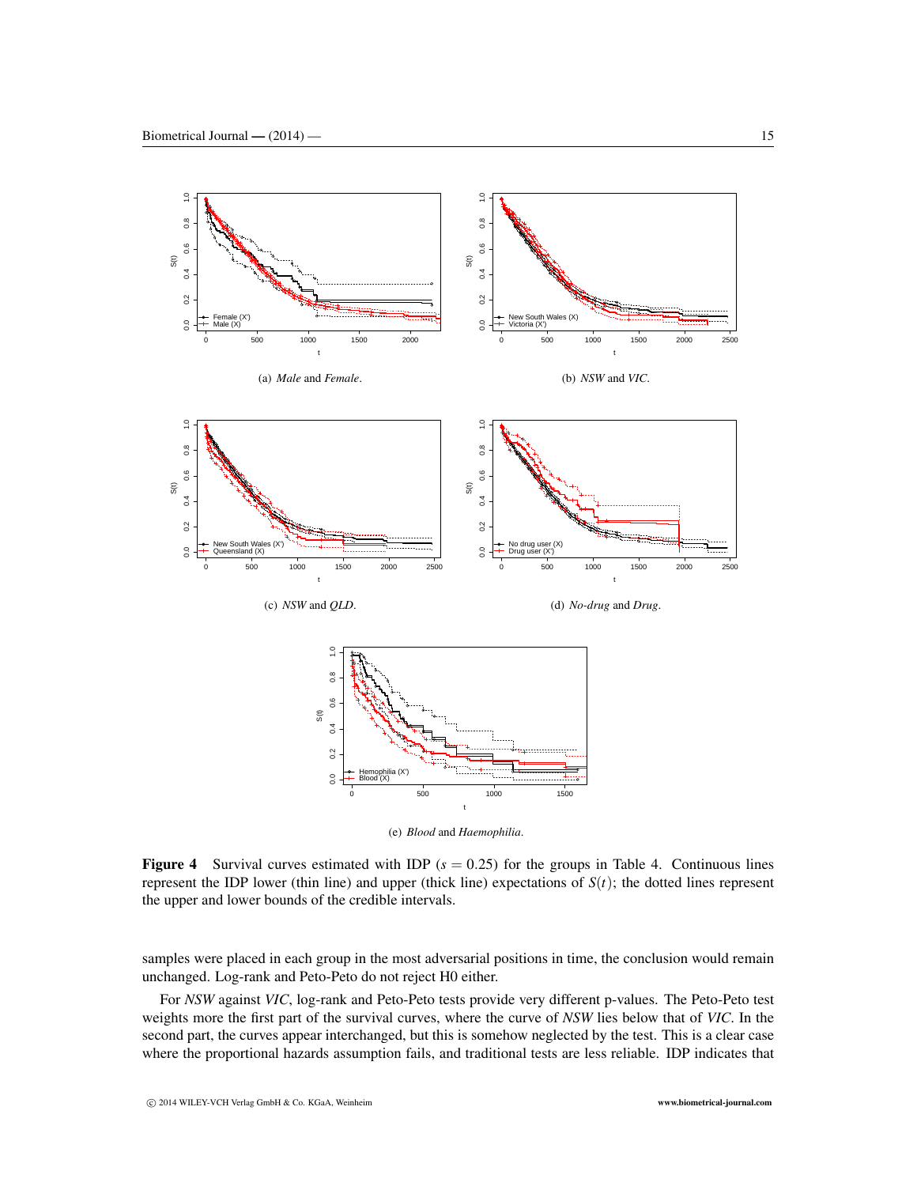(a) *Male* and *Female*.

(b) *NSW* and *VIC*.

(c) *NSW* and *QLD*.

(d) *No-drug* and *Drug*.

(e) *Blood* and *Haemophilia*.

**Figure 4** Survival curves estimated with IDP ($s = 0.25$) for the groups in Table 4. Continuous lines represent the IDP lower (thin line) and upper (thick line) expectations of $S(t)$; the dotted lines represent the upper and lower bounds of the credible intervals.

samples were placed in each group in the most adversarial positions in time, the conclusion would remain unchanged. Log-rank and Peto-Peto do not reject H0 either.

For *NSW* against *VIC*, log-rank and Peto-Peto tests provide very different p-values. The Peto-Peto test weights more the first part of the survival curves, where the curve of *NSW* lies below that of *VIC*. In the second part, the curves appear interchanged, but this is somehow neglected by the test. This is a clear case where the proportional hazards assumption fails, and traditional tests are less reliable. IDP indicates that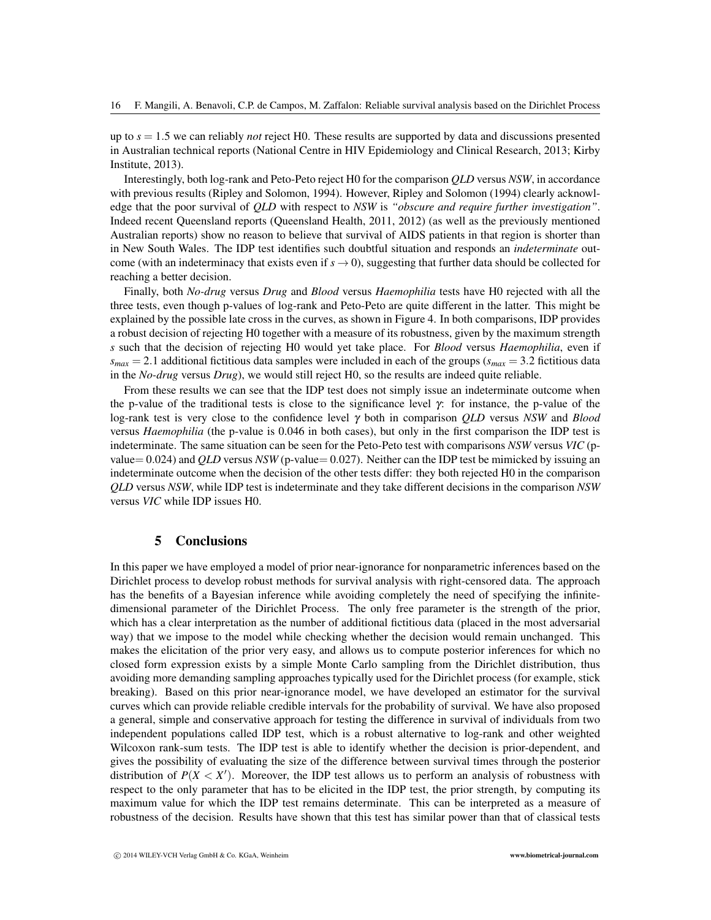up to $s = 1.5$ we can reliably *not* reject H0. These results are supported by data and discussions presented in Australian technical reports (National Centre in HIV Epidemiology and Clinical Research, 2013; Kirby Institute, 2013).

Interestingly, both log-rank and Peto-Peto reject H0 for the comparison *QLD* versus *NSW*, in accordance with previous results (Ripley and Solomon, 1994). However, Ripley and Solomon (1994) clearly acknowledge that the poor survival of *QLD* with respect to *NSW* is *"obscure and require further investigation"*. Indeed recent Queensland reports (Queensland Health, 2011, 2012) (as well as the previously mentioned Australian reports) show no reason to believe that survival of AIDS patients in that region is shorter than in New South Wales. The IDP test identifies such doubtful situation and responds an *indeterminate* outcome (with an indeterminacy that exists even if $s \to 0$), suggesting that further data should be collected for reaching a better decision.

Finally, both *No-drug* versus *Drug* and *Blood* versus *Haemophilia* tests have H0 rejected with all the three tests, even though p-values of log-rank and Peto-Peto are quite different in the latter. This might be explained by the possible late cross in the curves, as shown in Figure 4. In both comparisons, IDP provides a robust decision of rejecting H0 together with a measure of its robustness, given by the maximum strength $s$ such that the decision of rejecting H0 would yet take place. For *Blood* versus *Haemophilia*, even if $s_{max} = 2.1$ additional fictitious data samples were included in each of the groups ($s_{max} = 3.2$ fictitious data in the *No-drug* versus *Drug*), we would still reject H0, so the results are indeed quite reliable.

From these results we can see that the IDP test does not simply issue an indeterminate outcome when the p-value of the traditional tests is close to the significance level $\gamma$: for instance, the p-value of the log-rank test is very close to the confidence level $\gamma$ both in comparison *QLD* versus *NSW* and *Blood* versus *Haemophilia* (the p-value is 0.046 in both cases), but only in the first comparison the IDP test is indeterminate. The same situation can be seen for the Peto-Peto test with comparisons *NSW* versus *VIC* (p-value$= 0.024$) and *QLD* versus *NSW* (p-value$= 0.027$). Neither can the IDP test be mimicked by issuing an indeterminate outcome when the decision of the other tests differ: they both rejected H0 in the comparison *QLD* versus *NSW*, while IDP test is indeterminate and they take different decisions in the comparison *NSW* versus *VIC* while IDP issues H0.

## 5 Conclusions

In this paper we have employed a model of prior near-ignorance for nonparametric inferences based on the Dirichlet process to develop robust methods for survival analysis with right-censored data. The approach has the benefits of a Bayesian inference while avoiding completely the need of specifying the infinite-dimensional parameter of the Dirichlet Process. The only free parameter is the strength of the prior, which has a clear interpretation as the number of additional fictitious data (placed in the most adversarial way) that we impose to the model while checking whether the decision would remain unchanged. This makes the elicitation of the prior very easy, and allows us to compute posterior inferences for which no closed form expression exists by a simple Monte Carlo sampling from the Dirichlet distribution, thus avoiding more demanding sampling approaches typically used for the Dirichlet process (for example, stick breaking). Based on this prior near-ignorance model, we have developed an estimator for the survival curves which can provide reliable credible intervals for the probability of survival. We have also proposed a general, simple and conservative approach for testing the difference in survival of individuals from two independent populations called IDP test, which is a robust alternative to log-rank and other weighted Wilcoxon rank-sum tests. The IDP test is able to identify whether the decision is prior-dependent, and gives the possibility of evaluating the size of the difference between survival times through the posterior distribution of $P(X < X')$. Moreover, the IDP test allows us to perform an analysis of robustness with respect to the only parameter that has to be elicited in the IDP test, the prior strength, by computing its maximum value for which the IDP test remains determinate. This can be interpreted as a measure of robustness of the decision. Results have shown that this test has similar power than that of classical tests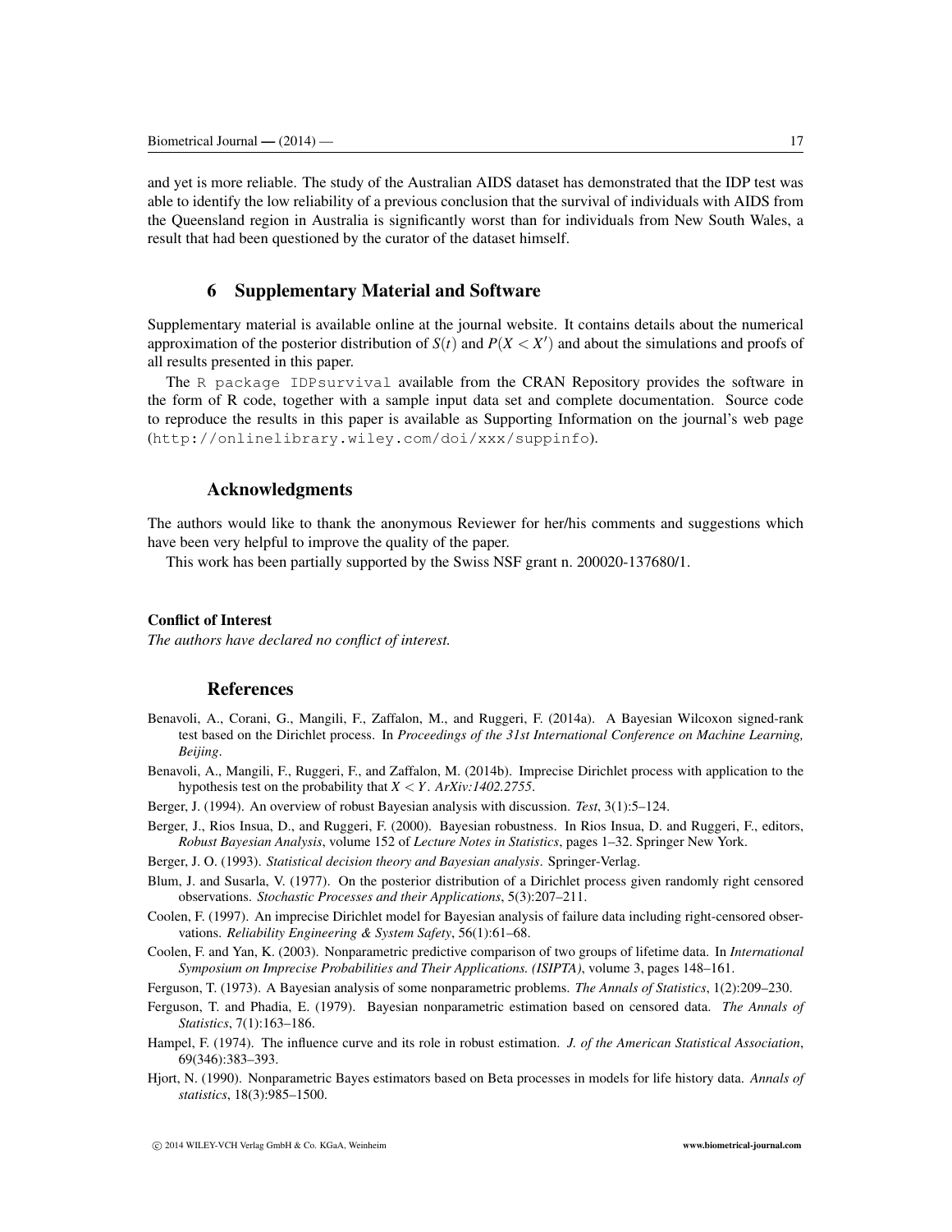and yet is more reliable. The study of the Australian AIDS dataset has demonstrated that the IDP test was able to identify the low reliability of a previous conclusion that the survival of individuals with AIDS from the Queensland region in Australia is significantly worst than for individuals from New South Wales, a result that had been questioned by the curator of the dataset himself.

## 6 Supplementary Material and Software

Supplementary material is available online at the journal website. It contains details about the numerical approximation of the posterior distribution of $S(t)$ and $P(X < X')$ and about the simulations and proofs of all results presented in this paper.

The `R package IDPsurvival` available from the CRAN Repository provides the software in the form of R code, together with a sample input data set and complete documentation. Source code to reproduce the results in this paper is available as Supporting Information on the journal's web page (`http://onlinelibrary.wiley.com/doi/xxx/suppinfo`).

## Acknowledgments

The authors would like to thank the anonymous Reviewer for her/his comments and suggestions which have been very helpful to improve the quality of the paper.

This work has been partially supported by the Swiss NSF grant n. 200020-137680/1.

**Conflict of Interest**

*The authors have declared no conflict of interest.*

## References

Benavoli, A., Corani, G., Mangili, F., Zaffalon, M., and Ruggeri, F. (2014a). A Bayesian Wilcoxon signed-rank test based on the Dirichlet process. In *Proceedings of the 31st International Conference on Machine Learning, Beijing*.

Benavoli, A., Mangili, F., Ruggeri, F., and Zaffalon, M. (2014b). Imprecise Dirichlet process with application to the hypothesis test on the probability that $X < Y$. *ArXiv:1402.2755*.

Berger, J. (1994). An overview of robust Bayesian analysis with discussion. *Test*, 3(1):5–124.

Berger, J., Rios Insua, D., and Ruggeri, F. (2000). Bayesian robustness. In Rios Insua, D. and Ruggeri, F., editors, *Robust Bayesian Analysis*, volume 152 of *Lecture Notes in Statistics*, pages 1–32. Springer New York.

Berger, J. O. (1993). *Statistical decision theory and Bayesian analysis*. Springer-Verlag.

Blum, J. and Susarla, V. (1977). On the posterior distribution of a Dirichlet process given randomly right censored observations. *Stochastic Processes and their Applications*, 5(3):207–211.

Coolen, F. (1997). An imprecise Dirichlet model for Bayesian analysis of failure data including right-censored observations. *Reliability Engineering & System Safety*, 56(1):61–68.

Coolen, F. and Yan, K. (2003). Nonparametric predictive comparison of two groups of lifetime data. In *International Symposium on Imprecise Probabilities and Their Applications. (ISIPTA)*, volume 3, pages 148–161.

Ferguson, T. (1973). A Bayesian analysis of some nonparametric problems. *The Annals of Statistics*, 1(2):209–230.

Ferguson, T. and Phadia, E. (1979). Bayesian nonparametric estimation based on censored data. *The Annals of Statistics*, 7(1):163–186.

Hampel, F. (1974). The influence curve and its role in robust estimation. *J. of the American Statistical Association*, 69(346):383–393.

Hjort, N. (1990). Nonparametric Bayes estimators based on Beta processes in models for life history data. *Annals of statistics*, 18(3):985–1500.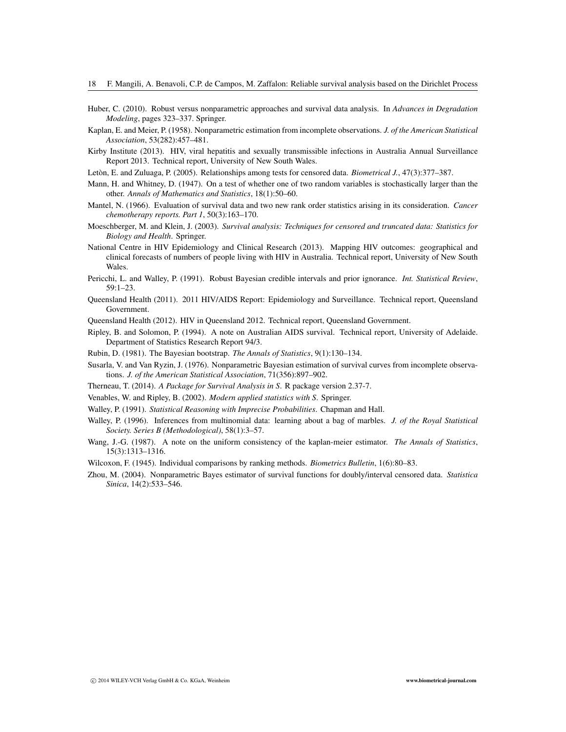Huber, C. (2010). Robust versus nonparametric approaches and survival data analysis. In *Advances in Degradation Modeling*, pages 323–337. Springer.

Kaplan, E. and Meier, P. (1958). Nonparametric estimation from incomplete observations. *J. of the American Statistical Association*, 53(282):457–481.

Kirby Institute (2013). HIV, viral hepatitis and sexually transmissible infections in Australia Annual Surveillance Report 2013. Technical report, University of New South Wales.

Letòn, E. and Zuluaga, P. (2005). Relationships among tests for censored data. *Biometrical J.*, 47(3):377–387.

Mann, H. and Whitney, D. (1947). On a test of whether one of two random variables is stochastically larger than the other. *Annals of Mathematics and Statistics*, 18(1):50–60.

Mantel, N. (1966). Evaluation of survival data and two new rank order statistics arising in its consideration. *Cancer chemotherapy reports. Part 1*, 50(3):163–170.

Moeschberger, M. and Klein, J. (2003). *Survival analysis: Techniques for censored and truncated data: Statistics for Biology and Health*. Springer.

National Centre in HIV Epidemiology and Clinical Research (2013). Mapping HIV outcomes: geographical and clinical forecasts of numbers of people living with HIV in Australia. Technical report, University of New South Wales.

Pericchi, L. and Walley, P. (1991). Robust Bayesian credible intervals and prior ignorance. *Int. Statistical Review*, 59:1–23.

Queensland Health (2011). 2011 HIV/AIDS Report: Epidemiology and Surveillance. Technical report, Queensland Government.

Queensland Health (2012). HIV in Queensland 2012. Technical report, Queensland Government.

Ripley, B. and Solomon, P. (1994). A note on Australian AIDS survival. Technical report, University of Adelaide. Department of Statistics Research Report 94/3.

Rubin, D. (1981). The Bayesian bootstrap. *The Annals of Statistics*, 9(1):130–134.

Susarla, V. and Van Ryzin, J. (1976). Nonparametric Bayesian estimation of survival curves from incomplete observations. *J. of the American Statistical Association*, 71(356):897–902.

Therneau, T. (2014). *A Package for Survival Analysis in S*. R package version 2.37-7.

Venables, W. and Ripley, B. (2002). *Modern applied statistics with S*. Springer.

Walley, P. (1991). *Statistical Reasoning with Imprecise Probabilities*. Chapman and Hall.

Walley, P. (1996). Inferences from multinomial data: learning about a bag of marbles. *J. of the Royal Statistical Society. Series B (Methodological)*, 58(1):3–57.

Wang, J.-G. (1987). A note on the uniform consistency of the kaplan-meier estimator. *The Annals of Statistics*, 15(3):1313–1316.

Wilcoxon, F. (1945). Individual comparisons by ranking methods. *Biometrics Bulletin*, 1(6):80–83.

Zhou, M. (2004). Nonparametric Bayes estimator of survival functions for doubly/interval censored data. *Statistica Sinica*, 14(2):533–546.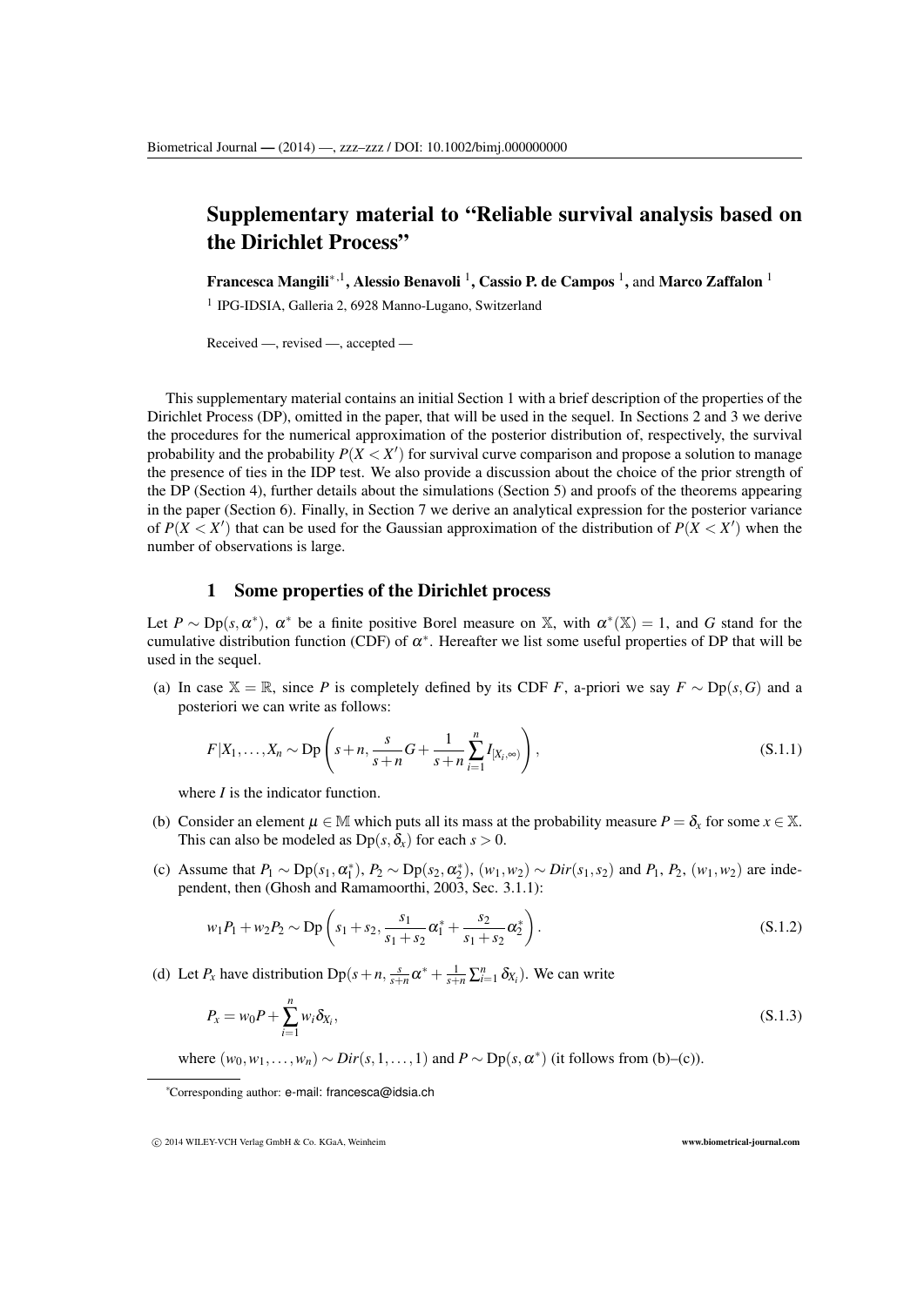# Supplementary material to "Reliable survival analysis based on the Dirichlet Process"

**Francesca Mangili**[*,1], **Alessio Benavoli** [1], **Cassio P. de Campos** [1], and **Marco Zaffalon** [1]

[1] IPG-IDSIA, Galleria 2, 6928 Manno-Lugano, Switzerland

Received —, revised —, accepted —

This supplementary material contains an initial Section 1 with a brief description of the properties of the Dirichlet Process (DP), omitted in the paper, that will be used in the sequel. In Sections 2 and 3 we derive the procedures for the numerical approximation of the posterior distribution of, respectively, the survival probability and the probability $P(X < X')$ for survival curve comparison and propose a solution to manage the presence of ties in the IDP test. We also provide a discussion about the choice of the prior strength of the DP (Section 4), further details about the simulations (Section 5) and proofs of the theorems appearing in the paper (Section 6). Finally, in Section 7 we derive an analytical expression for the posterior variance of $P(X < X')$ that can be used for the Gaussian approximation of the distribution of $P(X < X')$ when the number of observations is large.

## 1 Some properties of the Dirichlet process

Let $P \sim \mathrm{Dp}(s, \alpha^*)$, $\alpha^*$ be a finite positive Borel measure on $\mathbb{X}$, with $\alpha^*(\mathbb{X}) = 1$, and $G$ stand for the cumulative distribution function (CDF) of $\alpha^*$. Hereafter we list some useful properties of DP that will be used in the sequel.

(a) In case $\mathbb{X} = \mathbb{R}$, since $P$ is completely defined by its CDF $F$, a-priori we say $F \sim \mathrm{Dp}(s, G)$ and a posteriori we can write as follows:

$$F|X_1, \ldots, X_n \sim \mathrm{Dp}\left(s+n, \frac{s}{s+n}G + \frac{1}{s+n}\sum_{i=1}^{n} I_{[X_i,\infty)}\right), \tag{S.1.1}$$

where $I$ is the indicator function.

(b) Consider an element $\mu \in \mathbb{M}$ which puts all its mass at the probability measure $P = \delta_x$ for some $x \in \mathbb{X}$. This can also be modeled as $\mathrm{Dp}(s, \delta_x)$ for each $s > 0$.

(c) Assume that $P_1 \sim \mathrm{Dp}(s_1, \alpha_1^*)$, $P_2 \sim \mathrm{Dp}(s_2, \alpha_2^*)$, $(w_1, w_2) \sim Dir(s_1, s_2)$ and $P_1$, $P_2$, $(w_1, w_2)$ are independent, then (Ghosh and Ramamoorthi, 2003, Sec. 3.1.1):

$$w_1P_1 + w_2P_2 \sim \mathrm{Dp}\left(s_1+s_2, \frac{s_1}{s_1+s_2}\alpha_1^* + \frac{s_2}{s_1+s_2}\alpha_2^*\right). \tag{S.1.2}$$

(d) Let $P_x$ have distribution $\mathrm{Dp}(s+n, \frac{s}{s+n}\alpha^* + \frac{1}{s+n}\sum_{i=1}^{n}\delta_{X_i})$. We can write

$$P_x = w_0P + \sum_{i=1}^{n} w_i\delta_{X_i}, \tag{S.1.3}$$

where $(w_0, w_1, \ldots, w_n) \sim Dir(s, 1, \ldots, 1)$ and $P \sim \mathrm{Dp}(s, \alpha^*)$ (it follows from (b)–(c)).

---

*Corresponding author: e-mail: francesca@idsia.ch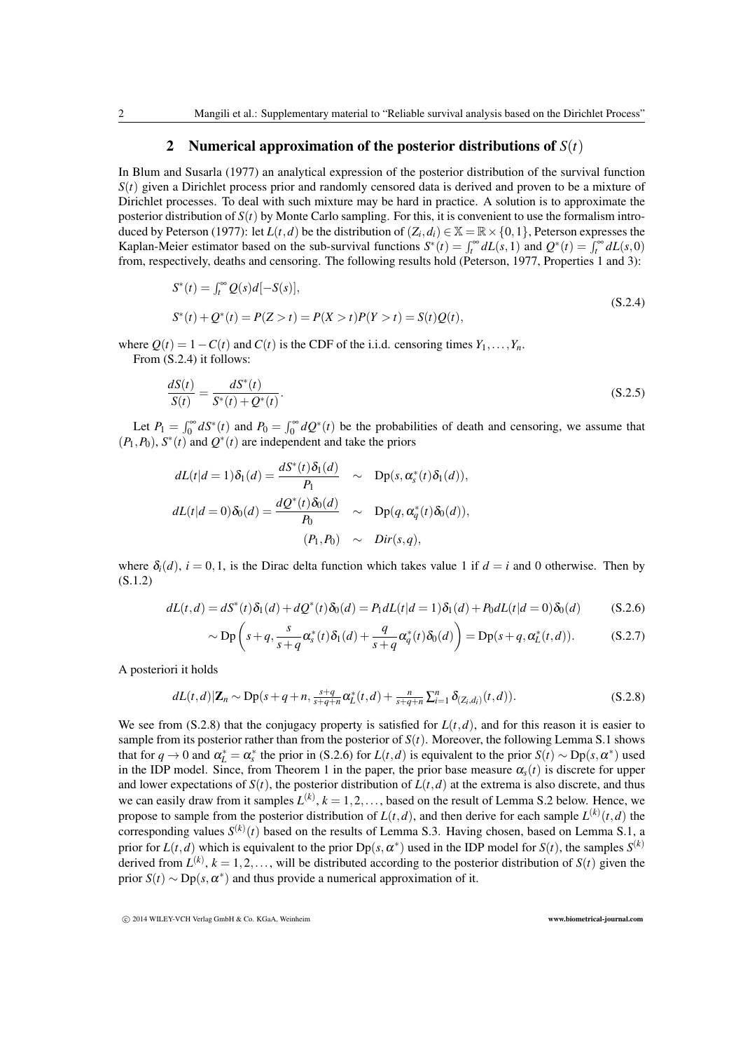## 2 Numerical approximation of the posterior distributions of $S(t)$

In Blum and Susarla (1977) an analytical expression of the posterior distribution of the survival function $S(t)$ given a Dirichlet process prior and randomly censored data is derived and proven to be a mixture of Dirichlet processes. To deal with such mixture may be hard in practice. A solution is to approximate the posterior distribution of $S(t)$ by Monte Carlo sampling. For this, it is convenient to use the formalism introduced by Peterson (1977): let $L(t,d)$ be the distribution of $(Z_i, d_i) \in \mathbb{X} = \mathbb{R} \times \{0,1\}$, Peterson expresses the Kaplan-Meier estimator based on the sub-survival functions $S^*(t) = \int_t^\infty dL(s,1)$ and $Q^*(t) = \int_t^\infty dL(s,0)$ from, respectively, deaths and censoring. The following results hold (Peterson, 1977, Properties 1 and 3):

$$
\begin{aligned}
&S^*(t) = \textstyle\int_t^\infty Q(s) d[-S(s)], \\
&S^*(t) + Q^*(t) = P(Z > t) = P(X > t)P(Y > t) = S(t)Q(t),
\end{aligned}
\tag{S.2.4}
$$

where $Q(t) = 1 - C(t)$ and $C(t)$ is the CDF of the i.i.d. censoring times $Y_1, \ldots, Y_n$.

From (S.2.4) it follows:

$$
\frac{dS(t)}{S(t)} = \frac{dS^*(t)}{S^*(t) + Q^*(t)}. \tag{S.2.5}
$$

Let $P_1 = \int_0^\infty dS^*(t)$ and $P_0 = \int_0^\infty dQ^*(t)$ be the probabilities of death and censoring, we assume that $(P_1, P_0)$, $S^*(t)$ and $Q^*(t)$ are independent and take the priors

$$
\begin{aligned}
dL(t|d=1)\delta_1(d) = \frac{dS^*(t)\delta_1(d)}{P_1} &\sim \mathrm{Dp}(s, \alpha_s^*(t)\delta_1(d)), \\
dL(t|d=0)\delta_0(d) = \frac{dQ^*(t)\delta_0(d)}{P_0} &\sim \mathrm{Dp}(q, \alpha_q^*(t)\delta_0(d)), \\
(P_1, P_0) &\sim Dir(s,q),
\end{aligned}
$$

where $\delta_i(d)$, $i = 0,1$, is the Dirac delta function which takes value 1 if $d = i$ and 0 otherwise. Then by (S.1.2)

$$
dL(t,d) = dS^*(t)\delta_1(d) + dQ^*(t)\delta_0(d) = P_1 dL(t|d=1)\delta_1(d) + P_0 dL(t|d=0)\delta_0(d) \tag{S.2.6}
$$

$$
\sim \mathrm{Dp}\left(s+q, \frac{s}{s+q}\alpha_s^*(t)\delta_1(d) + \frac{q}{s+q}\alpha_q^*(t)\delta_0(d)\right) = \mathrm{Dp}(s+q, \alpha_L^*(t,d)). \tag{S.2.7}
$$

A posteriori it holds

$$
dL(t,d)|\mathbf{Z}_n \sim \mathrm{Dp}\left(s+q+n, \tfrac{s+q}{s+q+n}\alpha_L^*(t,d) + \tfrac{n}{s+q+n}\textstyle\sum_{i=1}^n \delta_{(Z_i,d_i)}(t,d)\right). \tag{S.2.8}
$$

We see from (S.2.8) that the conjugacy property is satisfied for $L(t,d)$, and for this reason it is easier to sample from its posterior rather than from the posterior of $S(t)$. Moreover, the following Lemma S.1 shows that for $q \to 0$ and $\alpha_L^* = \alpha_s^*$ the prior in (S.2.6) for $L(t,d)$ is equivalent to the prior $S(t) \sim \mathrm{Dp}(s, \alpha^*)$ used in the IDP model. Since, from Theorem 1 in the paper, the prior base measure $\alpha_s(t)$ is discrete for upper and lower expectations of $S(t)$, the posterior distribution of $L(t,d)$ at the extrema is also discrete, and thus we can easily draw from it samples $L^{(k)}$, $k = 1,2,\ldots$, based on the result of Lemma S.2 below. Hence, we propose to sample from the posterior distribution of $L(t,d)$, and then derive for each sample $L^{(k)}(t,d)$ the corresponding values $S^{(k)}(t)$ based on the results of Lemma S.3. Having chosen, based on Lemma S.1, a prior for $L(t,d)$ which is equivalent to the prior $\mathrm{Dp}(s, \alpha^*)$ used in the IDP model for $S(t)$, the samples $S^{(k)}$ derived from $L^{(k)}$, $k = 1,2,\ldots$, will be distributed according to the posterior distribution of $S(t)$ given the prior $S(t) \sim \mathrm{Dp}(s, \alpha^*)$ and thus provide a numerical approximation of it.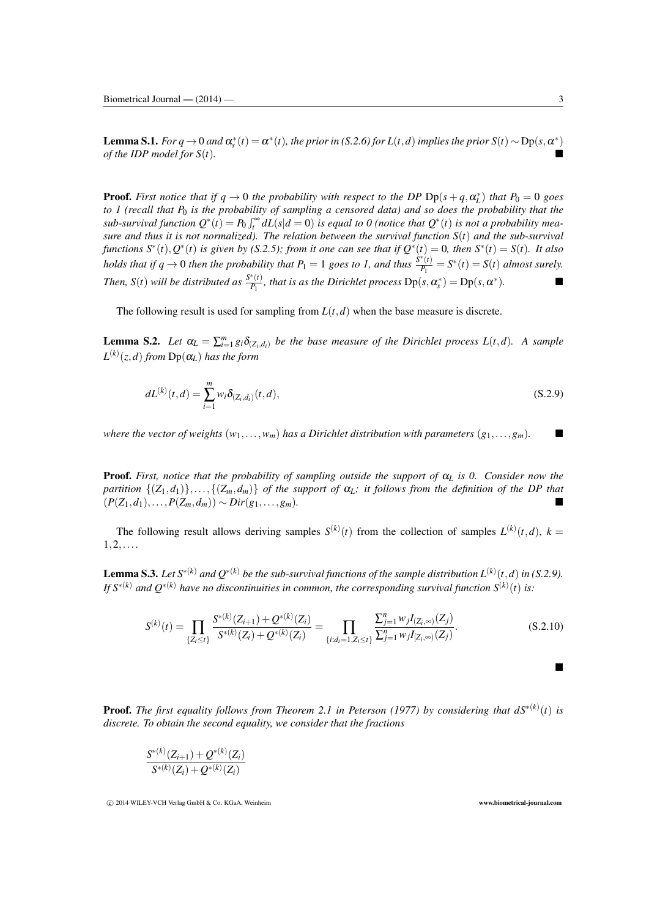**Lemma S.1.** *For $q \to 0$ and $\alpha_s^*(t) = \alpha^*(t)$, the prior in (S.2.6) for $L(t,d)$ implies the prior $S(t) \sim \mathrm{Dp}(s, \alpha^*)$ of the IDP model for $S(t)$.* ■

**Proof.** *First notice that if $q \to 0$ the probability with respect to the DP $\mathrm{Dp}(s+q, \alpha_L^*)$ that $P_0 = 0$ goes to 1 (recall that $P_0$ is the probability of sampling a censored data) and so does the probability that the sub-survival function $Q^*(t) = P_0 \int_t^\infty dL(s|d=0)$ is equal to 0 (notice that $Q^*(t)$ is not a probability measure and thus it is not normalized). The relation between the survival function $S(t)$ and the sub-survival functions $S^*(t), Q^*(t)$ is given by (S.2.5); from it one can see that if $Q^*(t) = 0$, then $S^*(t) = S(t)$. It also holds that if $q \to 0$ then the probability that $P_1 = 1$ goes to 1, and thus $\frac{S^*(t)}{P_1} = S^*(t) = S(t)$ almost surely. Then, $S(t)$ will be distributed as $\frac{S^*(t)}{P_1}$, that is as the Dirichlet process $\mathrm{Dp}(s, \alpha_s^*) = \mathrm{Dp}(s, \alpha^*)$.* ■

The following result is used for sampling from $L(t,d)$ when the base measure is discrete.

**Lemma S.2.** *Let $\alpha_L = \sum_{i=1}^m g_i \delta_{(Z_i,d_i)}$ be the base measure of the Dirichlet process $L(t,d)$. A sample $L^{(k)}(z,d)$ from $\mathrm{Dp}(\alpha_L)$ has the form*

$$dL^{(k)}(t,d) = \sum_{i=1}^m w_i \delta_{(Z_i,d_i)}(t,d), \tag{S.2.9}$$

*where the vector of weights $(w_1, \ldots, w_m)$ has a Dirichlet distribution with parameters $(g_1, \ldots, g_m)$.* ■

**Proof.** *First, notice that the probability of sampling outside the support of $\alpha_L$ is 0. Consider now the partition $\{(Z_1,d_1)\}, \ldots, \{(Z_m,d_m)\}$ of the support of $\alpha_L$; it follows from the definition of the DP that $(P(Z_1,d_1), \ldots, P(Z_m,d_m)) \sim Dir(g_1, \ldots, g_m)$.* ■

The following result allows deriving samples $S^{(k)}(t)$ from the collection of samples $L^{(k)}(t,d)$, $k = 1,2,\ldots$.

**Lemma S.3.** *Let $S^{*(k)}$ and $Q^{*(k)}$ be the sub-survival functions of the sample distribution $L^{(k)}(t,d)$ in (S.2.9). If $S^{*(k)}$ and $Q^{*(k)}$ have no discontinuities in common, the corresponding survival function $S^{(k)}(t)$ is:*

$$S^{(k)}(t) = \prod_{\{Z_i \leq t\}} \frac{S^{*(k)}(Z_{i+1}) + Q^{*(k)}(Z_i)}{S^{*(k)}(Z_i) + Q^{*(k)}(Z_i)} = \prod_{\{i: d_i = 1, Z_i \leq t\}} \frac{\sum_{j=1}^n w_j I_{(Z_i,\infty)}(Z_j)}{\sum_{j=1}^n w_j I_{[Z_i,\infty)}(Z_j)}. \tag{S.2.10}$$

■

**Proof.** *The first equality follows from Theorem 2.1 in Peterson (1977) by considering that $dS^{*(k)}(t)$ is discrete. To obtain the second equality, we consider that the fractions*

$$\frac{S^{*(k)}(Z_{i+1}) + Q^{*(k)}(Z_i)}{S^{*(k)}(Z_i) + Q^{*(k)}(Z_i)}$$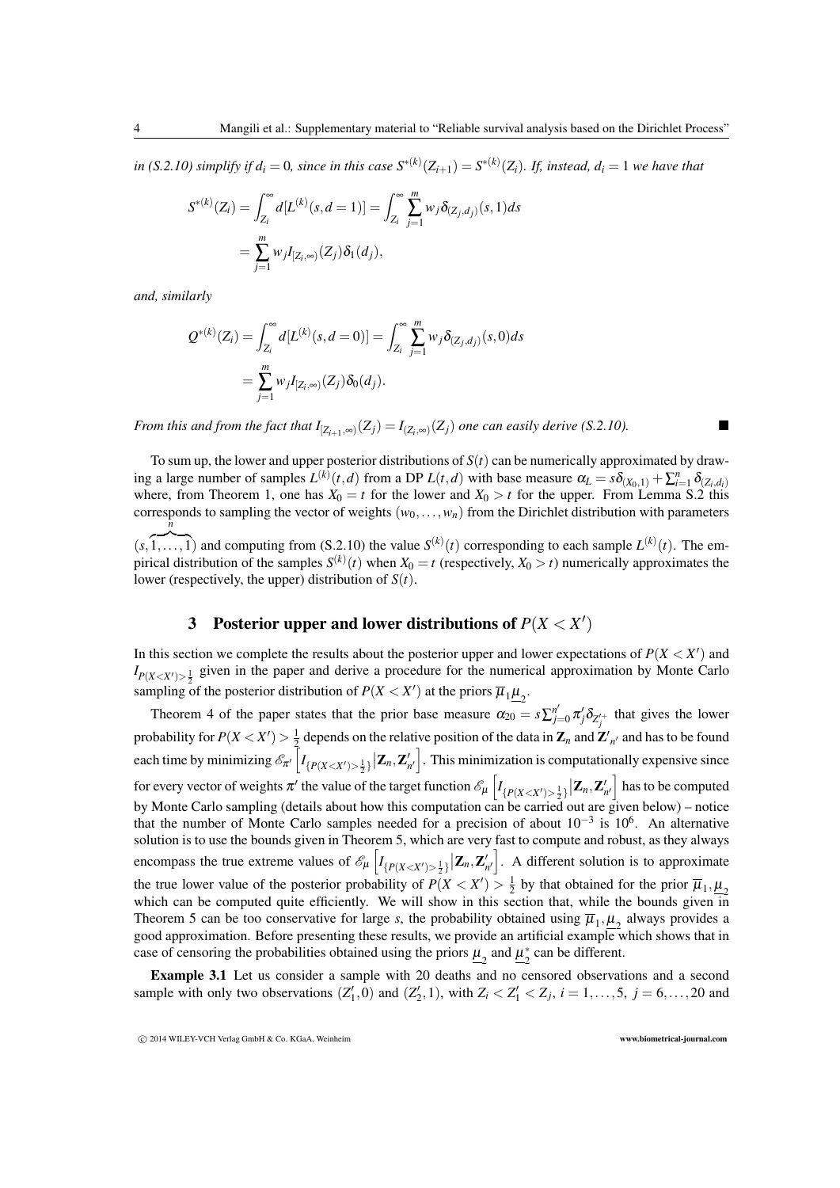*in (S.2.10) simplify if $d_i = 0$, since in this case $S^{*(k)}(Z_{i+1}) = S^{*(k)}(Z_i)$. If, instead, $d_i = 1$ we have that*

$$
\begin{aligned}
S^{*(k)}(Z_i) &= \int_{Z_i}^{\infty} d[L^{(k)}(s, d=1)] = \int_{Z_i}^{\infty} \sum_{j=1}^{m} w_j \delta_{(Z_j, d_j)}(s, 1) ds \\
&= \sum_{j=1}^{m} w_j I_{[Z_i, \infty)}(Z_j) \delta_1(d_j),
\end{aligned}
$$

*and, similarly*

$$
\begin{aligned}
Q^{*(k)}(Z_i) &= \int_{Z_i}^{\infty} d[L^{(k)}(s, d=0)] = \int_{Z_i}^{\infty} \sum_{j=1}^{m} w_j \delta_{(Z_j, d_j)}(s, 0) ds \\
&= \sum_{j=1}^{m} w_j I_{[Z_i, \infty)}(Z_j) \delta_0(d_j).
\end{aligned}
$$

*From this and from the fact that $I_{[Z_{i+1}, \infty)}(Z_j) = I_{(Z_i, \infty)}(Z_j)$ one can easily derive (S.2.10).* ■

To sum up, the lower and upper posterior distributions of $S(t)$ can be numerically approximated by drawing a large number of samples $L^{(k)}(t,d)$ from a DP $L(t,d)$ with base measure $\alpha_L = s\delta_{(X_0,1)} + \sum_{i=1}^{n} \delta_{(Z_i, d_i)}$ where, from Theorem 1, one has $X_0 = t$ for the lower and $X_0 > t$ for the upper. From Lemma S.2 this corresponds to sampling the vector of weights $(w_0, \ldots, w_n)$ from the Dirichlet distribution with parameters $(s, \overbrace{1, \ldots, 1}^{n})$ and computing from (S.2.10) the value $S^{(k)}(t)$ corresponding to each sample $L^{(k)}(t)$. The empirical distribution of the samples $S^{(k)}(t)$ when $X_0 = t$ (respectively, $X_0 > t$) numerically approximates the lower (respectively, the upper) distribution of $S(t)$.

## 3 Posterior upper and lower distributions of $P(X < X')$

In this section we complete the results about the posterior upper and lower expectations of $P(X < X')$ and $I_{P(X<X')>\frac{1}{2}}$ given in the paper and derive a procedure for the numerical approximation by Monte Carlo sampling of the posterior distribution of $P(X < X')$ at the priors $\overline{\mu}_1 \underline{\mu}_2$.

Theorem 4 of the paper states that the prior base measure $\alpha_{20} = s\sum_{j=0}^{n'} \pi'_j \delta_{Z_j'^{+}}$ that gives the lower probability for $P(X < X') > \frac{1}{2}$ depends on the relative position of the data in $\mathbf{Z}_n$ and $\mathbf{Z}'_{n'}$ and has to be found each time by minimizing $\mathscr{E}_{\pi'}\left[I_{\{P(X<X')>\frac{1}{2}\}} \middle| \mathbf{Z}_n, \mathbf{Z}'_{n'}\right]$. This minimization is computationally expensive since for every vector of weights $\pi'$ the value of the target function $\mathscr{E}_{\mu}\left[I_{\{P(X<X')>\frac{1}{2}\}} \middle| \mathbf{Z}_n, \mathbf{Z}'_{n'}\right]$ has to be computed by Monte Carlo sampling (details about how this computation can be carried out are given below) – notice that the number of Monte Carlo samples needed for a precision of about $10^{-3}$ is $10^6$. An alternative solution is to use the bounds given in Theorem 5, which are very fast to compute and robust, as they always encompass the true extreme values of $\mathscr{E}_{\mu}\left[I_{\{P(X<X')>\frac{1}{2}\}} \middle| \mathbf{Z}_n, \mathbf{Z}'_{n'}\right]$. A different solution is to approximate the true lower value of the posterior probability of $P(X < X') > \frac{1}{2}$ by that obtained for the prior $\overline{\mu}_1, \underline{\mu}_2$ which can be computed quite efficiently. We will show in this section that, while the bounds given in Theorem 5 can be too conservative for large $s$, the probability obtained using $\overline{\mu}_1, \underline{\mu}_2$ always provides a good approximation. Before presenting these results, we provide an artificial example which shows that in case of censoring the probabilities obtained using the priors $\underline{\mu}_2$ and $\underline{\mu}_2^*$ can be different.

**Example 3.1** Let us consider a sample with 20 deaths and no censored observations and a second sample with only two observations $(Z'_1, 0)$ and $(Z'_2, 1)$, with $Z_i < Z'_1 < Z_j$, $i = 1, \ldots, 5$, $j = 6, \ldots, 20$ and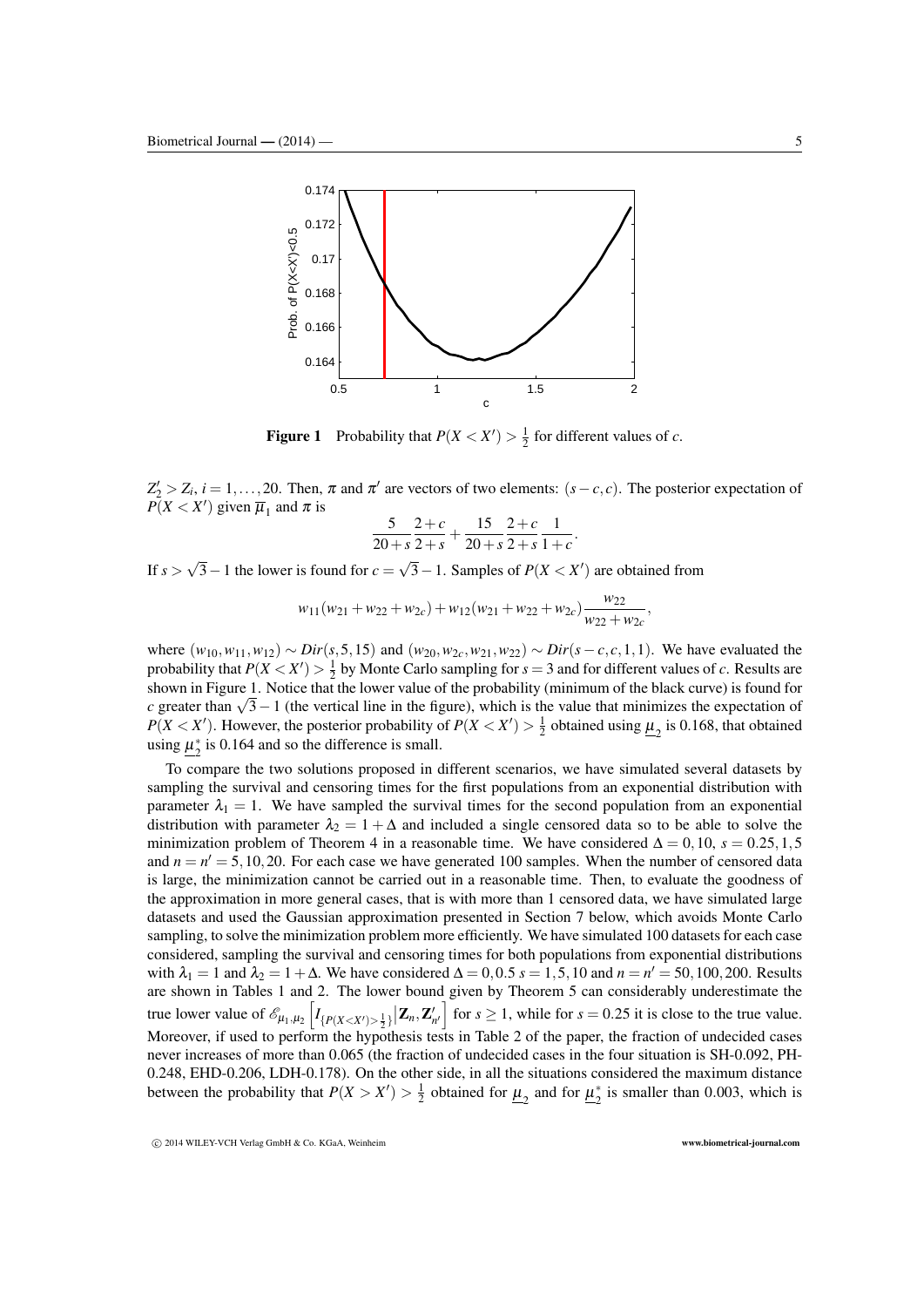**Figure 1** Probability that $P(X < X') > \frac{1}{2}$ for different values of $c$.

$Z_2' > Z_i$, $i = 1, \ldots, 20$. Then, $\pi$ and $\pi'$ are vectors of two elements: $(s-c, c)$. The posterior expectation of $P(X < X')$ given $\overline{\mu}_1$ and $\pi$ is

$$\frac{5}{20+s}\frac{2+c}{2+s} + \frac{15}{20+s}\frac{2+c}{2+s}\frac{1}{1+c}.$$

If $s > \sqrt{3}-1$ the lower is found for $c = \sqrt{3}-1$. Samples of $P(X < X')$ are obtained from

$$w_{11}(w_{21}+w_{22}+w_{2c}) + w_{12}(w_{21}+w_{22}+w_{2c})\frac{w_{22}}{w_{22}+w_{2c}},$$

where $(w_{10}, w_{11}, w_{12}) \sim Dir(s, 5, 15)$ and $(w_{20}, w_{2c}, w_{21}, w_{22}) \sim Dir(s-c, c, 1, 1)$. We have evaluated the probability that $P(X < X') > \frac{1}{2}$ by Monte Carlo sampling for $s = 3$ and for different values of $c$. Results are shown in Figure 1. Notice that the lower value of the probability (minimum of the black curve) is found for $c$ greater than $\sqrt{3}-1$ (the vertical line in the figure), which is the value that minimizes the expectation of $P(X < X')$. However, the posterior probability of $P(X < X') > \frac{1}{2}$ obtained using $\underline{\mu}_2$ is 0.168, that obtained using $\underline{\mu}_2^*$ is 0.164 and so the difference is small.

To compare the two solutions proposed in different scenarios, we have simulated several datasets by sampling the survival and censoring times for the first populations from an exponential distribution with parameter $\lambda_1 = 1$. We have sampled the survival times for the second population from an exponential distribution with parameter $\lambda_2 = 1 + \Delta$ and included a single censored data so to be able to solve the minimization problem of Theorem 4 in a reasonable time. We have considered $\Delta = 0, 10$, $s = 0.25, 1, 5$ and $n = n' = 5, 10, 20$. For each case we have generated 100 samples. When the number of censored data is large, the minimization cannot be carried out in a reasonable time. Then, to evaluate the goodness of the approximation in more general cases, that is with more than 1 censored data, we have simulated large datasets and used the Gaussian approximation presented in Section 7 below, which avoids Monte Carlo sampling, to solve the minimization problem more efficiently. We have simulated 100 datasets for each case considered, sampling the survival and censoring times for both populations from exponential distributions with $\lambda_1 = 1$ and $\lambda_2 = 1 + \Delta$. We have considered $\Delta = 0, 0.5$ $s = 1, 5, 10$ and $n = n' = 50, 100, 200$. Results are shown in Tables 1 and 2. The lower bound given by Theorem 5 can considerably underestimate the true lower value of $\mathscr{E}_{\mu_1,\mu_2}\left[I_{\{P(X<X')>\frac{1}{2}\}}\middle|\mathbf{Z}_n, \mathbf{Z}'_{n'}\right]$ for $s \geq 1$, while for $s = 0.25$ it is close to the true value. Moreover, if used to perform the hypothesis tests in Table 2 of the paper, the fraction of undecided cases never increases of more than 0.065 (the fraction of undecided cases in the four situation is SH-0.092, PH-0.248, EHD-0.206, LDH-0.178). On the other side, in all the situations considered the maximum distance between the probability that $P(X > X') > \frac{1}{2}$ obtained for $\underline{\mu}_2$ and for $\underline{\mu}_2^*$ is smaller than 0.003, which is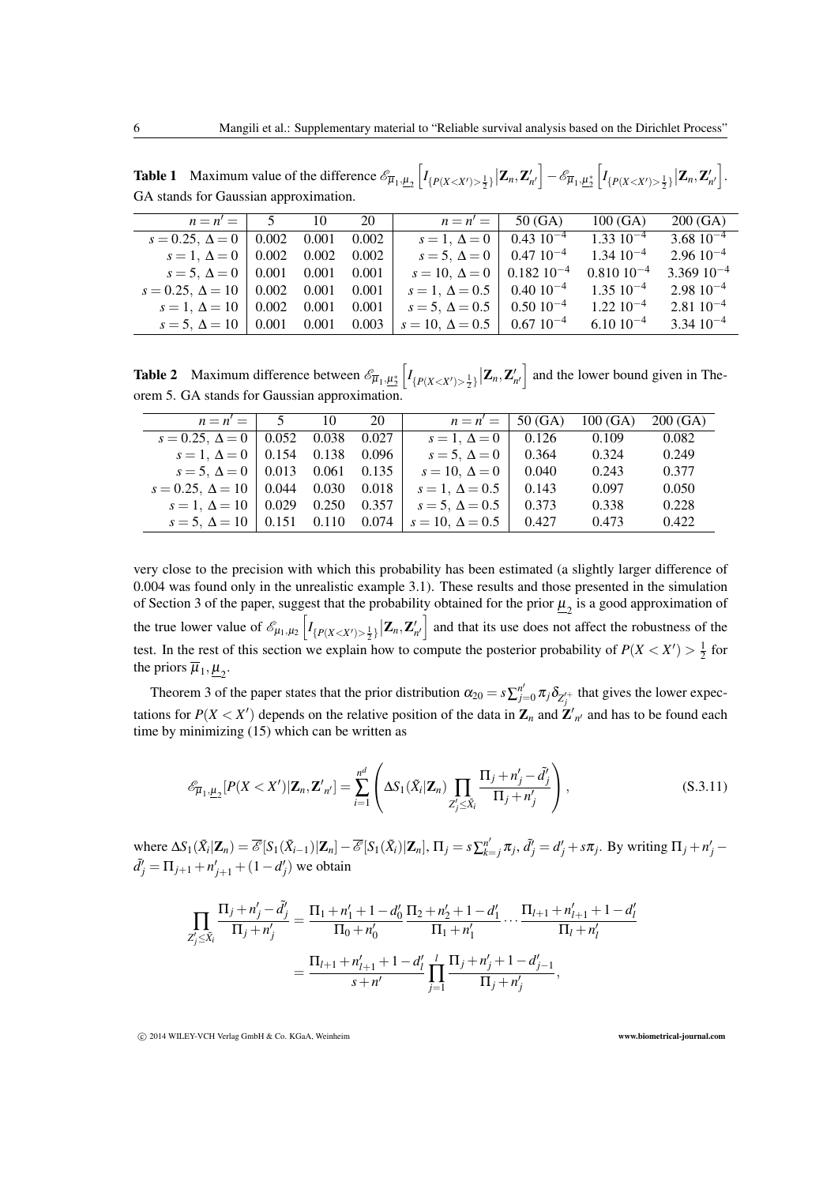**Table 1** Maximum value of the difference $\mathscr{E}_{\overline{\mu}_1,\underline{\mu}_2}\left[I_{\{P(X<X')>\frac{1}{2}\}}\big|\mathbf{Z}_n,\mathbf{Z}'_{n'}\right] - \mathscr{E}_{\overline{\mu}_1,\underline{\mu}_2^*}\left[I_{\{P(X<X')>\frac{1}{2}\}}\big|\mathbf{Z}_n,\mathbf{Z}'_{n'}\right]$. GA stands for Gaussian approximation.

| $n=n'=$ | 5 | 10 | 20 | $n=n'=$ | 50 (GA) | 100 (GA) | 200 (GA) |
|---|---|---|---|---|---|---|---|
| $s=0.25,\ \Delta=0$ | 0.002 | 0.001 | 0.002 | $s=1,\ \Delta=0$ | $0.43\ 10^{-4}$ | $1.33\ 10^{-4}$ | $3.68\ 10^{-4}$ |
| $s=1,\ \Delta=0$ | 0.002 | 0.002 | 0.002 | $s=5,\ \Delta=0$ | $0.47\ 10^{-4}$ | $1.34\ 10^{-4}$ | $2.96\ 10^{-4}$ |
| $s=5,\ \Delta=0$ | 0.001 | 0.001 | 0.001 | $s=10,\ \Delta=0$ | $0.182\ 10^{-4}$ | $0.810\ 10^{-4}$ | $3.369\ 10^{-4}$ |
| $s=0.25,\ \Delta=10$ | 0.002 | 0.001 | 0.001 | $s=1,\ \Delta=0.5$ | $0.40\ 10^{-4}$ | $1.35\ 10^{-4}$ | $2.98\ 10^{-4}$ |
| $s=1,\ \Delta=10$ | 0.002 | 0.001 | 0.001 | $s=5,\ \Delta=0.5$ | $0.50\ 10^{-4}$ | $1.22\ 10^{-4}$ | $2.81\ 10^{-4}$ |
| $s=5,\ \Delta=10$ | 0.001 | 0.001 | 0.003 | $s=10,\ \Delta=0.5$ | $0.67\ 10^{-4}$ | $6.10\ 10^{-4}$ | $3.34\ 10^{-4}$ |

**Table 2** Maximum difference between $\mathscr{E}_{\overline{\mu}_1,\underline{\mu}_2^*}\left[I_{\{P(X<X')>\frac{1}{2}\}}\big|\mathbf{Z}_n,\mathbf{Z}'_{n'}\right]$ and the lower bound given in Theorem 5. GA stands for Gaussian approximation.

| $n=n'=$ | 5 | 10 | 20 | $n=n'=$ | 50 (GA) | 100 (GA) | 200 (GA) |
|---|---|---|---|---|---|---|---|
| $s=0.25,\ \Delta=0$ | 0.052 | 0.038 | 0.027 | $s=1,\ \Delta=0$ | 0.126 | 0.109 | 0.082 |
| $s=1,\ \Delta=0$ | 0.154 | 0.138 | 0.096 | $s=5,\ \Delta=0$ | 0.364 | 0.324 | 0.249 |
| $s=5,\ \Delta=0$ | 0.013 | 0.061 | 0.135 | $s=10,\ \Delta=0$ | 0.040 | 0.243 | 0.377 |
| $s=0.25,\ \Delta=10$ | 0.044 | 0.030 | 0.018 | $s=1,\ \Delta=0.5$ | 0.143 | 0.097 | 0.050 |
| $s=1,\ \Delta=10$ | 0.029 | 0.250 | 0.357 | $s=5,\ \Delta=0.5$ | 0.373 | 0.338 | 0.228 |
| $s=5,\ \Delta=10$ | 0.151 | 0.110 | 0.074 | $s=10,\ \Delta=0.5$ | 0.427 | 0.473 | 0.422 |

very close to the precision with which this probability has been estimated (a slightly larger difference of 0.004 was found only in the unrealistic example 3.1). These results and those presented in the simulation of Section 3 of the paper, suggest that the probability obtained for the prior $\underline{\mu}_2$ is a good approximation of the true lower value of $\mathscr{E}_{\mu_1,\mu_2}\left[I_{\{P(X<X')>\frac{1}{2}\}}\big|\mathbf{Z}_n,\mathbf{Z}'_{n'}\right]$ and that its use does not affect the robustness of the test. In the rest of this section we explain how to compute the posterior probability of $P(X<X')>\frac{1}{2}$ for the priors $\overline{\mu}_1,\underline{\mu}_2$.

Theorem 3 of the paper states that the prior distribution $\alpha_{20} = s\sum_{j=0}^{n'}\pi_j\delta_{Z_j'^+}$ that gives the lower expectations for $P(X<X')$ depends on the relative position of the data in $\mathbf{Z}_n$ and $\mathbf{Z}'_{n'}$ and has to be found each time by minimizing (15) which can be written as

$$\mathscr{E}_{\overline{\mu}_1,\underline{\mu}_2}[P(X<X')|\mathbf{Z}_n,\mathbf{Z}'_{n'}] = \sum_{i=1}^{n^d}\left(\Delta S_1(\tilde{X}_i|\mathbf{Z}_n)\prod_{Z'_j\leq\tilde{X}_i}\frac{\Pi_j+n'_j-\tilde{d}'_j}{\Pi_j+n'_j}\right), \tag{S.3.11}$$

where $\Delta S_1(\tilde{X}_i|\mathbf{Z}_n) = \overline{\mathscr{E}}[S_1(\tilde{X}_{i-1})|\mathbf{Z}_n] - \overline{\mathscr{E}}[S_1(\tilde{X}_i)|\mathbf{Z}_n]$, $\Pi_j = s\sum_{k=j}^{n'}\pi_j$, $\tilde{d}'_j = d'_j + s\pi_j$. By writing $\Pi_j+n'_j-\tilde{d}'_j = \Pi_{j+1}+n'_{j+1}+(1-d'_j)$ we obtain

$$\begin{aligned}
\prod_{Z'_j\leq\tilde{X}_i}\frac{\Pi_j+n'_j-\tilde{d}'_j}{\Pi_j+n'_j} &= \frac{\Pi_1+n'_1+1-d'_0}{\Pi_0+n'_0}\,\frac{\Pi_2+n'_2+1-d'_1}{\Pi_1+n'_1}\cdots\frac{\Pi_{l+1}+n'_{l+1}+1-d'_l}{\Pi_l+n'_l} \\
&= \frac{\Pi_{l+1}+n'_{l+1}+1-d'_l}{s+n'}\prod_{j=1}^{l}\frac{\Pi_j+n'_j+1-d'_{j-1}}{\Pi_j+n'_j},
\end{aligned}$$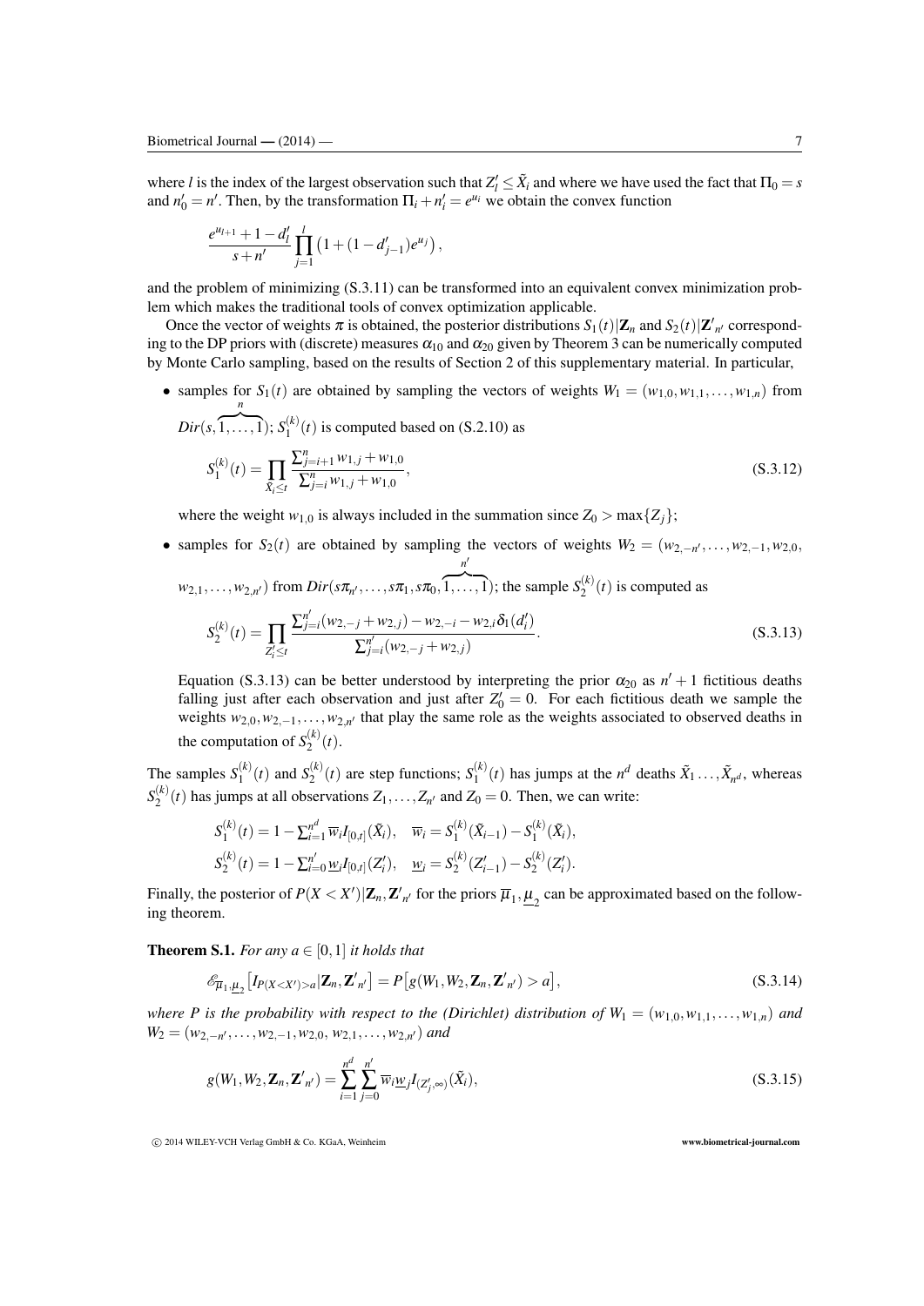where $l$ is the index of the largest observation such that $Z'_l \leq \tilde{X}_i$ and where we have used the fact that $\Pi_0 = s$ and $n'_0 = n'$. Then, by the transformation $\Pi_i + n'_i = e^{u_i}$ we obtain the convex function

$$\frac{e^{u_{l+1}} + 1 - d'_l}{s + n'} \prod_{j=1}^{l} \left(1 + (1 - d'_{j-1}) e^{u_j}\right),$$

and the problem of minimizing (S.3.11) can be transformed into an equivalent convex minimization problem which makes the traditional tools of convex optimization applicable.

Once the vector of weights $\pi$ is obtained, the posterior distributions $S_1(t)|\mathbf{Z}_n$ and $S_2(t)|\mathbf{Z}'_{n'}$ corresponding to the DP priors with (discrete) measures $\alpha_{10}$ and $\alpha_{20}$ given by Theorem 3 can be numerically computed by Monte Carlo sampling, based on the results of Section 2 of this supplementary material. In particular,

- samples for $S_1(t)$ are obtained by sampling the vectors of weights $W_1 = (w_{1,0}, w_{1,1}, \ldots, w_{1,n})$ from $Dir(s, \overbrace{1, \ldots, 1}^{n})$; $S_1^{(k)}(t)$ is computed based on (S.2.10) as

$$S_1^{(k)}(t) = \prod_{\tilde{X}_i \leq t} \frac{\sum_{j=i+1}^{n} w_{1,j} + w_{1,0}}{\sum_{j=i}^{n} w_{1,j} + w_{1,0}}, \tag{S.3.12}$$

  where the weight $w_{1,0}$ is always included in the summation since $Z_0 > \max\{Z_j\}$;

- samples for $S_2(t)$ are obtained by sampling the vectors of weights $W_2 = (w_{2,-n'}, \ldots, w_{2,-1}, w_{2,0}, w_{2,1}, \ldots, w_{2,n'})$ from $Dir(s\pi_{n'}, \ldots, s\pi_1, s\pi_0, \overbrace{1, \ldots, 1}^{n'})$; the sample $S_2^{(k)}(t)$ is computed as

$$S_2^{(k)}(t) = \prod_{Z'_i \leq t} \frac{\sum_{j=i}^{n'} (w_{2,-j} + w_{2,j}) - w_{2,-i} - w_{2,i}\delta_1(d'_i)}{\sum_{j=i}^{n'} (w_{2,-j} + w_{2,j})}. \tag{S.3.13}$$

  Equation (S.3.13) can be better understood by interpreting the prior $\alpha_{20}$ as $n'+1$ fictitious deaths falling just after each observation and just after $Z'_0 = 0$. For each fictitious death we sample the weights $w_{2,0}, w_{2,-1}, \ldots, w_{2,n'}$ that play the same role as the weights associated to observed deaths in the computation of $S_2^{(k)}(t)$.

The samples $S_1^{(k)}(t)$ and $S_2^{(k)}(t)$ are step functions; $S_1^{(k)}(t)$ has jumps at the $n^d$ deaths $\tilde{X}_1 \ldots, \tilde{X}_{n^d}$, whereas $S_2^{(k)}(t)$ has jumps at all observations $Z_1, \ldots, Z_{n'}$ and $Z_0 = 0$. Then, we can write:

$$S_1^{(k)}(t) = 1 - \textstyle\sum_{i=1}^{n^d} \overline{w}_i I_{[0,t]}(\tilde{X}_i), \quad \overline{w}_i = S_1^{(k)}(\tilde{X}_{i-1}) - S_1^{(k)}(\tilde{X}_i),$$
$$S_2^{(k)}(t) = 1 - \textstyle\sum_{i=0}^{n'} \underline{w}_i I_{[0,t]}(Z'_i), \quad \underline{w}_i = S_2^{(k)}(Z'_{i-1}) - S_2^{(k)}(Z'_i).$$

Finally, the posterior of $P(X < X')|\mathbf{Z}_n, \mathbf{Z}'_{n'}$ for the priors $\overline{\mu}_1, \underline{\mu}_2$ can be approximated based on the following theorem.

**Theorem S.1.** *For any $a \in [0,1]$ it holds that*

$$\mathscr{E}_{\overline{\mu}_1, \underline{\mu}_2}\left[I_{P(X<X')>a} | \mathbf{Z}_n, \mathbf{Z}'_{n'}\right] = P\left[g(W_1, W_2, \mathbf{Z}_n, \mathbf{Z}'_{n'}) > a\right], \tag{S.3.14}$$

*where $P$ is the probability with respect to the (Dirichlet) distribution of $W_1 = (w_{1,0}, w_{1,1}, \ldots, w_{1,n})$ and $W_2 = (w_{2,-n'}, \ldots, w_{2,-1}, w_{2,0}, w_{2,1}, \ldots, w_{2,n'})$ and*

$$g(W_1, W_2, \mathbf{Z}_n, \mathbf{Z}'_{n'}) = \sum_{i=1}^{n^d} \sum_{j=0}^{n'} \overline{w}_i \underline{w}_j I_{(Z'_j, \infty)}(\tilde{X}_i), \tag{S.3.15}$$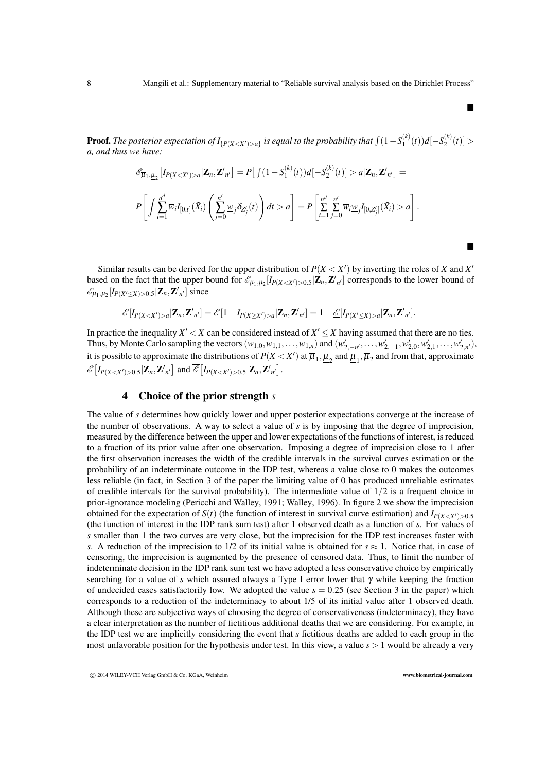■

**Proof.** *The posterior expectation of $I_{\{P(X<X')>a\}}$ is equal to the probability that $\int(1-S_1^{(k)}(t))d[-S_2^{(k)}(t)] > a$, and thus we have:*

$$\mathscr{E}_{\overline{\mu}_1,\underline{\mu}_2}\big[I_{P(X<X')>a}|\mathbf{Z}_n,\mathbf{Z'}_{n'}\big] = P\big[\int(1-S_1^{(k)}(t))d[-S_2^{(k)}(t)] > a|\mathbf{Z}_n,\mathbf{Z'}_{n'}\big] =$$

$$P\left[\int \sum_{i=1}^{n^d} \overline{w}_i I_{[0,t]}(\tilde{X}_i)\left(\sum_{j=0}^{n'} \underline{w}_j \delta_{Z'_j}(t)\right)dt > a\right] = P\left[\sum_{i=1}^{n^d}\sum_{j=0}^{n'} \overline{w}_i \underline{w}_j I_{[0,Z'_j]}(\tilde{X}_i) > a\right].$$

■

Similar results can be derived for the upper distribution of $P(X<X')$ by inverting the roles of $X$ and $X'$ based on the fact that the upper bound for $\mathscr{E}_{\mu_1,\mu_2}[I_{P(X<X')>0.5}|\mathbf{Z}_n,\mathbf{Z'}_{n'}]$ corresponds to the lower bound of $\mathscr{E}_{\mu_1,\mu_2}[I_{P(X'\leq X)>0.5}|\mathbf{Z}_n,\mathbf{Z'}_{n'}]$ since

$$\overline{\mathscr{E}}[I_{P(X<X')>a}|\mathbf{Z}_n,\mathbf{Z'}_{n'}] = \overline{\mathscr{E}}[1-I_{P(X\geq X')>a}|\mathbf{Z}_n,\mathbf{Z'}_{n'}] = 1-\underline{\mathscr{E}}[I_{P(X'\leq X)>a}|\mathbf{Z}_n,\mathbf{Z'}_{n'}].$$

In practice the inequality $X'<X$ can be considered instead of $X'\leq X$ having assumed that there are no ties. Thus, by Monte Carlo sampling the vectors $(w_{1,0},w_{1,1},\ldots,w_{1,n})$ and $(w'_{2,-n'},\ldots,w'_{2,-1},w'_{2,0},w'_{2,1},\ldots,w'_{2,n'})$, it is possible to approximate the distributions of $P(X<X')$ at $\overline{\mu}_1,\underline{\mu}_2$ and $\underline{\mu}_1,\overline{\mu}_2$ and from that, approximate $\underline{\mathscr{E}}\big[I_{P(X<X')>0.5}|\mathbf{Z}_n,\mathbf{Z'}_{n'}\big]$ and $\overline{\mathscr{E}}\big[I_{P(X<X')>0.5}|\mathbf{Z}_n,\mathbf{Z'}_{n'}\big]$.

## 4 Choice of the prior strength $s$

The value of $s$ determines how quickly lower and upper posterior expectations converge at the increase of the number of observations. A way to select a value of $s$ is by imposing that the degree of imprecision, measured by the difference between the upper and lower expectations of the functions of interest, is reduced to a fraction of its prior value after one observation. Imposing a degree of imprecision close to 1 after the first observation increases the width of the credible intervals in the survival curves estimation or the probability of an indeterminate outcome in the IDP test, whereas a value close to 0 makes the outcomes less reliable (in fact, in Section 3 of the paper the limiting value of 0 has produced unreliable estimates of credible intervals for the survival probability). The intermediate value of $1/2$ is a frequent choice in prior-ignorance modeling (Pericchi and Walley, 1991; Walley, 1996). In figure 2 we show the imprecision obtained for the expectation of $S(t)$ (the function of interest in survival curve estimation) and $I_{P(X<X')>0.5}$ (the function of interest in the IDP rank sum test) after 1 observed death as a function of $s$. For values of $s$ smaller than 1 the two curves are very close, but the imprecision for the IDP test increases faster with $s$. A reduction of the imprecision to 1/2 of its initial value is obtained for $s\approx 1$. Notice that, in case of censoring, the imprecision is augmented by the presence of censored data. Thus, to limit the number of indeterminate decision in the IDP rank sum test we have adopted a less conservative choice by empirically searching for a value of $s$ which assured always a Type I error lower that $\gamma$ while keeping the fraction of undecided cases satisfactorily low. We adopted the value $s=0.25$ (see Section 3 in the paper) which corresponds to a reduction of the indeterminacy to about 1/5 of its initial value after 1 observed death. Although these are subjective ways of choosing the degree of conservativeness (indeterminacy), they have a clear interpretation as the number of fictitious additional deaths that we are considering. For example, in the IDP test we are implicitly considering the event that $s$ fictitious deaths are added to each group in the most unfavorable position for the hypothesis under test. In this view, a value $s>1$ would be already a very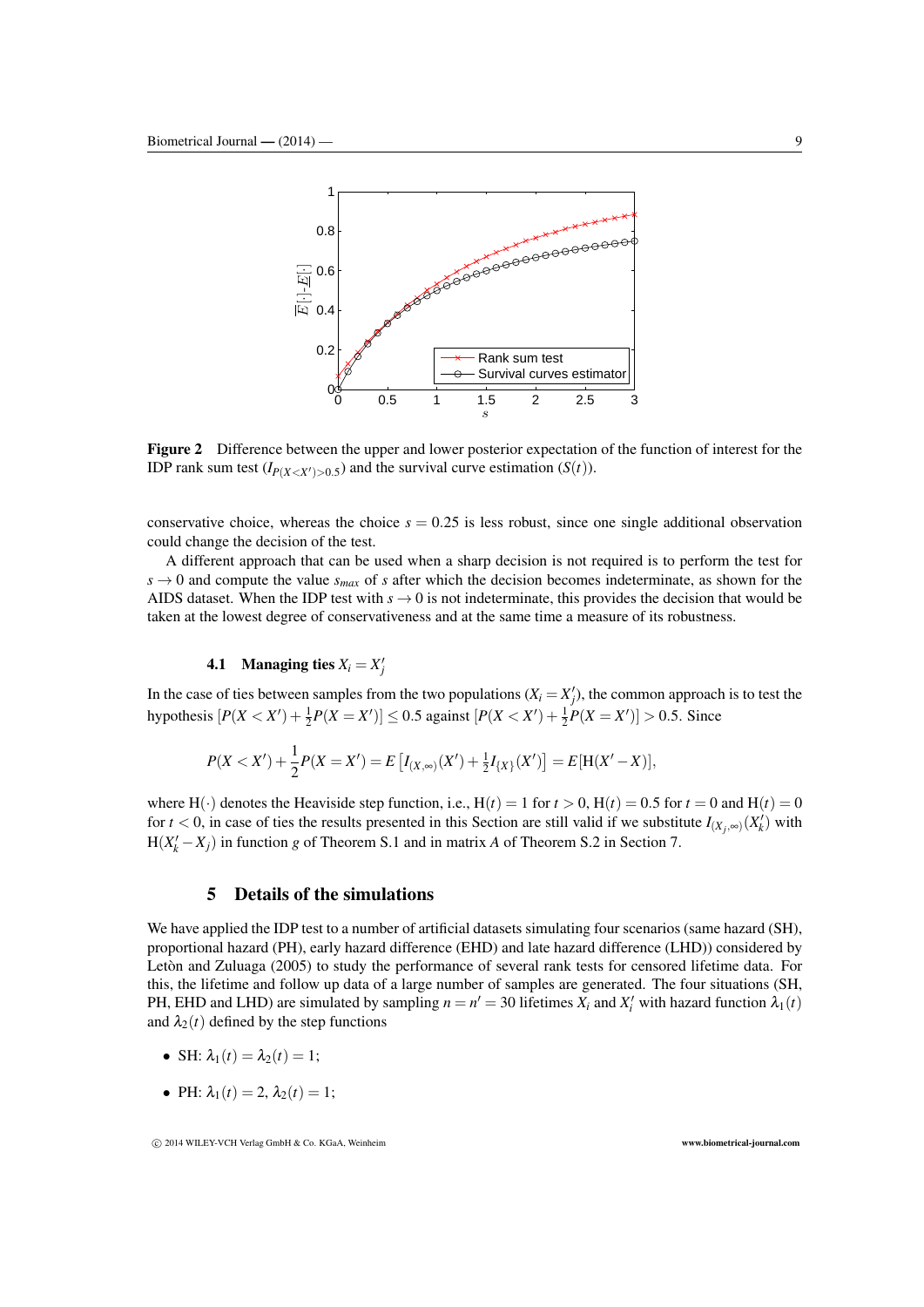**Figure 2** Difference between the upper and lower posterior expectation of the function of interest for the IDP rank sum test ($I_{P(X<X')>0.5}$) and the survival curve estimation ($S(t)$).

conservative choice, whereas the choice $s = 0.25$ is less robust, since one single additional observation could change the decision of the test.

A different approach that can be used when a sharp decision is not required is to perform the test for $s \to 0$ and compute the value $s_{max}$ of $s$ after which the decision becomes indeterminate, as shown for the AIDS dataset. When the IDP test with $s \to 0$ is not indeterminate, this provides the decision that would be taken at the lowest degree of conservativeness and at the same time a measure of its robustness.

### 4.1 Managing ties $X_i = X_j'$

In the case of ties between samples from the two populations ($X_i = X_j'$), the common approach is to test the hypothesis $[P(X < X') + \frac{1}{2}P(X = X')] \leq 0.5$ against $[P(X < X') + \frac{1}{2}P(X = X')] > 0.5$. Since

$$P(X < X') + \frac{1}{2}P(X = X') = E\left[I_{(X,\infty)}(X') + \tfrac{1}{2}I_{\{X\}}(X')\right] = E[\mathrm{H}(X' - X)],$$

where $\mathrm{H}(\cdot)$ denotes the Heaviside step function, i.e., $\mathrm{H}(t) = 1$ for $t > 0$, $\mathrm{H}(t) = 0.5$ for $t = 0$ and $\mathrm{H}(t) = 0$ for $t < 0$, in case of ties the results presented in this Section are still valid if we substitute $I_{(X_j,\infty)}(X_k')$ with $\mathrm{H}(X_k' - X_j)$ in function $g$ of Theorem S.1 and in matrix $A$ of Theorem S.2 in Section 7.

## 5 Details of the simulations

We have applied the IDP test to a number of artificial datasets simulating four scenarios (same hazard (SH), proportional hazard (PH), early hazard difference (EHD) and late hazard difference (LHD)) considered by Letòn and Zuluaga (2005) to study the performance of several rank tests for censored lifetime data. For this, the lifetime and follow up data of a large number of samples are generated. The four situations (SH, PH, EHD and LHD) are simulated by sampling $n = n' = 30$ lifetimes $X_i$ and $X_i'$ with hazard function $\lambda_1(t)$ and $\lambda_2(t)$ defined by the step functions

- SH: $\lambda_1(t) = \lambda_2(t) = 1$;
- PH: $\lambda_1(t) = 2$, $\lambda_2(t) = 1$;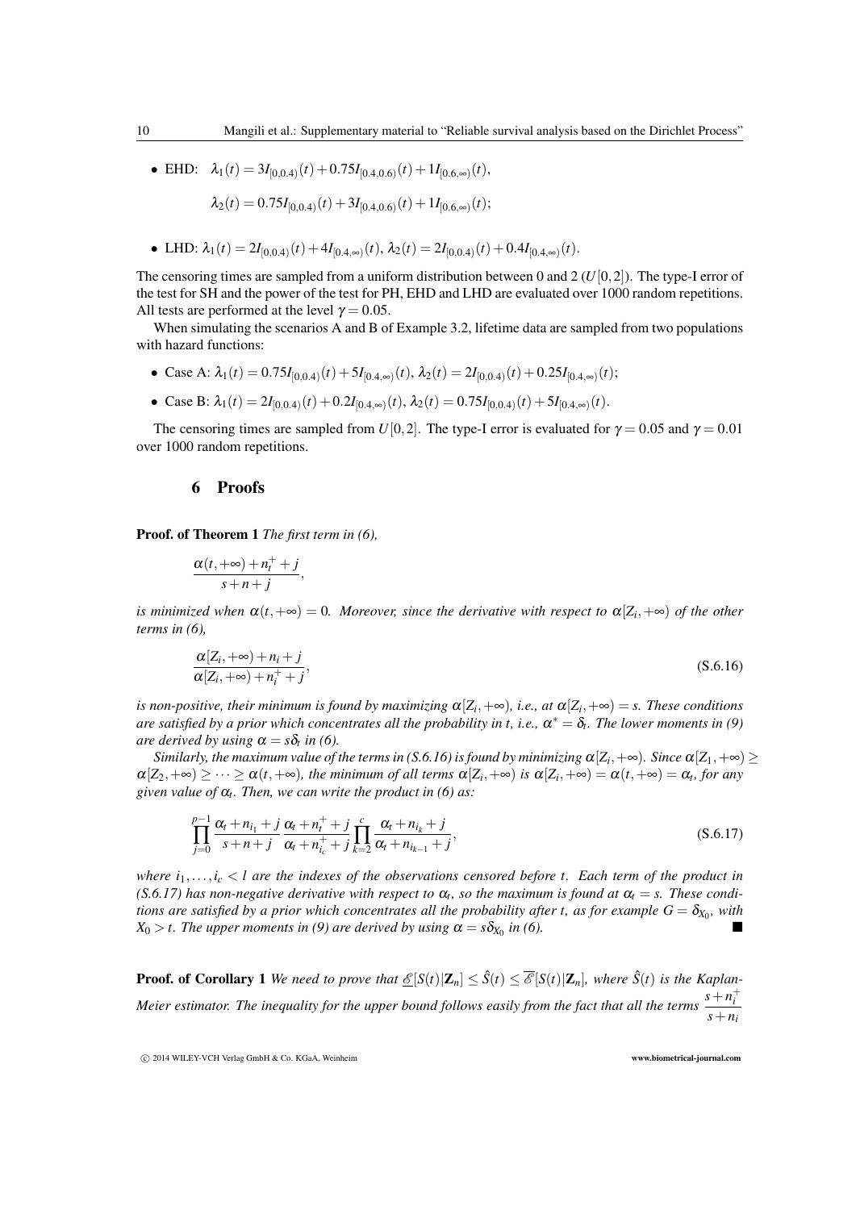- EHD: $\lambda_1(t) = 3I_{[0,0.4)}(t) + 0.75I_{[0.4,0.6)}(t) + 1I_{[0.6,\infty)}(t)$,

  $\lambda_2(t) = 0.75I_{[0,0.4)}(t) + 3I_{[0.4,0.6)}(t) + 1I_{[0.6,\infty)}(t)$;

- LHD: $\lambda_1(t) = 2I_{[0,0.4)}(t) + 4I_{[0.4,\infty)}(t)$, $\lambda_2(t) = 2I_{[0,0.4)}(t) + 0.4I_{[0.4,\infty)}(t)$.

The censoring times are sampled from a uniform distribution between 0 and 2 ($U[0,2]$). The type-I error of the test for SH and the power of the test for PH, EHD and LHD are evaluated over 1000 random repetitions. All tests are performed at the level $\gamma = 0.05$.

When simulating the scenarios A and B of Example 3.2, lifetime data are sampled from two populations with hazard functions:

- Case A: $\lambda_1(t) = 0.75I_{[0,0.4)}(t) + 5I_{[0.4,\infty)}(t)$, $\lambda_2(t) = 2I_{[0,0.4)}(t) + 0.25I_{[0.4,\infty)}(t)$;
- Case B: $\lambda_1(t) = 2I_{[0,0.4)}(t) + 0.2I_{[0.4,\infty)}(t)$, $\lambda_2(t) = 0.75I_{[0,0.4)}(t) + 5I_{[0.4,\infty)}(t)$.

The censoring times are sampled from $U[0,2]$. The type-I error is evaluated for $\gamma = 0.05$ and $\gamma = 0.01$ over 1000 random repetitions.

## 6 Proofs

**Proof. of Theorem 1** *The first term in (6),*

$$\frac{\alpha(t,+\infty) + n_t^+ + j}{s + n + j},$$

*is minimized when $\alpha(t,+\infty) = 0$. Moreover, since the derivative with respect to $\alpha[Z_i,+\infty)$ of the other terms in (6),*

$$\frac{\alpha[Z_i,+\infty) + n_i + j}{\alpha[Z_i,+\infty) + n_i^+ + j}, \tag{S.6.16}$$

*is non-positive, their minimum is found by maximizing $\alpha[Z_i,+\infty)$, i.e., at $\alpha[Z_i,+\infty) = s$. These conditions are satisfied by a prior which concentrates all the probability in $t$, i.e., $\alpha^* = \delta_t$. The lower moments in (9) are derived by using $\alpha = s\delta_t$ in (6).*

*Similarly, the maximum value of the terms in (S.6.16) is found by minimizing $\alpha[Z_i,+\infty)$. Since $\alpha[Z_1,+\infty) \geq \alpha[Z_2,+\infty) \geq \cdots \geq \alpha(t,+\infty)$, the minimum of all terms $\alpha[Z_i,+\infty)$ is $\alpha[Z_i,+\infty) = \alpha(t,+\infty) = \alpha_t$, for any given value of $\alpha_t$. Then, we can write the product in (6) as:*

$$\prod_{j=0}^{p-1} \frac{\alpha_t + n_{i_1} + j}{s + n + j} \frac{\alpha_t + n_t^+ + j}{\alpha_t + n_{i_c}^+ + j} \prod_{k=2}^{c} \frac{\alpha_t + n_{i_k} + j}{\alpha_t + n_{i_{k-1}} + j}, \tag{S.6.17}$$

*where $i_1, \ldots, i_c < l$ are the indexes of the observations censored before $t$. Each term of the product in (S.6.17) has non-negative derivative with respect to $\alpha_t$, so the maximum is found at $\alpha_t = s$. These conditions are satisfied by a prior which concentrates all the probability after $t$, as for example $G = \delta_{X_0}$, with $X_0 > t$. The upper moments in (9) are derived by using $\alpha = s\delta_{X_0}$ in (6).* ■

**Proof. of Corollary 1** *We need to prove that $\underline{\mathscr{E}}[S(t)|\mathbf{Z}_n] \leq \hat{S}(t) \leq \overline{\mathscr{E}}[S(t)|\mathbf{Z}_n]$, where $\hat{S}(t)$ is the Kaplan-Meier estimator. The inequality for the upper bound follows easily from the fact that all the terms $\dfrac{s + n_i^+}{s + n_i}$*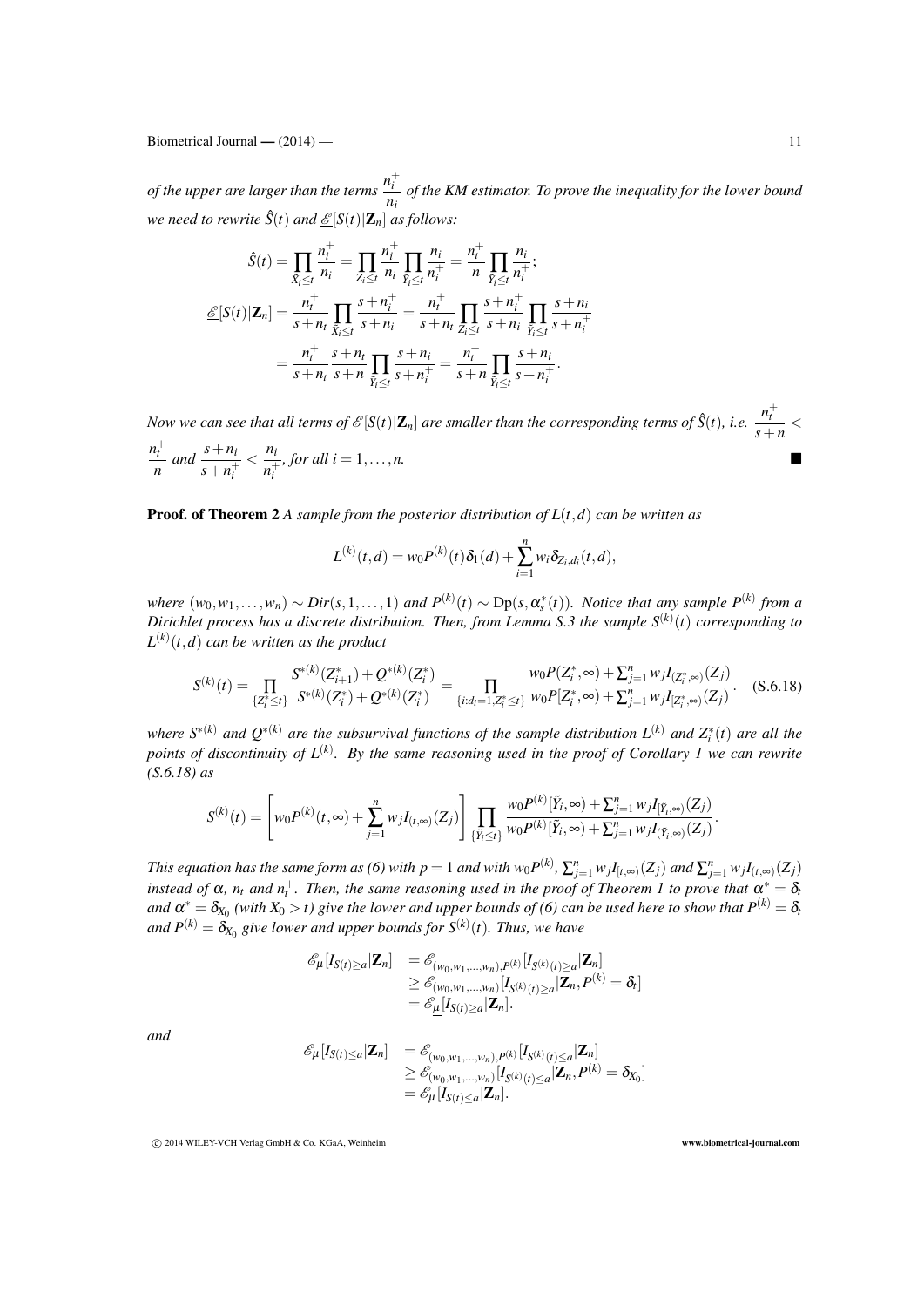*of the upper are larger than the terms $\frac{n_i^+}{n_i}$ of the KM estimator. To prove the inequality for the lower bound we need to rewrite $\hat{S}(t)$ and $\underline{\mathscr{E}}[S(t)|\mathbf{Z}_n]$ as follows:*

$$
\begin{aligned}
\hat{S}(t) &= \prod_{\tilde{X}_i \leq t} \frac{n_i^+}{n_i} = \prod_{Z_i \leq t} \frac{n_i^+}{n_i} \prod_{\tilde{Y}_i \leq t} \frac{n_i}{n_i^+} = \frac{n_t^+}{n} \prod_{\tilde{Y}_i \leq t} \frac{n_i}{n_i^+}; \\
\underline{\mathscr{E}}[S(t)|\mathbf{Z}_n] &= \frac{n_t^+}{s+n_t} \prod_{\tilde{X}_i \leq t} \frac{s+n_i^+}{s+n_i} = \frac{n_t^+}{s+n_t} \prod_{Z_i \leq t} \frac{s+n_i^+}{s+n_i} \prod_{\tilde{Y}_i \leq t} \frac{s+n_i}{s+n_i^+} \\
&= \frac{n_t^+}{s+n_t} \frac{s+n_t}{s+n} \prod_{\tilde{Y}_i \leq t} \frac{s+n_i}{s+n_i^+} = \frac{n_t^+}{s+n} \prod_{\tilde{Y}_i \leq t} \frac{s+n_i}{s+n_i^+}.
\end{aligned}
$$

*Now we can see that all terms of $\underline{\mathscr{E}}[S(t)|\mathbf{Z}_n]$ are smaller than the corresponding terms of $\hat{S}(t)$, i.e. $\frac{n_t^+}{s+n} < \frac{n_t^+}{n}$ and $\frac{s+n_i}{s+n_i^+} < \frac{n_i}{n_i^+}$, for all $i = 1, \ldots, n$.* ∎

**Proof. of Theorem 2** *A sample from the posterior distribution of $L(t,d)$ can be written as*

$$
L^{(k)}(t,d) = w_0 P^{(k)}(t) \delta_1(d) + \sum_{i=1}^{n} w_i \delta_{Z_i,d_i}(t,d),
$$

*where $(w_0, w_1, \ldots, w_n) \sim Dir(s, 1, \ldots, 1)$ and $P^{(k)}(t) \sim \mathrm{Dp}(s, \alpha_s^*(t))$. Notice that any sample $P^{(k)}$ from a Dirichlet process has a discrete distribution. Then, from Lemma S.3 the sample $S^{(k)}(t)$ corresponding to $L^{(k)}(t,d)$ can be written as the product*

$$
S^{(k)}(t) = \prod_{\{Z_i^* \leq t\}} \frac{S^{*(k)}(Z_{i+1}^*) + Q^{*(k)}(Z_i^*)}{S^{*(k)}(Z_i^*) + Q^{*(k)}(Z_i^*)} = \prod_{\{i: d_i = 1, Z_i^* \leq t\}} \frac{w_0 P(Z_i^*, \infty) + \sum_{j=1}^{n} w_j I_{(Z_i^*, \infty)}(Z_j)}{w_0 P[Z_i^*, \infty) + \sum_{j=1}^{n} w_j I_{[Z_i^*, \infty)}(Z_j)}. \quad \text{(S.6.18)}
$$

*where $S^{*(k)}$ and $Q^{*(k)}$ are the subsurvival functions of the sample distribution $L^{(k)}$ and $Z_i^*(t)$ are all the points of discontinuity of $L^{(k)}$. By the same reasoning used in the proof of Corollary 1 we can rewrite (S.6.18) as*

$$
S^{(k)}(t) = \left[ w_0 P^{(k)}(t, \infty) + \sum_{j=1}^{n} w_j I_{(t,\infty)}(Z_j) \right] \prod_{\{\tilde{Y}_i \leq t\}} \frac{w_0 P^{(k)}[\tilde{Y}_i, \infty) + \sum_{j=1}^{n} w_j I_{[\tilde{Y}_i, \infty)}(Z_j)}{w_0 P^{(k)}[\tilde{Y}_i, \infty) + \sum_{j=1}^{n} w_j I_{(\tilde{Y}_i, \infty)}(Z_j)}.
$$

*This equation has the same form as (6) with $p = 1$ and with $w_0 P^{(k)}$, $\sum_{j=1}^{n} w_j I_{[t,\infty)}(Z_j)$ and $\sum_{j=1}^{n} w_j I_{(t,\infty)}(Z_j)$ instead of $\alpha$, $n_t$ and $n_t^+$. Then, the same reasoning used in the proof of Theorem 1 to prove that $\alpha^* = \delta_t$ and $\alpha^* = \delta_{X_0}$ (with $X_0 > t$) give the lower and upper bounds of (6) can be used here to show that $P^{(k)} = \delta_t$ and $P^{(k)} = \delta_{X_0}$ give lower and upper bounds for $S^{(k)}(t)$. Thus, we have*

$$
\begin{aligned}
\mathscr{E}_{\mu}[I_{S(t) \geq a} | \mathbf{Z}_n] &= \mathscr{E}_{(w_0, w_1, \ldots, w_n), P^{(k)}}[I_{S^{(k)}(t) \geq a} | \mathbf{Z}_n] \\
&\geq \mathscr{E}_{(w_0, w_1, \ldots, w_n)}[I_{S^{(k)}(t) \geq a} | \mathbf{Z}_n, P^{(k)} = \delta_t] \\
&= \mathscr{E}_{\underline{\mu}}[I_{S(t) \geq a} | \mathbf{Z}_n].
\end{aligned}
$$

*and*

$$
\begin{aligned}
\mathscr{E}_{\mu}[I_{S(t) \leq a} | \mathbf{Z}_n] &= \mathscr{E}_{(w_0, w_1, \ldots, w_n), P^{(k)}}[I_{S^{(k)}(t) \leq a} | \mathbf{Z}_n] \\
&\geq \mathscr{E}_{(w_0, w_1, \ldots, w_n)}[I_{S^{(k)}(t) \leq a} | \mathbf{Z}_n, P^{(k)} = \delta_{X_0}] \\
&= \mathscr{E}_{\overline{\mu}}[I_{S(t) \leq a} | \mathbf{Z}_n].
\end{aligned}
$$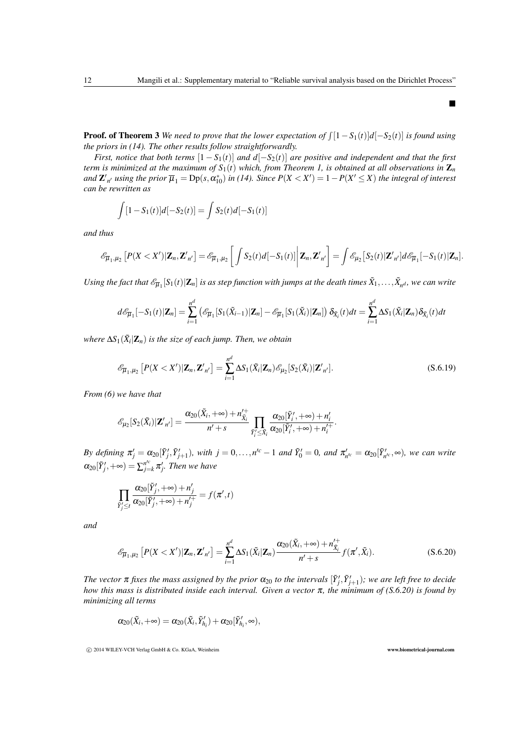■

**Proof. of Theorem 3** *We need to prove that the lower expectation of $\int[1-S_1(t)]d[-S_2(t)]$ is found using the priors in (14). The other results follow straightforwardly.*

*First, notice that both terms $[1-S_1(t)]$ and $d[-S_2(t)]$ are positive and independent and that the first term is minimized at the maximum of $S_1(t)$ which, from Theorem 1, is obtained at all observations in $\mathbf{Z}_n$ and $\mathbf{Z'}_{n'}$ using the prior $\overline{\mu}_1 = \mathrm{Dp}(s, \alpha_{10}^*)$ in (14). Since $P(X < X') = 1 - P(X' \leq X)$ the integral of interest can be rewritten as*

$$\int[1-S_1(t)]d[-S_2(t)] = \int S_2(t)d[-S_1(t)]$$

*and thus*

$$\mathscr{E}_{\overline{\mu}_1,\mu_2}\left[P(X<X')|\mathbf{Z}_n,\mathbf{Z'}_{n'}\right] = \mathscr{E}_{\overline{\mu}_1,\mu_2}\left[\int S_2(t)d[-S_1(t)]\middle|\mathbf{Z}_n,\mathbf{Z'}_{n'}\right] = \int \mathscr{E}_{\mu_2}\left[S_2(t)|\mathbf{Z'}_{n'}\right]d\mathscr{E}_{\overline{\mu}_1}[-S_1(t)|\mathbf{Z}_n].$$

*Using the fact that $\mathscr{E}_{\overline{\mu}_1}[S_1(t)|\mathbf{Z}_n]$ is as step function with jumps at the death times $\tilde{X}_1,\dots,\tilde{X}_{n^d}$, we can write*

$$d\mathscr{E}_{\overline{\mu}_1}[-S_1(t)|\mathbf{Z}_n] = \sum_{i=1}^{n^d}\left(\mathscr{E}_{\overline{\mu}_1}[S_1(\tilde{X}_{i-1})|\mathbf{Z}_n] - \mathscr{E}_{\overline{\mu}_1}[S_1(\tilde{X}_i)|\mathbf{Z}_n]\right)\delta_{\tilde{X}_i}(t)dt = \sum_{i=1}^{n^d}\Delta S_1(\tilde{X}_i|\mathbf{Z}_n)\delta_{\tilde{X}_i}(t)dt$$

*where $\Delta S_1(\tilde{X}_i|\mathbf{Z}_n)$ is the size of each jump. Then, we obtain*

$$\mathscr{E}_{\overline{\mu}_1,\mu_2}\left[P(X<X')|\mathbf{Z}_n,\mathbf{Z'}_{n'}\right] = \sum_{i=1}^{n^d}\Delta S_1(\tilde{X}_i|\mathbf{Z}_n)\mathscr{E}_{\mu_2}[S_2(\tilde{X}_i)|\mathbf{Z'}_{n'}]. \tag{S.6.19}$$

*From (6) we have that*

$$\mathscr{E}_{\mu_2}[S_2(\tilde{X}_i)|\mathbf{Z'}_{n'}] = \frac{\alpha_{20}(\tilde{X}_i,+\infty)+n'^{+}_{\tilde{X}_i}}{n'+s}\prod_{\tilde{Y}'_i\leq\tilde{X}_i}\frac{\alpha_{20}[\tilde{Y}'_i,+\infty)+n'_i}{\alpha_{20}[\tilde{Y}'_i,+\infty)+n'^{+}_i}.$$

*By defining $\pi'_j = \alpha_{20}[\tilde{Y}'_j,\tilde{Y}'_{j+1})$, with $j=0,\dots,n'^c-1$ and $\tilde{Y}'_0=0$, and $\pi'_{n'^c} = \alpha_{20}[\tilde{Y}'_{n'^c},\infty)$, we can write $\alpha_{20}[\tilde{Y}'_j,+\infty) = \sum_{j=k}^{n'^c}\pi'_j$. Then we have*

$$\prod_{\tilde{Y}'_j\leq t}\frac{\alpha_{20}[\tilde{Y}'_j,+\infty)+n'_j}{\alpha_{20}[\tilde{Y}'_j,+\infty)+n'^{+}_j} = f(\pi',t)$$

*and*

$$\mathscr{E}_{\overline{\mu}_1,\mu_2}\left[P(X<X')|\mathbf{Z}_n,\mathbf{Z'}_{n'}\right] = \sum_{i=1}^{n^d}\Delta S_1(\tilde{X}_i|\mathbf{Z}_n)\frac{\alpha_{20}(\tilde{X}_i,+\infty)+n'^{+}_{\tilde{X}_i}}{n'+s}f(\pi',\tilde{X}_i). \tag{S.6.20}$$

*The vector $\pi$ fixes the mass assigned by the prior $\alpha_{20}$ to the intervals $[\tilde{Y}'_j,\tilde{Y}'_{j+1})$; we are left free to decide how this mass is distributed inside each interval. Given a vector $\pi$, the minimum of (S.6.20) is found by minimizing all terms*

$$\alpha_{20}(\tilde{X}_i,+\infty) = \alpha_{20}(\tilde{X}_i,\tilde{Y}'_{h_i}) + \alpha_{20}[\tilde{Y}'_{h_i},\infty),$$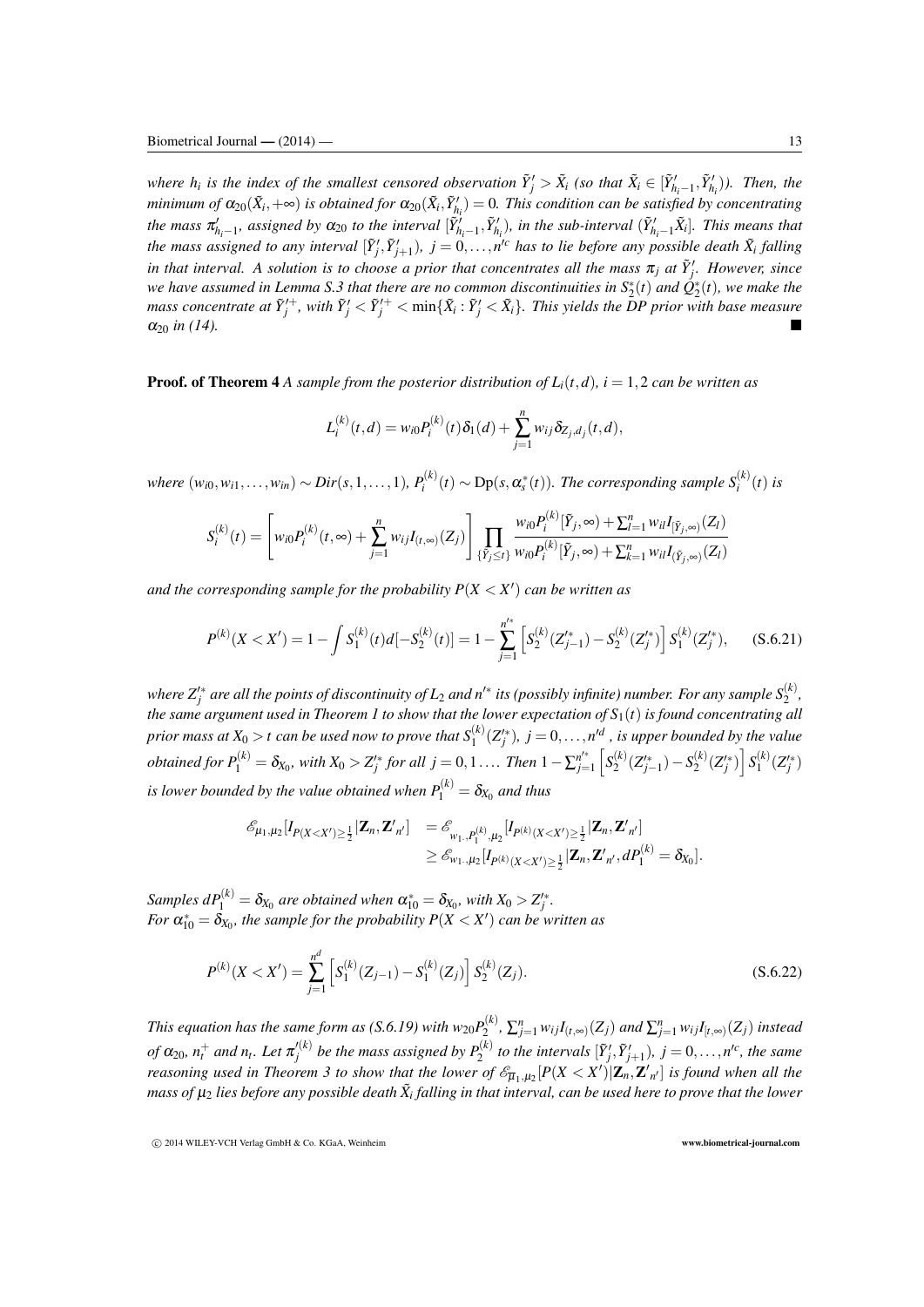*where $h_i$ is the index of the smallest censored observation $\tilde{Y}'_j > \tilde{X}_i$ (so that $\tilde{X}_i \in [\tilde{Y}'_{h_i-1}, \tilde{Y}'_{h_i})$). Then, the minimum of $\alpha_{20}(\tilde{X}_i, +\infty)$ is obtained for $\alpha_{20}(\tilde{X}_i, \tilde{Y}'_{h_i}) = 0$. This condition can be satisfied by concentrating the mass $\pi'_{h_i-1}$, assigned by $\alpha_{20}$ to the interval $[\tilde{Y}'_{h_i-1}, \tilde{Y}'_{h_i})$, in the sub-interval $(\tilde{Y}'_{h_i-1}\tilde{X}_i]$. This means that the mass assigned to any interval $[\tilde{Y}'_j, \tilde{Y}'_{j+1})$, $j = 0, \ldots, n'^c$ has to lie before any possible death $\tilde{X}_i$ falling in that interval. A solution is to choose a prior that concentrates all the mass $\pi_j$ at $\tilde{Y}'_j$. However, since we have assumed in Lemma S.3 that there are no common discontinuities in $S_2^*(t)$ and $Q_2^*(t)$, we make the mass concentrate at $\tilde{Y}'^+_j$, with $\tilde{Y}'_j < \tilde{Y}'^+_j < \min\{\tilde{X}_i : \tilde{Y}'_j < \tilde{X}_i\}$. This yields the DP prior with base measure $\alpha_{20}$ in (14).* ■

**Proof. of Theorem 4** *A sample from the posterior distribution of $L_i(t,d)$, $i = 1,2$ can be written as*

$$L_i^{(k)}(t,d) = w_{i0}P_i^{(k)}(t)\delta_1(d) + \sum_{j=1}^{n} w_{ij}\delta_{Z_j,d_j}(t,d),$$

*where $(w_{i0}, w_{i1}, \ldots, w_{in}) \sim Dir(s, 1, \ldots, 1)$, $P_i^{(k)}(t) \sim \mathrm{Dp}(s, \alpha_s^*(t))$. The corresponding sample $S_i^{(k)}(t)$ is*

$$S_i^{(k)}(t) = \left[w_{i0}P_i^{(k)}(t,\infty) + \sum_{j=1}^{n} w_{ij}I_{(t,\infty)}(Z_j)\right] \prod_{\{\tilde{Y}_j \le t\}} \frac{w_{i0}P_i^{(k)}[\tilde{Y}_j,\infty) + \sum_{l=1}^{n} w_{il}I_{[\tilde{Y}_j,\infty)}(Z_l)}{w_{i0}P_i^{(k)}[\tilde{Y}_j,\infty) + \sum_{k=1}^{n} w_{il}I_{(\tilde{Y}_j,\infty)}(Z_l)}$$

*and the corresponding sample for the probability $P(X < X')$ can be written as*

$$P^{(k)}(X < X') = 1 - \int S_1^{(k)}(t)d[-S_2^{(k)}(t)] = 1 - \sum_{j=1}^{n'^*} \left[S_2^{(k)}(Z'^*_{j-1}) - S_2^{(k)}(Z'^*_j)\right] S_1^{(k)}(Z'^*_j), \qquad \text{(S.6.21)}$$

*where $Z'^*_j$ are all the points of discontinuity of $L_2$ and $n'^*$ its (possibly infinite) number. For any sample $S_2^{(k)}$, the same argument used in Theorem 1 to show that the lower expectation of $S_1(t)$ is found concentrating all prior mass at $X_0 > t$ can be used now to prove that $S_1^{(k)}(Z'^*_j)$, $j = 0, \ldots, n'^d$ , is upper bounded by the value obtained for $P_1^{(k)} = \delta_{X_0}$, with $X_0 > Z'^*_j$ for all $j = 0, 1 \ldots$. Then $1 - \sum_{j=1}^{n'^*}\left[S_2^{(k)}(Z'^*_{j-1}) - S_2^{(k)}(Z'^*_j)\right] S_1^{(k)}(Z'^*_j)$ is lower bounded by the value obtained when $P_1^{(k)} = \delta_{X_0}$ and thus*

$$\begin{aligned}
\mathscr{E}_{\mu_1,\mu_2}[I_{P(X<X')\ge\frac{1}{2}}|\mathbf{Z}_n, \mathbf{Z}'_{n'}] &= \mathscr{E}_{w_{1\cdot},P_1^{(k)},\mu_2}[I_{P^{(k)}(X<X')\ge\frac{1}{2}}|\mathbf{Z}_n, \mathbf{Z}'_{n'}] \\
&\ge \mathscr{E}_{w_{1\cdot},\mu_2}[I_{P^{(k)}(X<X')\ge\frac{1}{2}}|\mathbf{Z}_n, \mathbf{Z}'_{n'}, dP_1^{(k)} = \delta_{X_0}].
\end{aligned}$$

*Samples $dP_1^{(k)} = \delta_{X_0}$ are obtained when $\alpha^*_{10} = \delta_{X_0}$, with $X_0 > Z'^*_j$.*
*For $\alpha^*_{10} = \delta_{X_0}$, the sample for the probability $P(X < X')$ can be written as*

$$P^{(k)}(X < X') = \sum_{j=1}^{n^d} \left[S_1^{(k)}(Z_{j-1}) - S_1^{(k)}(Z_j)\right] S_2^{(k)}(Z_j). \qquad \text{(S.6.22)}$$

*This equation has the same form as (S.6.19) with $w_{20}P_2^{(k)}$, $\sum_{j=1}^{n} w_{ij}I_{(t,\infty)}(Z_j)$ and $\sum_{j=1}^{n} w_{ij}I_{[t,\infty)}(Z_j)$ instead of $\alpha_{20}$, $n_t^+$ and $n_t$. Let $\pi'^{(k)}_j$ be the mass assigned by $P_2^{(k)}$ to the intervals $[\tilde{Y}'_j, \tilde{Y}'_{j+1})$, $j = 0, \ldots, n'^c$, the same reasoning used in Theorem 3 to show that the lower of $\mathscr{E}_{\overline{\mu}_1,\mu_2}[P(X < X')|\mathbf{Z}_n, \mathbf{Z}'_{n'}]$ is found when all the mass of $\mu_2$ lies before any possible death $\tilde{X}_i$ falling in that interval, can be used here to prove that the lower*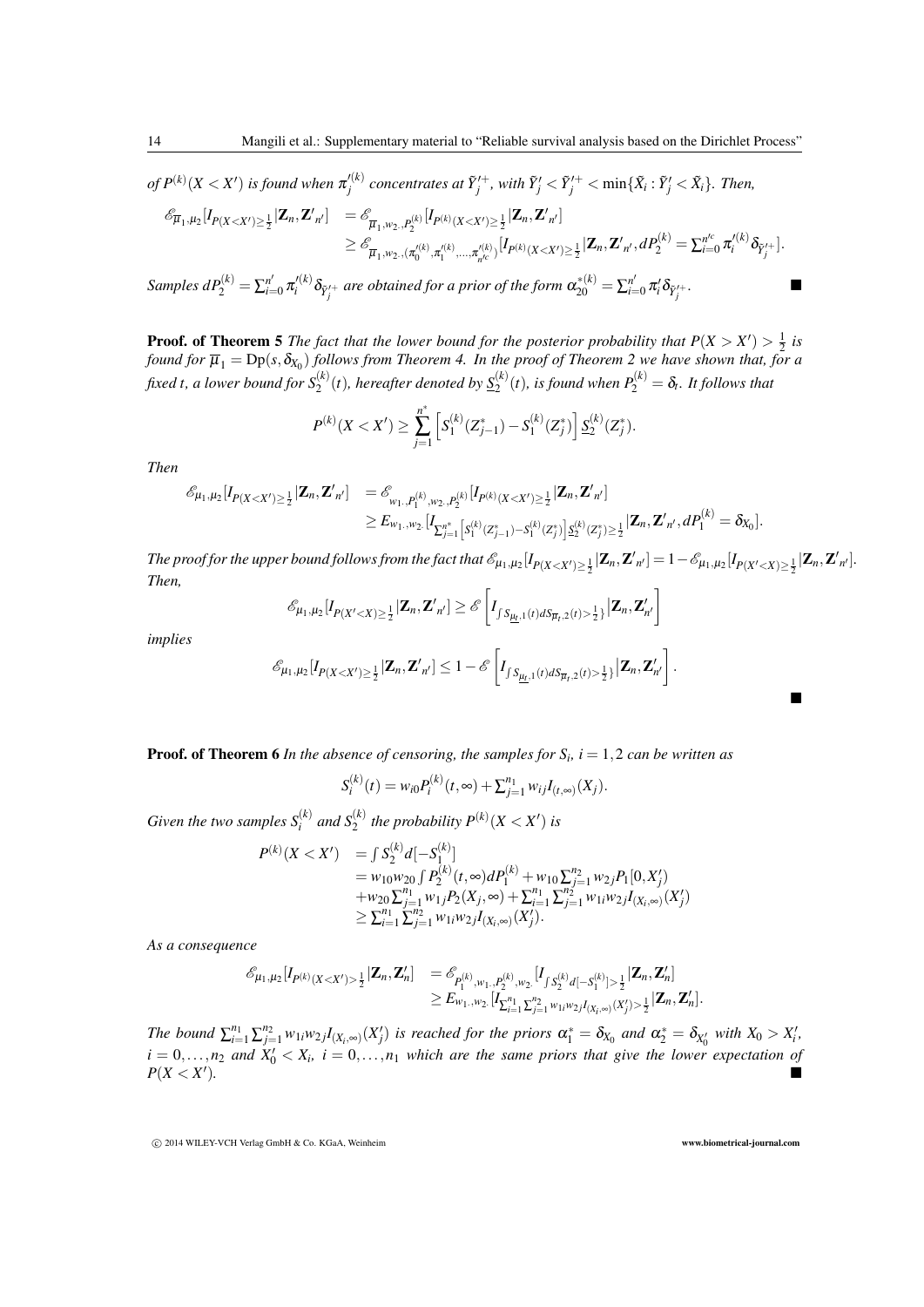of $P^{(k)}(X < X')$ is found when $\pi_j'^{(k)}$ concentrates at $\tilde{Y}_j'^{+}$, with $\tilde{Y}_j' < \tilde{Y}_j'^{+} < \min\{\tilde{X}_i : \tilde{Y}_j' < \tilde{X}_i\}$. Then,

$$
\begin{aligned}
\mathscr{E}_{\overline{\mu}_1,\mu_2}[I_{P(X<X')\geq\frac{1}{2}}|\mathbf{Z}_n,\mathbf{Z}'_{n'}] &= \mathscr{E}_{\overline{\mu}_1,w_{2\cdot},P_2^{(k)}}[I_{P^{(k)}(X<X')\geq\frac{1}{2}}|\mathbf{Z}_n,\mathbf{Z}'_{n'}] \\
&\geq \mathscr{E}_{\overline{\mu}_1,w_{2\cdot},(\pi_0'^{(k)},\pi_1'^{(k)},\ldots,\pi_{n'^c}'^{(k)})}[I_{P^{(k)}(X<X')\geq\frac{1}{2}}|\mathbf{Z}_n,\mathbf{Z}'_{n'}, dP_2^{(k)} = \textstyle\sum_{i=0}^{n'^c}\pi_i'^{(k)}\delta_{\tilde{Y}_j'^{+}}].
\end{aligned}
$$

Samples $dP_2^{(k)} = \sum_{i=0}^{n'}\pi_i'^{(k)}\delta_{\tilde{Y}_j'^{+}}$ are obtained for a prior of the form $\alpha_{20}^{*(k)} = \sum_{i=0}^{n'}\pi_i'\delta_{\tilde{Y}_j'^{+}}$. ■

**Proof. of Theorem 5** *The fact that the lower bound for the posterior probability that $P(X > X') > \frac{1}{2}$ is found for $\overline{\mu}_1 = \mathrm{Dp}(s,\delta_{X_0})$ follows from Theorem 4. In the proof of Theorem 2 we have shown that, for a fixed t, a lower bound for $S_2^{(k)}(t)$, hereafter denoted by $\underline{S}_2^{(k)}(t)$, is found when $P_2^{(k)} = \delta_t$. It follows that*

$$
P^{(k)}(X < X') \geq \sum_{j=1}^{n^*}\left[S_1^{(k)}(Z_{j-1}^*) - S_1^{(k)}(Z_j^*)\right]\underline{S}_2^{(k)}(Z_j^*).
$$

*Then*

$$
\begin{aligned}
\mathscr{E}_{\mu_1,\mu_2}[I_{P(X<X')\geq\frac{1}{2}}|\mathbf{Z}_n,\mathbf{Z}'_{n'}] &= \mathscr{E}_{w_{1\cdot},P_1^{(k)},w_{2\cdot},P_2^{(k)}}[I_{P^{(k)}(X<X')\geq\frac{1}{2}}|\mathbf{Z}_n,\mathbf{Z}'_{n'}] \\
&\geq E_{w_{1\cdot},w_{2\cdot}}[I_{\sum_{j=1}^{n^*}\left[S_1^{(k)}(Z_{j-1}^*)-S_1^{(k)}(Z_j^*)\right]\underline{S}_2^{(k)}(Z_j^*)\geq\frac{1}{2}}|\mathbf{Z}_n,\mathbf{Z}'_{n'}, dP_1^{(k)} = \delta_{X_0}].
\end{aligned}
$$

*The proof for the upper bound follows from the fact that $\mathscr{E}_{\mu_1,\mu_2}[I_{P(X<X')\geq\frac{1}{2}}|\mathbf{Z}_n,\mathbf{Z}'_{n'}] = 1 - \mathscr{E}_{\mu_1,\mu_2}[I_{P(X'<X)\geq\frac{1}{2}}|\mathbf{Z}_n,\mathbf{Z}'_{n'}]$. Then,*

$$
\mathscr{E}_{\mu_1,\mu_2}[I_{P(X'<X)\geq\frac{1}{2}}|\mathbf{Z}_n,\mathbf{Z}'_{n'}] \geq \mathscr{E}\left[I_{\int S_{\underline{\mu}_t,1}(t)dS_{\overline{\mu}_t,2}(t)>\frac{1}{2}\}}|\mathbf{Z}_n,\mathbf{Z}'_{n'}\right]
$$

*implies*

$$
\mathscr{E}_{\mu_1,\mu_2}[I_{P(X<X')\geq\frac{1}{2}}|\mathbf{Z}_n,\mathbf{Z}'_{n'}] \leq 1 - \mathscr{E}\left[I_{\int S_{\underline{\mu}_t,1}(t)dS_{\overline{\mu}_t,2}(t)>\frac{1}{2}\}}|\mathbf{Z}_n,\mathbf{Z}'_{n'}\right].
$$

■

**Proof. of Theorem 6** *In the absence of censoring, the samples for $S_i$, $i = 1,2$ can be written as*

$$
S_i^{(k)}(t) = w_{i0}P_i^{(k)}(t,\infty) + \textstyle\sum_{j=1}^{n_1} w_{ij}I_{(t,\infty)}(X_j).
$$

*Given the two samples $S_i^{(k)}$ and $S_2^{(k)}$ the probability $P^{(k)}(X < X')$ is*

$$
\begin{aligned}
P^{(k)}(X < X') &= \textstyle\int S_2^{(k)}d[-S_1^{(k)}] \\
&= w_{10}w_{20}\textstyle\int P_2^{(k)}(t,\infty)dP_1^{(k)} + w_{10}\sum_{j=1}^{n_2}w_{2j}P_1[0,X_j') \\
&\quad + w_{20}\textstyle\sum_{j=1}^{n_1}w_{1j}P_2(X_j,\infty) + \sum_{i=1}^{n_1}\sum_{j=1}^{n_2}w_{1i}w_{2j}I_{(X_i,\infty)}(X_j') \\
&\geq \textstyle\sum_{i=1}^{n_1}\sum_{j=1}^{n_2}w_{1i}w_{2j}I_{(X_i,\infty)}(X_j').
\end{aligned}
$$

*As a consequence*

$$
\begin{aligned}
\mathscr{E}_{\mu_1,\mu_2}[I_{P^{(k)}(X<X')>\frac{1}{2}}|\mathbf{Z}_n,\mathbf{Z}_n'] &= \mathscr{E}_{P_1^{(k)},w_{1\cdot},P_2^{(k)},w_{2\cdot}}[I_{\int S_2^{(k)}d[-S_1^{(k)}]>\frac{1}{2}}|\mathbf{Z}_n,\mathbf{Z}_n'] \\
&\geq E_{w_{1\cdot},w_{2\cdot}}[I_{\sum_{i=1}^{n_1}\sum_{j=1}^{n_2}w_{1i}w_{2j}I_{(X_i,\infty)}(X_j')>\frac{1}{2}}|\mathbf{Z}_n,\mathbf{Z}_n'].
\end{aligned}
$$

*The bound $\sum_{i=1}^{n_1}\sum_{j=1}^{n_2}w_{1i}w_{2j}I_{(X_i,\infty)}(X_j')$ is reached for the priors $\alpha_1^* = \delta_{X_0}$ and $\alpha_2^* = \delta_{X_0'}$ with $X_0 > X_i'$, $i = 0,\ldots,n_2$ and $X_0' < X_i$, $i = 0,\ldots,n_1$ which are the same priors that give the lower expectation of $P(X < X')$.* ■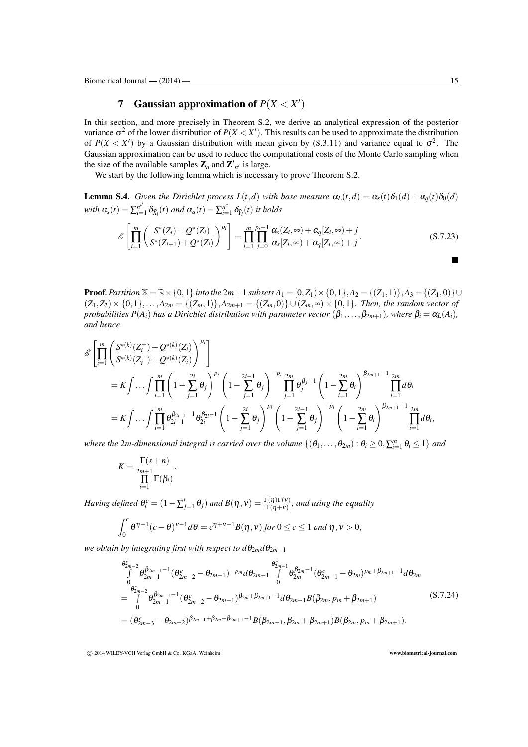## 7 Gaussian approximation of $P(X < X')$

In this section, and more precisely in Theorem S.2, we derive an analytical expression of the posterior variance $\sigma^2$ of the lower distribution of $P(X < X')$. This results can be used to approximate the distribution of $P(X < X')$ by a Gaussian distribution with mean given by (S.3.11) and variance equal to $\sigma^2$. The Gaussian approximation can be used to reduce the computational costs of the Monte Carlo sampling when the size of the available samples $\mathbf{Z}_n$ and $\mathbf{Z}'_{n'}$ is large.

We start by the following lemma which is necessary to prove Theorem S.2.

**Lemma S.4.** *Given the Dirichlet process $L(t,d)$ with base measure $\alpha_L(t,d) = \alpha_s(t)\delta_1(d) + \alpha_q(t)\delta_0(d)$ with $\alpha_s(t) = \sum_{i=1}^{n^d} \delta_{\tilde{X}_i}(t)$ and $\alpha_q(t) = \sum_{i=1}^{n^c} \delta_{\tilde{Y}_i}(t)$ it holds*

$$\mathscr{E}\left[\prod_{i=1}^{m}\left(\frac{S^*(Z_i)+Q^*(Z_i)}{S^*(Z_{i-1})+Q^*(Z_i)}\right)^{p_i}\right] = \prod_{i=1}^{m}\prod_{j=0}^{p_i-1}\frac{\alpha_s(Z_i,\infty)+\alpha_q[Z_i,\infty)+j}{\alpha_s[Z_i,\infty)+\alpha_q[Z_i,\infty)+j}. \tag{S.7.23}$$

■

**Proof.** *Partition $\mathbb{X} = \mathbb{R}\times\{0,1\}$ into the $2m+1$ subsets $A_1 = [0,Z_1)\times\{0,1\}, A_2 = \{(Z_1,1)\}, A_3 = \{(Z_1,0)\}\cup(Z_1,Z_2)\times\{0,1\},\ldots,A_{2m} = \{(Z_m,1)\}, A_{2m+1} = \{(Z_m,0)\}\cup(Z_m,\infty)\times\{0,1\}$. Then, the random vector of probabilities $P(A_i)$ has a Dirichlet distribution with parameter vector $(\beta_1,\ldots,\beta_{2m+1})$, where $\beta_i = \alpha_L(A_i)$, and hence*

$$\begin{aligned}
&\mathscr{E}\left[\prod_{i=1}^{m}\left(\frac{S^{*(k)}(Z_i^+)+Q^{*(k)}(Z_i)}{S^{*(k)}(Z_i^-)+Q^{*(k)}(Z_i)}\right)^{p_i}\right] \\
&\quad = K\int\ldots\int\prod_{i=1}^{m}\left(1-\sum_{j=1}^{2i}\theta_j\right)^{p_i}\left(1-\sum_{j=1}^{2i-1}\theta_j\right)^{-p_i}\prod_{j=1}^{2m}\theta_j^{\beta_j-1}\left(1-\sum_{i=1}^{2m}\theta_i\right)^{\beta_{2m+1}-1}\prod_{i=1}^{2m}d\theta_i \\
&\quad = K\int\ldots\int\prod_{i=1}^{m}\theta_{2i-1}^{\beta_{2i-1}-1}\theta_{2i}^{\beta_{2i}-1}\left(1-\sum_{j=1}^{2i}\theta_j\right)^{p_i}\left(1-\sum_{j=1}^{2i-1}\theta_j\right)^{-p_i}\left(1-\sum_{i=1}^{2m}\theta_i\right)^{\beta_{2m+1}-1}\prod_{i=1}^{2m}d\theta_i,
\end{aligned}$$

*where the $2m$-dimensional integral is carried over the volume $\{(\theta_1,\ldots,\theta_{2m}) : \theta_i \geq 0, \sum_{i=1}^{m}\theta_i \leq 1\}$ and*

$$K = \frac{\Gamma(s+n)}{\prod_{i=1}^{2m+1}\Gamma(\beta_i)}.$$

*Having defined $\theta_i^c = (1-\sum_{j=1}^{i}\theta_j)$ and $B(\eta,\nu) = \frac{\Gamma(\eta)\Gamma(\nu)}{\Gamma(\eta+\nu)}$, and using the equality*

$$\int_0^c \theta^{\eta-1}(c-\theta)^{\nu-1}d\theta = c^{\eta+\nu-1}B(\eta,\nu) \text{ for } 0 \leq c \leq 1 \text{ and } \eta,\nu > 0,$$

*we obtain by integrating first with respect to $d\theta_{2m}d\theta_{2m-1}$*

$$\begin{aligned}
&\int_0^{\theta_{2m-2}^c}\theta_{2m-1}^{\beta_{2m-1}-1}(\theta_{2m-2}^c-\theta_{2m-1})^{-p_m}d\theta_{2m-1}\int_0^{\theta_{2m-1}^c}\theta_{2m}^{\beta_{2m}-1}(\theta_{2m-1}^c-\theta_{2m})^{p_m+\beta_{2m+1}-1}d\theta_{2m} \\
&= \int_0^{\theta_{2m-2}^c}\theta_{2m-1}^{\beta_{2m-1}-1}(\theta_{2m-2}^c-\theta_{2m-1})^{\beta_{2m}+\beta_{2m+1}-1}d\theta_{2m-1}B(\beta_{2m},p_m+\beta_{2m+1}) \\
&= (\theta_{2m-3}^c-\theta_{2m-2})^{\beta_{2m-1}+\beta_{2m}+\beta_{2m+1}-1}B(\beta_{2m-1},\beta_{2m}+\beta_{2m+1})B(\beta_{2m},p_m+\beta_{2m+1}).
\end{aligned} \tag{S.7.24}$$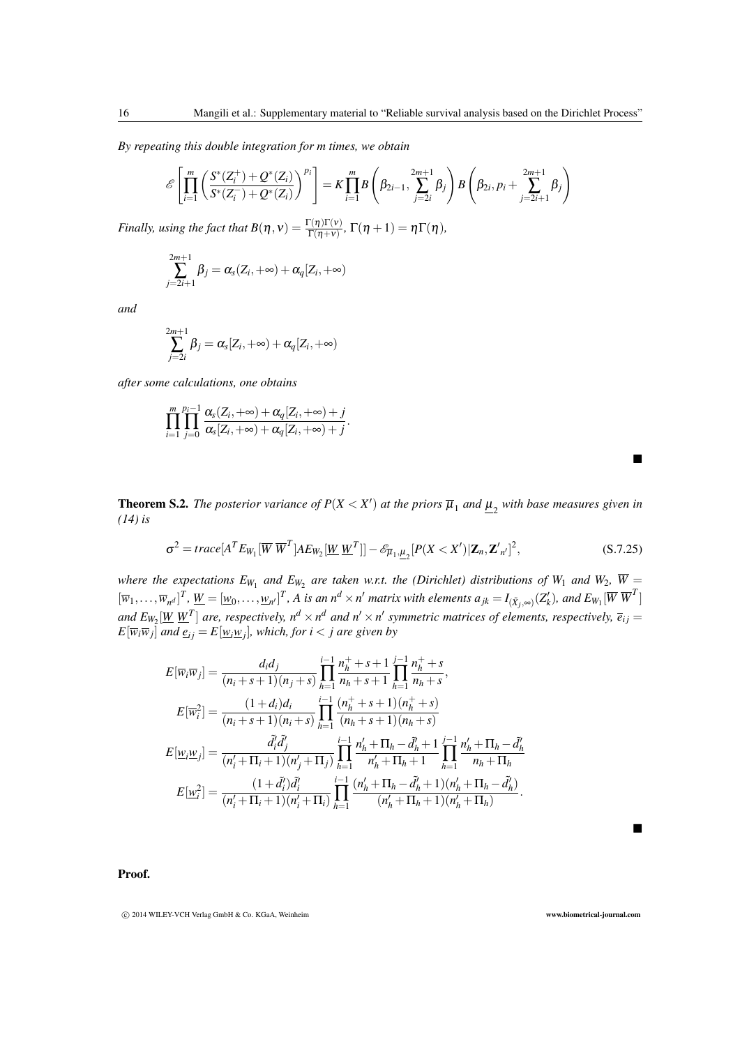*By repeating this double integration for m times, we obtain*

$$\mathscr{E}\left[\prod_{i=1}^{m}\left(\frac{S^*(Z_i^+)+Q^*(Z_i)}{S^*(Z_i^-)+Q^*(Z_i)}\right)^{p_i}\right] = K\prod_{i=1}^{m} B\left(\beta_{2i-1}, \sum_{j=2i}^{2m+1}\beta_j\right) B\left(\beta_{2i}, p_i + \sum_{j=2i+1}^{2m+1}\beta_j\right)$$

*Finally, using the fact that* $B(\eta,\nu) = \frac{\Gamma(\eta)\Gamma(\nu)}{\Gamma(\eta+\nu)}$, $\Gamma(\eta+1) = \eta\Gamma(\eta)$,

$$\sum_{j=2i+1}^{2m+1}\beta_j = \alpha_s(Z_i,+\infty) + \alpha_q[Z_i,+\infty)$$

*and*

$$\sum_{j=2i}^{2m+1}\beta_j = \alpha_s[Z_i,+\infty) + \alpha_q[Z_i,+\infty)$$

*after some calculations, one obtains*

$$\prod_{i=1}^{m}\prod_{j=0}^{p_i-1}\frac{\alpha_s(Z_i,+\infty)+\alpha_q[Z_i,+\infty)+j}{\alpha_s[Z_i,+\infty)+\alpha_q[Z_i,+\infty)+j}.$$

■

**Theorem S.2.** *The posterior variance of* $P(X < X')$ *at the priors* $\overline{\mu}_1$ *and* $\underline{\mu}_2$ *with base measures given in (14) is*

$$\sigma^2 = trace[A^T E_{W_1}[\overline{W}\,\overline{W}^T] A E_{W_2}[\underline{W}\,\underline{W}^T]] - \mathscr{E}_{\overline{\mu}_1,\underline{\mu}_2}[P(X<X')|\mathbf{Z}_n,\mathbf{Z}'_{n'}]^2, \tag{S.7.25}$$

*where the expectations* $E_{W_1}$ *and* $E_{W_2}$ *are taken w.r.t. the (Dirichlet) distributions of* $W_1$ *and* $W_2$, $\overline{W} = [\overline{w}_1,\ldots,\overline{w}_{n^d}]^T$, $\underline{W} = [\underline{w}_0,\ldots,\underline{w}_{n'}]^T$, *A is an* $n^d \times n'$ *matrix with elements* $a_{jk} = I_{(\tilde{X}_j,\infty)}(Z'_k)$, *and* $E_{W_1}[\overline{W}\,\overline{W}^T]$ *and* $E_{W_2}[\underline{W}\,\underline{W}^T]$ *are, respectively,* $n^d \times n^d$ *and* $n' \times n'$ *symmetric matrices of elements, respectively,* $\overline{e}_{ij} = E[\overline{w}_i\overline{w}_j]$ *and* $\underline{e}_{ij} = E[\underline{w}_i\underline{w}_j]$, *which, for* $i<j$ *are given by*

$$E[\overline{w}_i\overline{w}_j] = \frac{d_i d_j}{(n_i+s+1)(n_j+s)}\prod_{h=1}^{i-1}\frac{n_h^+ + s+1}{n_h+s+1}\prod_{h=1}^{j-1}\frac{n_h^+ + s}{n_h+s},$$

$$E[\overline{w}_i^2] = \frac{(1+d_i)d_i}{(n_i+s+1)(n_i+s)}\prod_{h=1}^{i-1}\frac{(n_h^+ + s+1)(n_h^+ + s)}{(n_h+s+1)(n_h+s)}$$

$$E[\underline{w}_i\underline{w}_j] = \frac{\tilde{d}'_i\tilde{d}'_j}{(n'_i+\Pi_i+1)(n'_j+\Pi_j)}\prod_{h=1}^{i-1}\frac{n'_h+\Pi_h-\tilde{d}'_h+1}{n'_h+\Pi_h+1}\prod_{h=1}^{j-1}\frac{n'_h+\Pi_h-\tilde{d}'_h}{n_h+\Pi_h}$$

$$E[\underline{w}_i^2] = \frac{(1+\tilde{d}'_i)\tilde{d}'_i}{(n'_i+\Pi_i+1)(n'_i+\Pi_i)}\prod_{h=1}^{i-1}\frac{(n'_h+\Pi_h-\tilde{d}'_h+1)(n'_h+\Pi_h-\tilde{d}'_h)}{(n'_h+\Pi_h+1)(n'_h+\Pi_h)}.$$

■

**Proof.**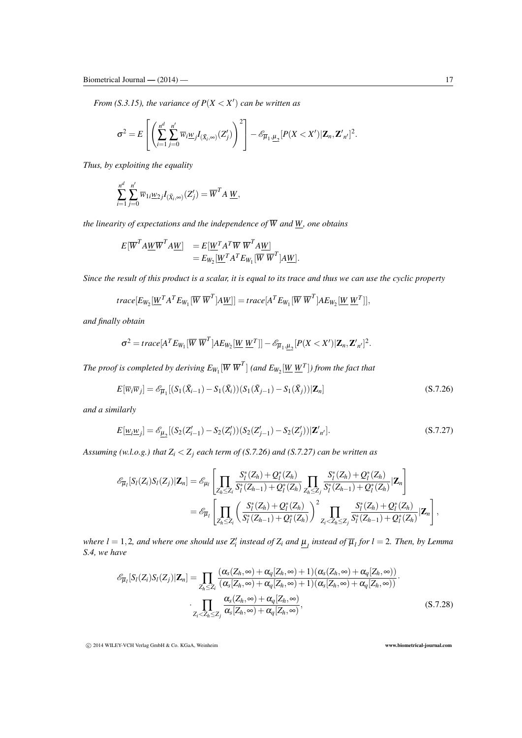*From (S.3.15), the variance of $P(X < X')$ can be written as*

$$\sigma^2 = E\left[\left(\sum_{i=1}^{n^d}\sum_{j=0}^{n'} \overline{w}_i \underline{w}_j I_{(\tilde{X}_i,\infty)}(Z'_j)\right)^2\right] - \mathscr{E}_{\overline{\mu}_1,\underline{\mu}_2}[P(X<X')|\mathbf{Z}_n,\mathbf{Z}'_{n'}]^2.$$

*Thus, by exploiting the equality*

$$\sum_{i=1}^{n^d}\sum_{j=0}^{n'} \overline{w}_{1i}\underline{w}_{2j} I_{(\tilde{X}_i,\infty)}(Z'_j) = \overline{W}^T A\, \underline{W},$$

*the linearity of expectations and the independence of $\overline{W}$ and $\underline{W}$, one obtains*

$$\begin{aligned} E[\overline{W}^T A \underline{W}\,\overline{W}^T A \underline{W}] &= E[\underline{W}^T A^T \overline{W}\,\overline{W}^T A \underline{W}] \\ &= E_{W_2}[\underline{W}^T A^T E_{W_1}[\overline{W}\,\overline{W}^T] A \underline{W}]. \end{aligned}$$

*Since the result of this product is a scalar, it is equal to its trace and thus we can use the cyclic property*

$$trace[E_{W_2}[\underline{W}^T A^T E_{W_1}[\overline{W}\,\overline{W}^T] A \underline{W}]] = trace[A^T E_{W_1}[\overline{W}\,\overline{W}^T] A E_{W_2}[\underline{W}\,\underline{W}^T]],$$

*and finally obtain*

$$\sigma^2 = trace[A^T E_{W_1}[\overline{W}\,\overline{W}^T] A E_{W_2}[\underline{W}\,\underline{W}^T]] - \mathscr{E}_{\overline{\mu}_1,\underline{\mu}_2}[P(X<X')|\mathbf{Z}_n,\mathbf{Z}'_{n'}]^2.$$

*The proof is completed by deriving $E_{W_1}[\overline{W}\,\overline{W}^T]$ (and $E_{W_2}[\underline{W}\,\underline{W}^T]$) from the fact that*

$$E[\overline{w}_i \overline{w}_j] = \mathscr{E}_{\overline{\mu}_1}[(S_1(\tilde{X}_{i-1}) - S_1(\tilde{X}_i))(S_1(\tilde{X}_{j-1}) - S_1(\tilde{X}_j))|\mathbf{Z}_n] \tag{S.7.26}$$

*and a similarly*

$$E[\underline{w}_i \underline{w}_j] = \mathscr{E}_{\underline{\mu}_2}[(S_2(Z'_{i-1}) - S_2(Z'_i))(S_2(Z'_{j-1}) - S_2(Z'_j))|\mathbf{Z}'_{n'}]. \tag{S.7.27}$$

*Assuming (w.l.o.g.) that $Z_i < Z_j$ each term of (S.7.26) and (S.7.27) can be written as*

$$\begin{aligned} \mathscr{E}_{\overline{\mu}_l}[S_l(Z_i)S_l(Z_j)|\mathbf{Z}_n] &= \mathscr{E}_{\mu_l}\left[\prod_{Z_h \le Z_i} \frac{S^*_l(Z_h)+Q^*_l(Z_h)}{S^*_l(Z_{h-1})+Q^*_l(Z_h)} \prod_{Z_h \le Z_j} \frac{S^*_l(Z_h)+Q^*_l(Z_h)}{S^*_l(Z_{h-1})+Q^*_l(Z_h)}|\mathbf{Z}_n\right] \\ &= \mathscr{E}_{\overline{\mu}_l}\left[\prod_{Z_h \le Z_i}\left(\frac{S^*_l(Z_h)+Q^*_l(Z_h)}{S^*_l(Z_{h-1})+Q^*_l(Z_h)}\right)^2 \prod_{Z_i < Z_h \le Z_j} \frac{S^*_l(Z_h)+Q^*_l(Z_h)}{S^*_l(Z_{h-1})+Q^*_l(Z_h)}|\mathbf{Z}_n\right], \end{aligned}$$

*where $l = 1,2$, and where one should use $Z'_i$ instead of $Z_i$ and $\underline{\mu}_l$ instead of $\overline{\mu}_l$ for $l = 2$. Then, by Lemma S.4, we have*

$$\begin{aligned} \mathscr{E}_{\overline{\mu}_l}[S_l(Z_i)S_l(Z_j)|\mathbf{Z}_n] = \prod_{Z_h \le Z_i} &\frac{(\alpha_s(Z_h,\infty)+\alpha_q[Z_h,\infty)+1)(\alpha_s(Z_h,\infty)+\alpha_q[Z_h,\infty))}{(\alpha_s[Z_h,\infty)+\alpha_q[Z_h,\infty)+1)(\alpha_s[Z_h,\infty)+\alpha_q[Z_h,\infty))} \cdot \\ \cdot \prod_{Z_i < Z_h \le Z_j} &\frac{\alpha_s(Z_h,\infty)+\alpha_q[Z_h,\infty)}{\alpha_s[Z_h,\infty)+\alpha_q[Z_h,\infty)}, \end{aligned} \tag{S.7.28}$$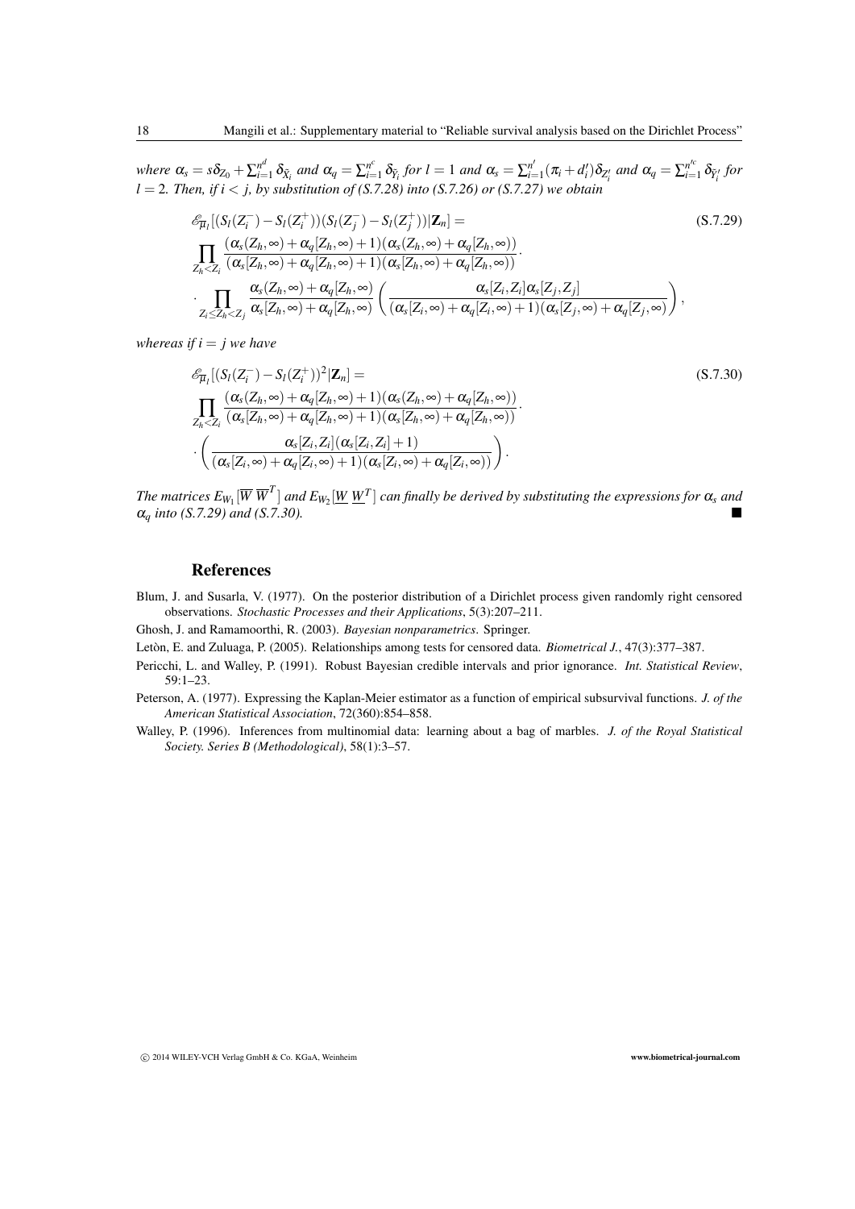*where* $\alpha_s = s\delta_{Z_0} + \sum_{i=1}^{n^d} \delta_{\tilde{X}_i}$ *and* $\alpha_q = \sum_{i=1}^{n^c} \delta_{\tilde{Y}_i}$ *for* $l = 1$ *and* $\alpha_s = \sum_{i=1}^{n'}(\pi_i + d_i')\delta_{Z_i'}$ *and* $\alpha_q = \sum_{i=1}^{n'^c} \delta_{\tilde{Y}_i'}$ *for* $l = 2$*. Then, if* $i < j$*, by substitution of (S.7.28) into (S.7.26) or (S.7.27) we obtain*

$$
\begin{aligned}
&\mathscr{E}_{\overline{\mu}_l}[(S_l(Z_i^-) - S_l(Z_i^+))(S_l(Z_j^-) - S_l(Z_j^+))|\mathbf{Z}_n] = \\
&\prod_{Z_h < Z_i} \frac{(\alpha_s(Z_h,\infty) + \alpha_q[Z_h,\infty) + 1)(\alpha_s(Z_h,\infty) + \alpha_q[Z_h,\infty))}{(\alpha_s[Z_h,\infty) + \alpha_q[Z_h,\infty) + 1)(\alpha_s[Z_h,\infty) + \alpha_q[Z_h,\infty))} \cdot \\
&\cdot \prod_{Z_i \le Z_h < Z_j} \frac{\alpha_s(Z_h,\infty) + \alpha_q[Z_h,\infty)}{\alpha_s[Z_h,\infty) + \alpha_q[Z_h,\infty)} \left( \frac{\alpha_s[Z_i,Z_i]\alpha_s[Z_j,Z_j]}{(\alpha_s[Z_i,\infty) + \alpha_q[Z_i,\infty) + 1)(\alpha_s[Z_j,\infty) + \alpha_q[Z_j,\infty)} \right),
\end{aligned} \tag{S.7.29}
$$

*whereas if* $i = j$ *we have*

$$
\begin{aligned}
&\mathscr{E}_{\overline{\mu}_l}[(S_l(Z_i^-) - S_l(Z_i^+))^2|\mathbf{Z}_n] = \\
&\prod_{Z_h < Z_i} \frac{(\alpha_s(Z_h,\infty) + \alpha_q[Z_h,\infty) + 1)(\alpha_s(Z_h,\infty) + \alpha_q[Z_h,\infty))}{(\alpha_s[Z_h,\infty) + \alpha_q[Z_h,\infty) + 1)(\alpha_s[Z_h,\infty) + \alpha_q[Z_h,\infty))} \cdot \\
&\cdot \left( \frac{\alpha_s[Z_i,Z_i](\alpha_s[Z_i,Z_i] + 1)}{(\alpha_s[Z_i,\infty) + \alpha_q[Z_i,\infty) + 1)(\alpha_s[Z_i,\infty) + \alpha_q[Z_i,\infty))} \right).
\end{aligned} \tag{S.7.30}
$$

*The matrices* $E_{W_1}[\overline{W}\,\overline{W}^T]$ *and* $E_{W_2}[\underline{W}\,\underline{W}^T]$ *can finally be derived by substituting the expressions for* $\alpha_s$ *and* $\alpha_q$ *into (S.7.29) and (S.7.30).* ■

## References

Blum, J. and Susarla, V. (1977). On the posterior distribution of a Dirichlet process given randomly right censored observations. *Stochastic Processes and their Applications*, 5(3):207–211.

Ghosh, J. and Ramamoorthi, R. (2003). *Bayesian nonparametrics*. Springer.

Letòn, E. and Zuluaga, P. (2005). Relationships among tests for censored data. *Biometrical J.*, 47(3):377–387.

Pericchi, L. and Walley, P. (1991). Robust Bayesian credible intervals and prior ignorance. *Int. Statistical Review*, 59:1–23.

Peterson, A. (1977). Expressing the Kaplan-Meier estimator as a function of empirical subsurvival functions. *J. of the American Statistical Association*, 72(360):854–858.

Walley, P. (1996). Inferences from multinomial data: learning about a bag of marbles. *J. of the Royal Statistical Society. Series B (Methodological)*, 58(1):3–57.